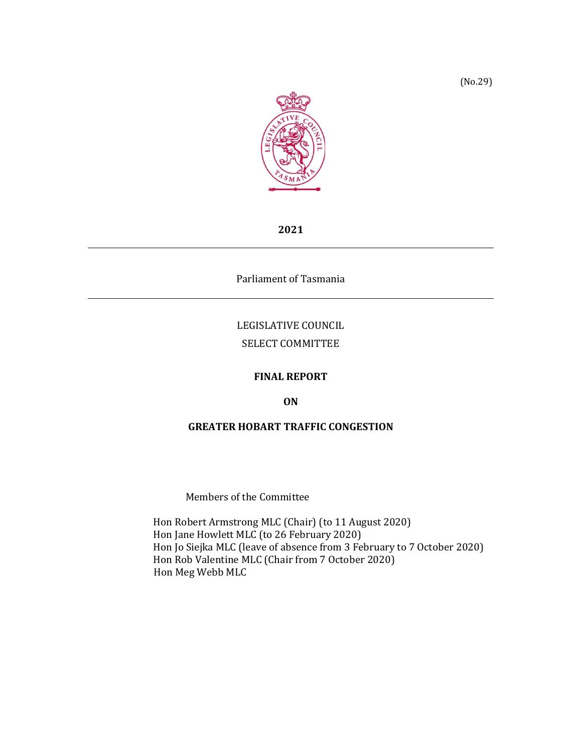(No.29)

2021

Parliament of Tasmania

LEGISLATIVE COUNCIL

SELECT COMMITTEE

# FINAL REPORT

## ON

## GREATER HOBART TRAFFIC CONGESTION

Members of the Committee

Hon Robert Armstrong MLC (Chair) (to 11 August 2020)
Hon Jane Howlett MLC (to 26 February 2020)
Hon Jo Siejka MLC (leave of absence from 3 February to 7 October 2020)
Hon Rob Valentine MLC (Chair from 7 October 2020)
Hon Meg Webb MLC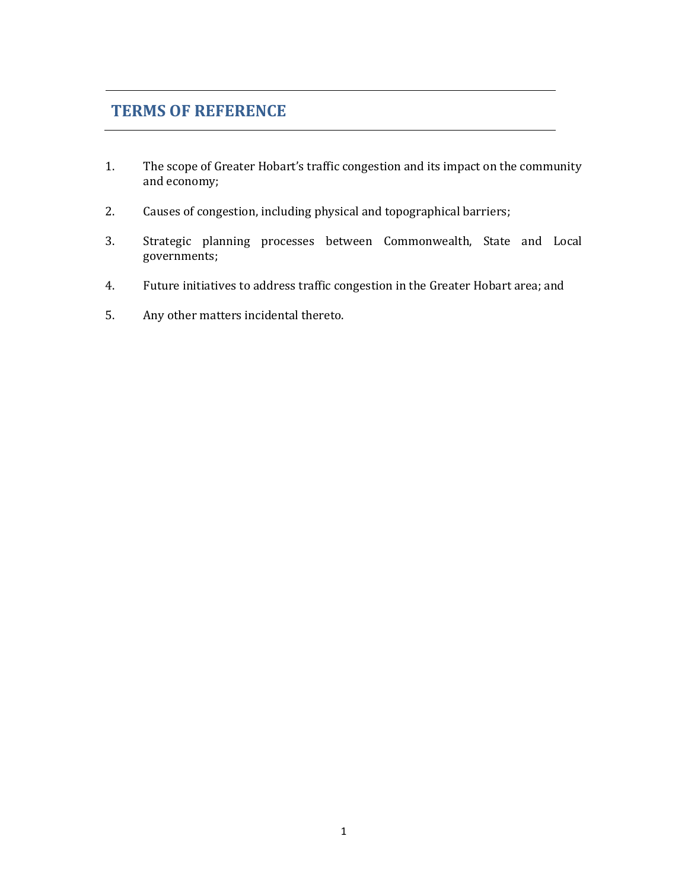## TERMS OF REFERENCE

1. The scope of Greater Hobart's traffic congestion and its impact on the community and economy;

2. Causes of congestion, including physical and topographical barriers;

3. Strategic planning processes between Commonwealth, State and Local governments;

4. Future initiatives to address traffic congestion in the Greater Hobart area; and

5. Any other matters incidental thereto.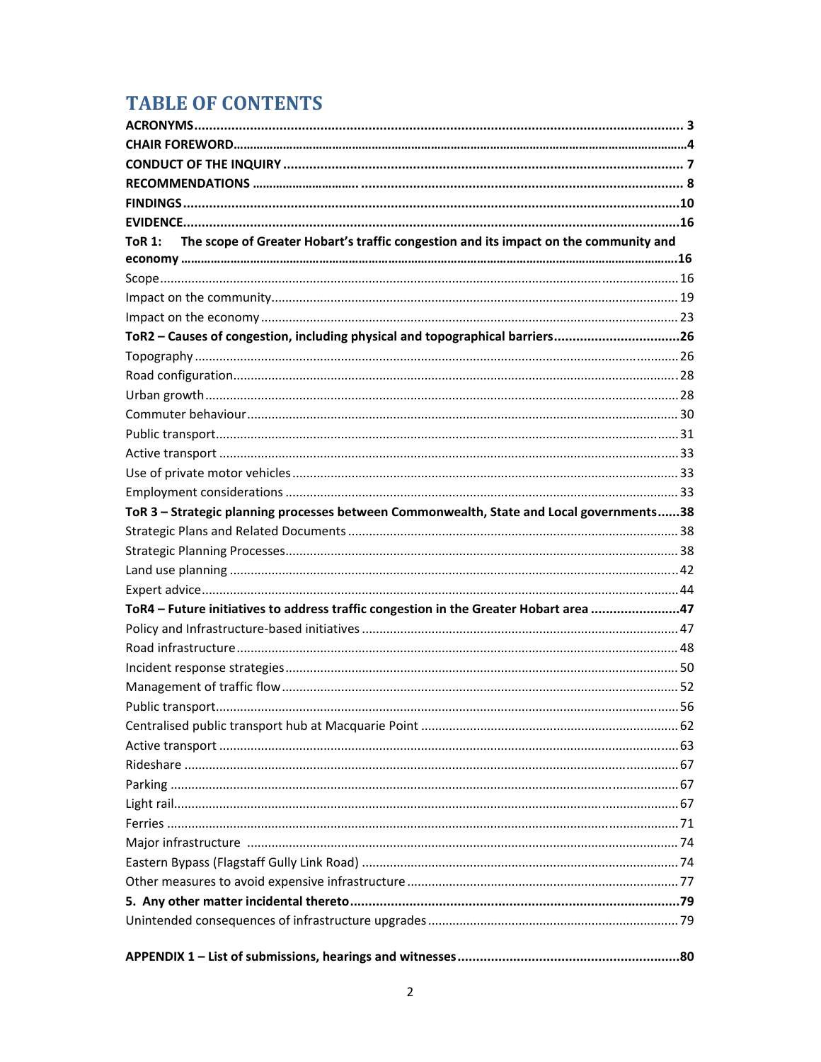# TABLE OF CONTENTS

**ACRONYMS** ..... 3

**CHAIR FOREWORD** ..... 4

**CONDUCT OF THE INQUIRY** ..... 7

**RECOMMENDATIONS** ..... 8

**FINDINGS** ..... 10

**EVIDENCE** ..... 16

**ToR 1: The scope of Greater Hobart's traffic congestion and its impact on the community and economy** ..... 16

Scope ..... 16

Impact on the community ..... 19

Impact on the economy ..... 23

**ToR2 – Causes of congestion, including physical and topographical barriers** ..... 26

Topography ..... 26

Road configuration ..... 28

Urban growth ..... 28

Commuter behaviour ..... 30

Public transport ..... 31

Active transport ..... 33

Use of private motor vehicles ..... 33

Employment considerations ..... 33

**ToR 3 – Strategic planning processes between Commonwealth, State and Local governments** ..... 38

Strategic Plans and Related Documents ..... 38

Strategic Planning Processes ..... 38

Land use planning ..... 42

Expert advice ..... 44

**ToR4 – Future initiatives to address traffic congestion in the Greater Hobart area** ..... 47

Policy and Infrastructure-based initiatives ..... 47

Road infrastructure ..... 48

Incident response strategies ..... 50

Management of traffic flow ..... 52

Public transport ..... 56

Centralised public transport hub at Macquarie Point ..... 62

Active transport ..... 63

Rideshare ..... 67

Parking ..... 67

Light rail ..... 67

Ferries ..... 71

Major infrastructure ..... 74

Eastern Bypass (Flagstaff Gully Link Road) ..... 74

Other measures to avoid expensive infrastructure ..... 77

**5. Any other matter incidental thereto** ..... 79

Unintended consequences of infrastructure upgrades ..... 79

**APPENDIX 1 – List of submissions, hearings and witnesses** ..... 80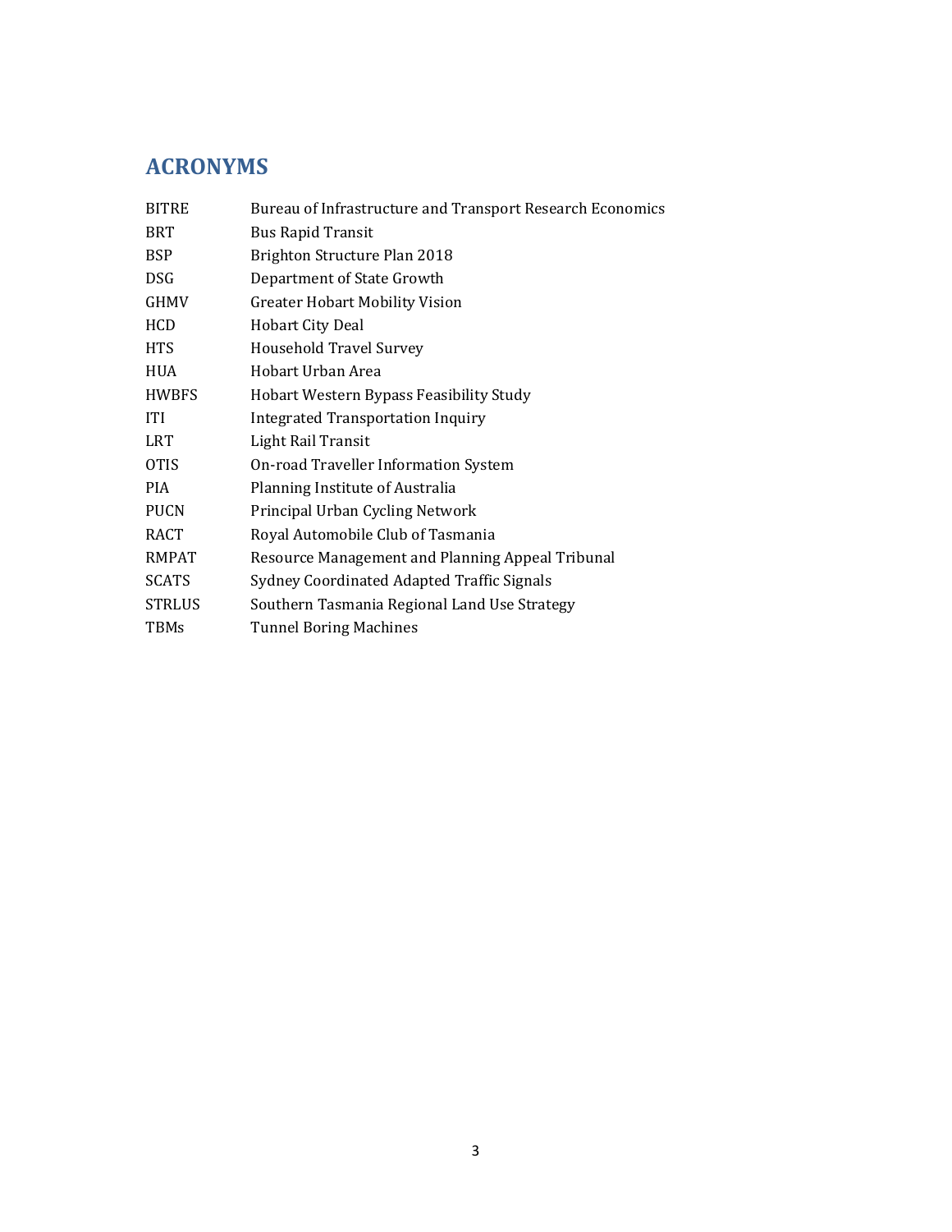# ACRONYMS

| | |
|---|---|
| BITRE | Bureau of Infrastructure and Transport Research Economics |
| BRT | Bus Rapid Transit |
| BSP | Brighton Structure Plan 2018 |
| DSG | Department of State Growth |
| GHMV | Greater Hobart Mobility Vision |
| HCD | Hobart City Deal |
| HTS | Household Travel Survey |
| HUA | Hobart Urban Area |
| HWBFS | Hobart Western Bypass Feasibility Study |
| ITI | Integrated Transportation Inquiry |
| LRT | Light Rail Transit |
| OTIS | On-road Traveller Information System |
| PIA | Planning Institute of Australia |
| PUCN | Principal Urban Cycling Network |
| RACT | Royal Automobile Club of Tasmania |
| RMPAT | Resource Management and Planning Appeal Tribunal |
| SCATS | Sydney Coordinated Adapted Traffic Signals |
| STRLUS | Southern Tasmania Regional Land Use Strategy |
| TBMs | Tunnel Boring Machines |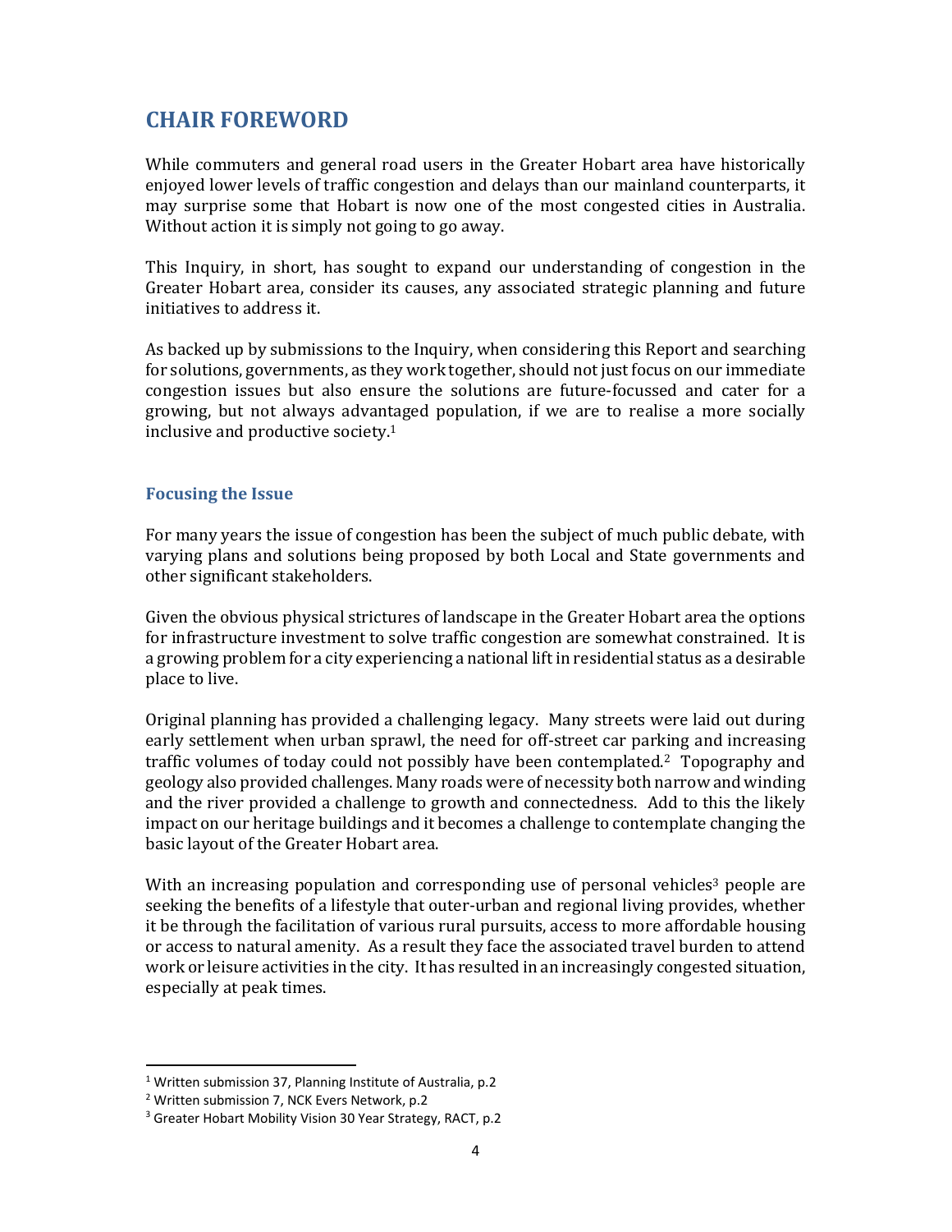## CHAIR FOREWORD

While commuters and general road users in the Greater Hobart area have historically enjoyed lower levels of traffic congestion and delays than our mainland counterparts, it may surprise some that Hobart is now one of the most congested cities in Australia. Without action it is simply not going to go away.

This Inquiry, in short, has sought to expand our understanding of congestion in the Greater Hobart area, consider its causes, any associated strategic planning and future initiatives to address it.

As backed up by submissions to the Inquiry, when considering this Report and searching for solutions, governments, as they work together, should not just focus on our immediate congestion issues but also ensure the solutions are future-focussed and cater for a growing, but not always advantaged population, if we are to realise a more socially inclusive and productive society.[1]

### Focusing the Issue

For many years the issue of congestion has been the subject of much public debate, with varying plans and solutions being proposed by both Local and State governments and other significant stakeholders.

Given the obvious physical strictures of landscape in the Greater Hobart area the options for infrastructure investment to solve traffic congestion are somewhat constrained. It is a growing problem for a city experiencing a national lift in residential status as a desirable place to live.

Original planning has provided a challenging legacy. Many streets were laid out during early settlement when urban sprawl, the need for off-street car parking and increasing traffic volumes of today could not possibly have been contemplated.[2] Topography and geology also provided challenges. Many roads were of necessity both narrow and winding and the river provided a challenge to growth and connectedness. Add to this the likely impact on our heritage buildings and it becomes a challenge to contemplate changing the basic layout of the Greater Hobart area.

With an increasing population and corresponding use of personal vehicles[3] people are seeking the benefits of a lifestyle that outer-urban and regional living provides, whether it be through the facilitation of various rural pursuits, access to more affordable housing or access to natural amenity. As a result they face the associated travel burden to attend work or leisure activities in the city. It has resulted in an increasingly congested situation, especially at peak times.

---

[1] Written submission 37, Planning Institute of Australia, p.2

[2] Written submission 7, NCK Evers Network, p.2

[3] Greater Hobart Mobility Vision 30 Year Strategy, RACT, p.2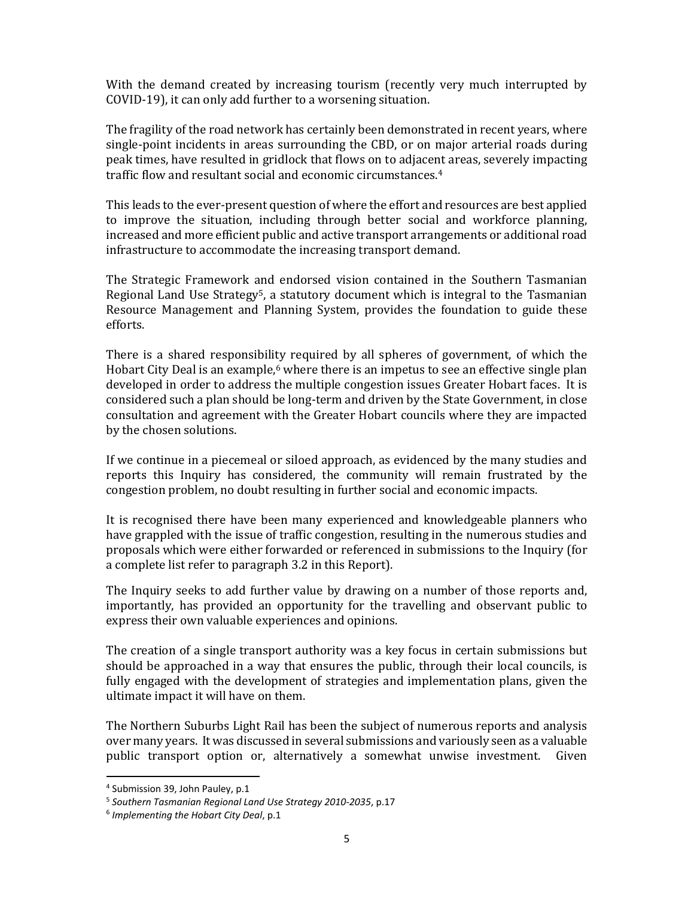With the demand created by increasing tourism (recently very much interrupted by COVID-19), it can only add further to a worsening situation.

The fragility of the road network has certainly been demonstrated in recent years, where single-point incidents in areas surrounding the CBD, or on major arterial roads during peak times, have resulted in gridlock that flows on to adjacent areas, severely impacting traffic flow and resultant social and economic circumstances.[4]

This leads to the ever-present question of where the effort and resources are best applied to improve the situation, including through better social and workforce planning, increased and more efficient public and active transport arrangements or additional road infrastructure to accommodate the increasing transport demand.

The Strategic Framework and endorsed vision contained in the Southern Tasmanian Regional Land Use Strategy[5], a statutory document which is integral to the Tasmanian Resource Management and Planning System, provides the foundation to guide these efforts.

There is a shared responsibility required by all spheres of government, of which the Hobart City Deal is an example,[6] where there is an impetus to see an effective single plan developed in order to address the multiple congestion issues Greater Hobart faces. It is considered such a plan should be long-term and driven by the State Government, in close consultation and agreement with the Greater Hobart councils where they are impacted by the chosen solutions.

If we continue in a piecemeal or siloed approach, as evidenced by the many studies and reports this Inquiry has considered, the community will remain frustrated by the congestion problem, no doubt resulting in further social and economic impacts.

It is recognised there have been many experienced and knowledgeable planners who have grappled with the issue of traffic congestion, resulting in the numerous studies and proposals which were either forwarded or referenced in submissions to the Inquiry (for a complete list refer to paragraph 3.2 in this Report).

The Inquiry seeks to add further value by drawing on a number of those reports and, importantly, has provided an opportunity for the travelling and observant public to express their own valuable experiences and opinions.

The creation of a single transport authority was a key focus in certain submissions but should be approached in a way that ensures the public, through their local councils, is fully engaged with the development of strategies and implementation plans, given the ultimate impact it will have on them.

The Northern Suburbs Light Rail has been the subject of numerous reports and analysis over many years. It was discussed in several submissions and variously seen as a valuable public transport option or, alternatively a somewhat unwise investment. Given

---

[4] Submission 39, John Pauley, p.1

[5] *Southern Tasmanian Regional Land Use Strategy 2010-2035*, p.17

[6] *Implementing the Hobart City Deal*, p.1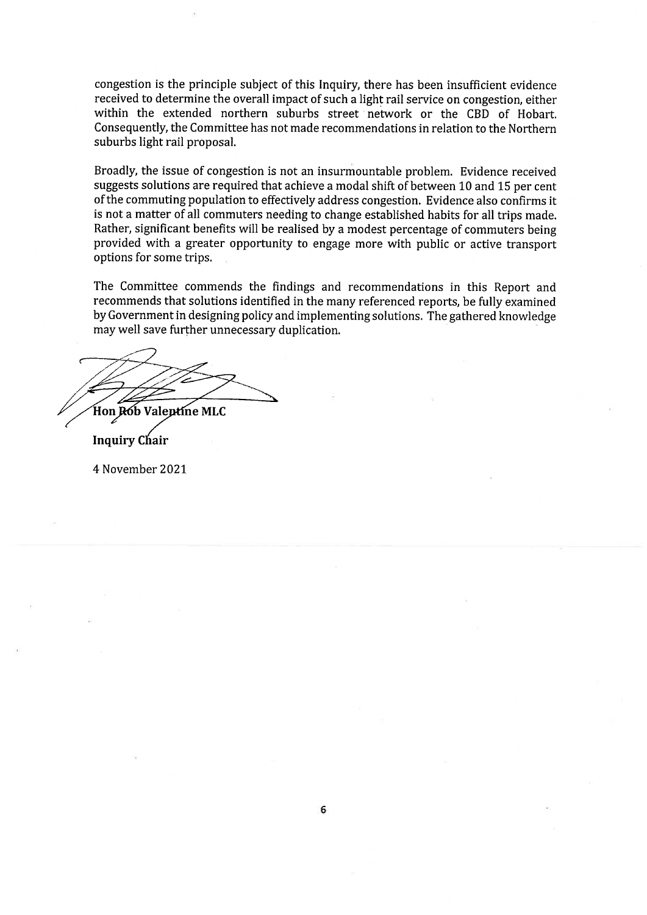congestion is the principle subject of this Inquiry, there has been insufficient evidence received to determine the overall impact of such a light rail service on congestion, either within the extended northern suburbs street network or the CBD of Hobart. Consequently, the Committee has not made recommendations in relation to the Northern suburbs light rail proposal.

Broadly, the issue of congestion is not an insurmountable problem. Evidence received suggests solutions are required that achieve a modal shift of between 10 and 15 per cent of the commuting population to effectively address congestion. Evidence also confirms it is not a matter of all commuters needing to change established habits for all trips made. Rather, significant benefits will be realised by a modest percentage of commuters being provided with a greater opportunity to engage more with public or active transport options for some trips.

The Committee commends the findings and recommendations in this Report and recommends that solutions identified in the many referenced reports, be fully examined by Government in designing policy and implementing solutions. The gathered knowledge may well save further unnecessary duplication.

**Hon Rob Valentine MLC**

**Inquiry Chair**

4 November 2021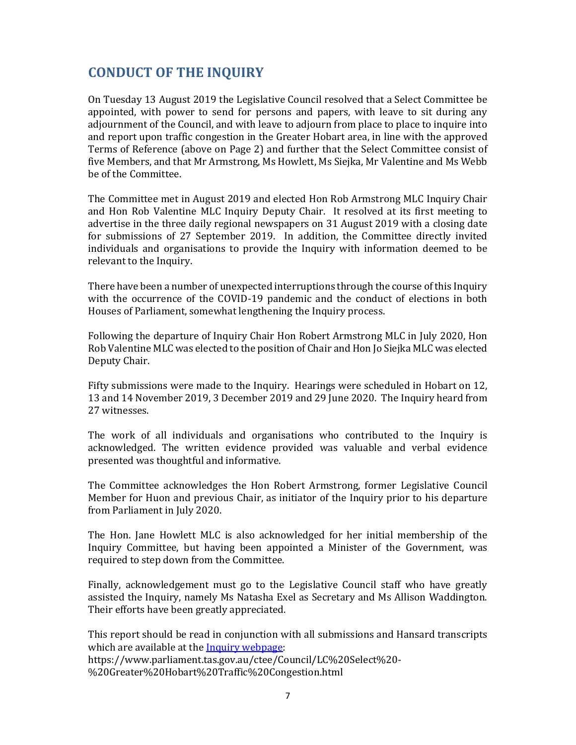## CONDUCT OF THE INQUIRY

On Tuesday 13 August 2019 the Legislative Council resolved that a Select Committee be appointed, with power to send for persons and papers, with leave to sit during any adjournment of the Council, and with leave to adjourn from place to place to inquire into and report upon traffic congestion in the Greater Hobart area, in line with the approved Terms of Reference (above on Page 2) and further that the Select Committee consist of five Members, and that Mr Armstrong, Ms Howlett, Ms Siejka, Mr Valentine and Ms Webb be of the Committee.

The Committee met in August 2019 and elected Hon Rob Armstrong MLC Inquiry Chair and Hon Rob Valentine MLC Inquiry Deputy Chair. It resolved at its first meeting to advertise in the three daily regional newspapers on 31 August 2019 with a closing date for submissions of 27 September 2019. In addition, the Committee directly invited individuals and organisations to provide the Inquiry with information deemed to be relevant to the Inquiry.

There have been a number of unexpected interruptions through the course of this Inquiry with the occurrence of the COVID-19 pandemic and the conduct of elections in both Houses of Parliament, somewhat lengthening the Inquiry process.

Following the departure of Inquiry Chair Hon Robert Armstrong MLC in July 2020, Hon Rob Valentine MLC was elected to the position of Chair and Hon Jo Siejka MLC was elected Deputy Chair.

Fifty submissions were made to the Inquiry. Hearings were scheduled in Hobart on 12, 13 and 14 November 2019, 3 December 2019 and 29 June 2020. The Inquiry heard from 27 witnesses.

The work of all individuals and organisations who contributed to the Inquiry is acknowledged. The written evidence provided was valuable and verbal evidence presented was thoughtful and informative.

The Committee acknowledges the Hon Robert Armstrong, former Legislative Council Member for Huon and previous Chair, as initiator of the Inquiry prior to his departure from Parliament in July 2020.

The Hon. Jane Howlett MLC is also acknowledged for her initial membership of the Inquiry Committee, but having been appointed a Minister of the Government, was required to step down from the Committee.

Finally, acknowledgement must go to the Legislative Council staff who have greatly assisted the Inquiry, namely Ms Natasha Exel as Secretary and Ms Allison Waddington. Their efforts have been greatly appreciated.

This report should be read in conjunction with all submissions and Hansard transcripts which are available at the [Inquiry webpage](https://www.parliament.tas.gov.au/ctee/Council/LC%20Select%20-%20Greater%20Hobart%20Traffic%20Congestion.html):
https://www.parliament.tas.gov.au/ctee/Council/LC%20Select%20-%20Greater%20Hobart%20Traffic%20Congestion.html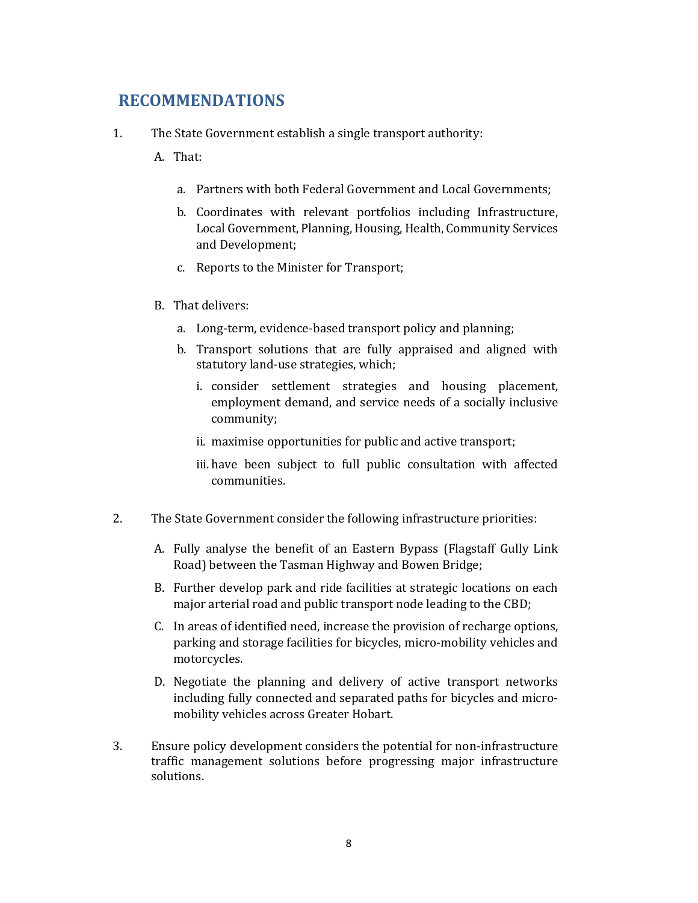## RECOMMENDATIONS

1. The State Government establish a single transport authority:

   A. That:

      a. Partners with both Federal Government and Local Governments;

      b. Coordinates with relevant portfolios including Infrastructure, Local Government, Planning, Housing, Health, Community Services and Development;

      c. Reports to the Minister for Transport;

   B. That delivers:

      a. Long-term, evidence-based transport policy and planning;

      b. Transport solutions that are fully appraised and aligned with statutory land-use strategies, which;

         i. consider settlement strategies and housing placement, employment demand, and service needs of a socially inclusive community;

         ii. maximise opportunities for public and active transport;

         iii. have been subject to full public consultation with affected communities.

2. The State Government consider the following infrastructure priorities:

   A. Fully analyse the benefit of an Eastern Bypass (Flagstaff Gully Link Road) between the Tasman Highway and Bowen Bridge;

   B. Further develop park and ride facilities at strategic locations on each major arterial road and public transport node leading to the CBD;

   C. In areas of identified need, increase the provision of recharge options, parking and storage facilities for bicycles, micro-mobility vehicles and motorcycles.

   D. Negotiate the planning and delivery of active transport networks including fully connected and separated paths for bicycles and micro-mobility vehicles across Greater Hobart.

3. Ensure policy development considers the potential for non-infrastructure traffic management solutions before progressing major infrastructure solutions.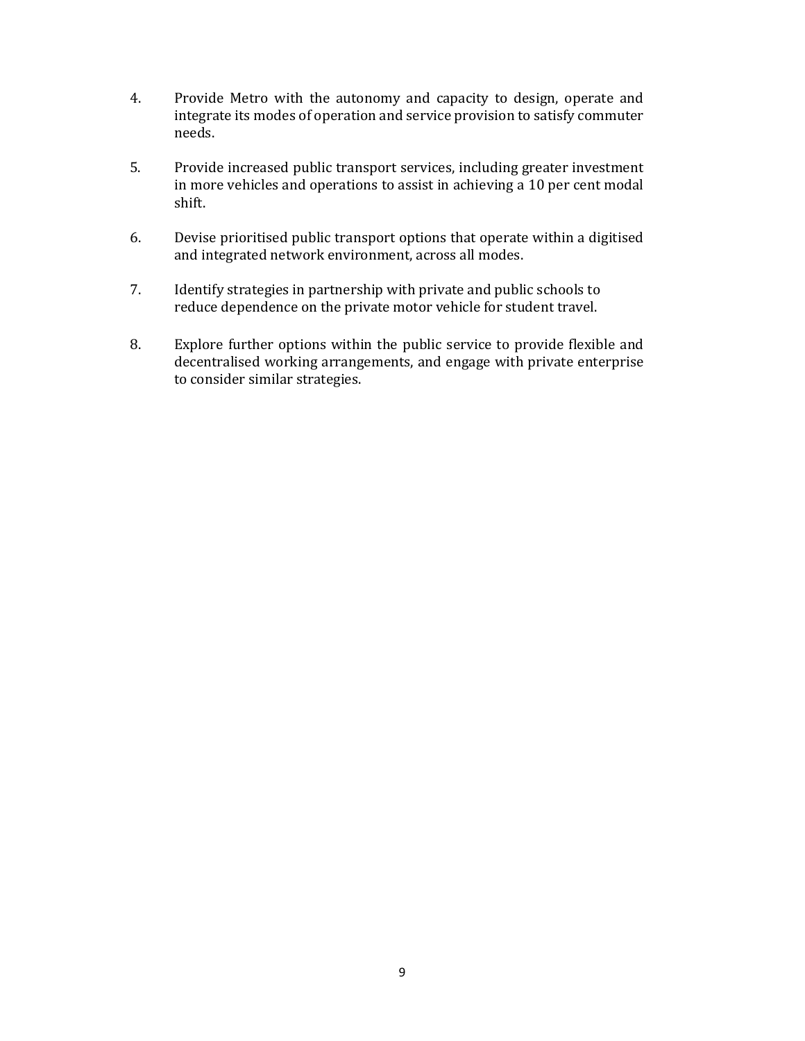4. Provide Metro with the autonomy and capacity to design, operate and integrate its modes of operation and service provision to satisfy commuter needs.

5. Provide increased public transport services, including greater investment in more vehicles and operations to assist in achieving a 10 per cent modal shift.

6. Devise prioritised public transport options that operate within a digitised and integrated network environment, across all modes.

7. Identify strategies in partnership with private and public schools to reduce dependence on the private motor vehicle for student travel.

8. Explore further options within the public service to provide flexible and decentralised working arrangements, and engage with private enterprise to consider similar strategies.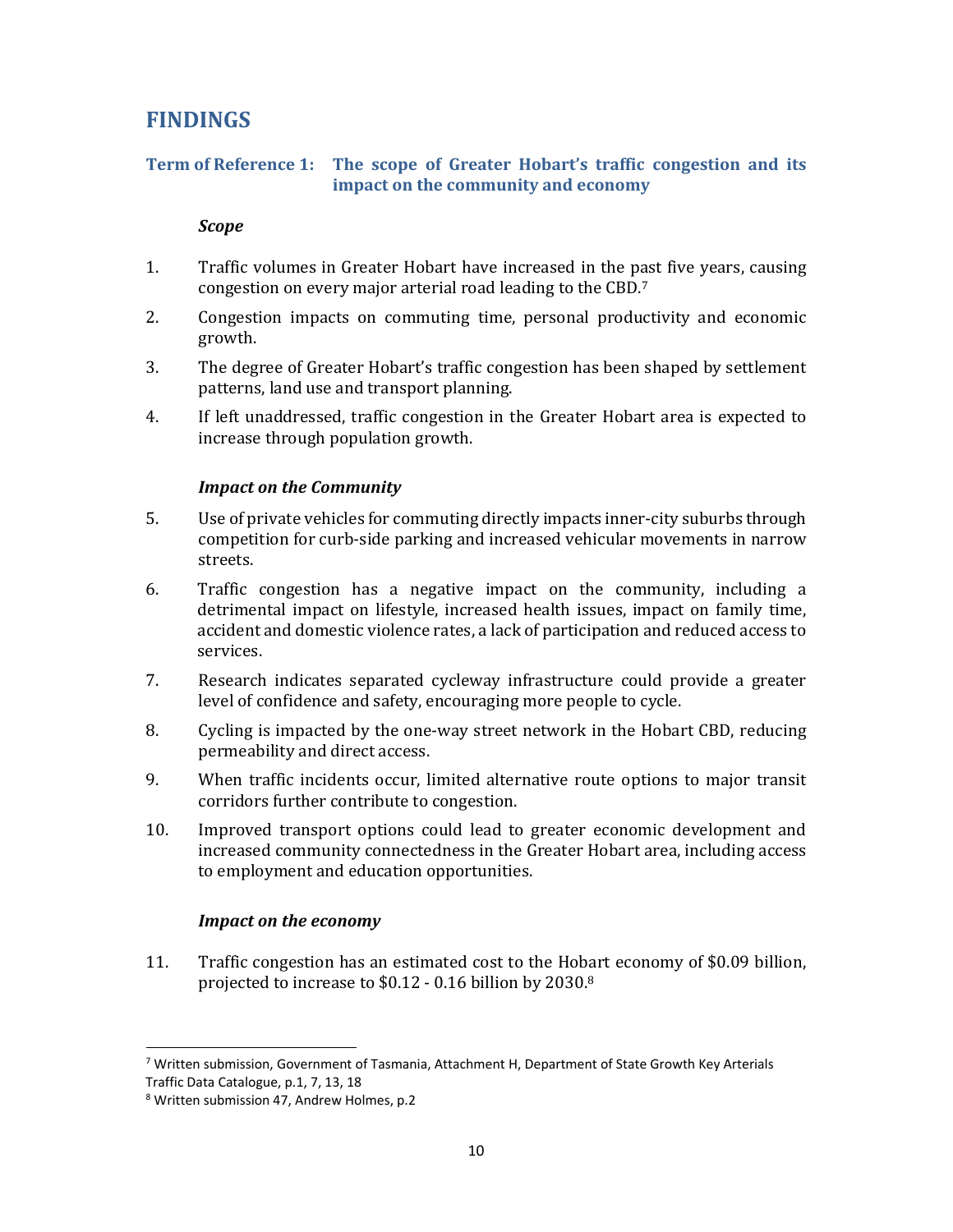# FINDINGS

## Term of Reference 1: The scope of Greater Hobart's traffic congestion and its impact on the community and economy

### *Scope*

1. Traffic volumes in Greater Hobart have increased in the past five years, causing congestion on every major arterial road leading to the CBD.[7]
2. Congestion impacts on commuting time, personal productivity and economic growth.
3. The degree of Greater Hobart's traffic congestion has been shaped by settlement patterns, land use and transport planning.
4. If left unaddressed, traffic congestion in the Greater Hobart area is expected to increase through population growth.

### *Impact on the Community*

5. Use of private vehicles for commuting directly impacts inner-city suburbs through competition for curb-side parking and increased vehicular movements in narrow streets.
6. Traffic congestion has a negative impact on the community, including a detrimental impact on lifestyle, increased health issues, impact on family time, accident and domestic violence rates, a lack of participation and reduced access to services.
7. Research indicates separated cycleway infrastructure could provide a greater level of confidence and safety, encouraging more people to cycle.
8. Cycling is impacted by the one-way street network in the Hobart CBD, reducing permeability and direct access.
9. When traffic incidents occur, limited alternative route options to major transit corridors further contribute to congestion.
10. Improved transport options could lead to greater economic development and increased community connectedness in the Greater Hobart area, including access to employment and education opportunities.

### *Impact on the economy*

11. Traffic congestion has an estimated cost to the Hobart economy of $0.09 billion, projected to increase to $0.12 - 0.16 billion by 2030.[8]

---

[7] Written submission, Government of Tasmania, Attachment H, Department of State Growth Key Arterials Traffic Data Catalogue, p.1, 7, 13, 18

[8] Written submission 47, Andrew Holmes, p.2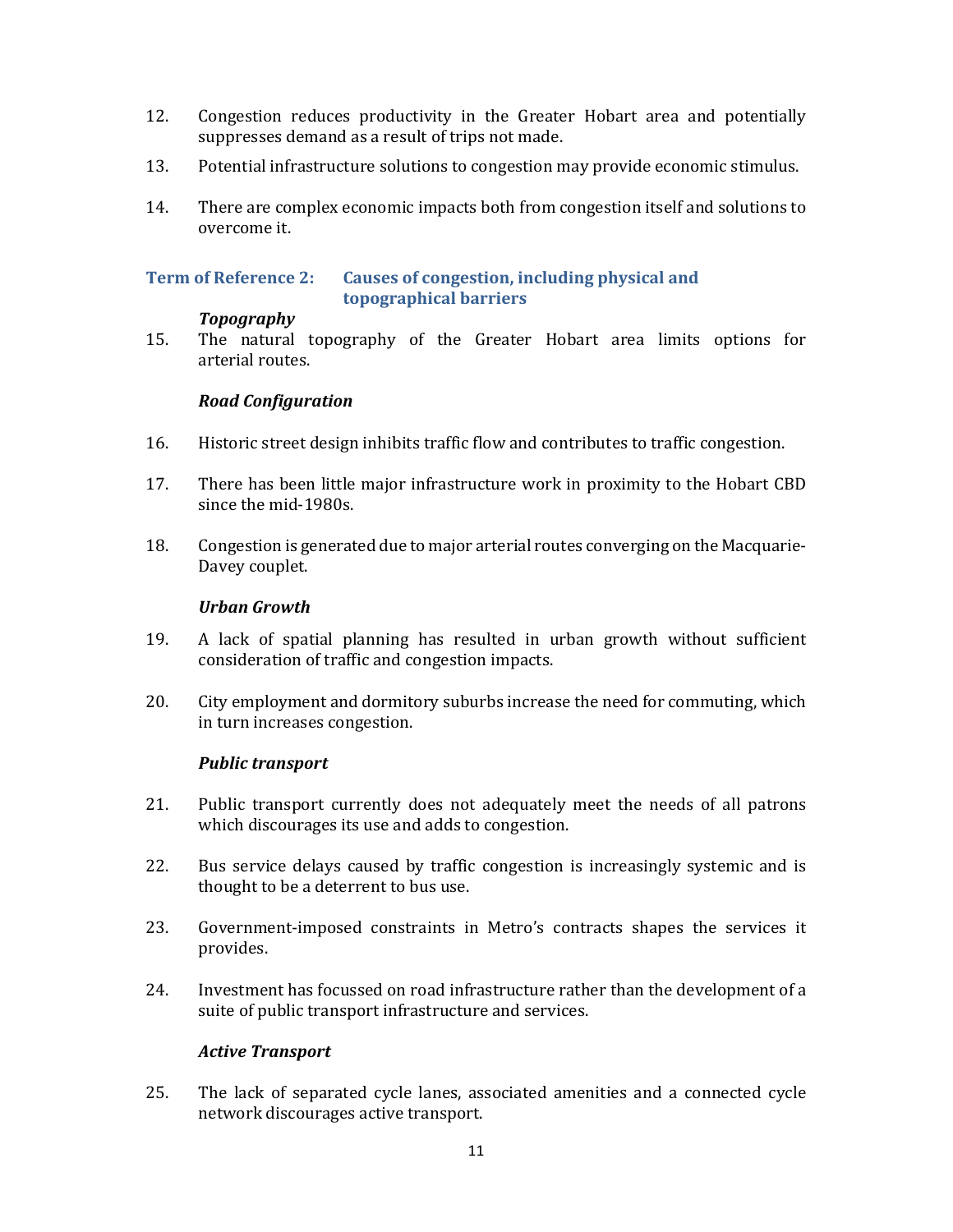12. Congestion reduces productivity in the Greater Hobart area and potentially suppresses demand as a result of trips not made.

13. Potential infrastructure solutions to congestion may provide economic stimulus.

14. There are complex economic impacts both from congestion itself and solutions to overcome it.

### Term of Reference 2: Causes of congestion, including physical and topographical barriers

#### *Topography*

15. The natural topography of the Greater Hobart area limits options for arterial routes.

#### *Road Configuration*

16. Historic street design inhibits traffic flow and contributes to traffic congestion.

17. There has been little major infrastructure work in proximity to the Hobart CBD since the mid-1980s.

18. Congestion is generated due to major arterial routes converging on the Macquarie-Davey couplet.

#### *Urban Growth*

19. A lack of spatial planning has resulted in urban growth without sufficient consideration of traffic and congestion impacts.

20. City employment and dormitory suburbs increase the need for commuting, which in turn increases congestion.

#### *Public transport*

21. Public transport currently does not adequately meet the needs of all patrons which discourages its use and adds to congestion.

22. Bus service delays caused by traffic congestion is increasingly systemic and is thought to be a deterrent to bus use.

23. Government-imposed constraints in Metro's contracts shapes the services it provides.

24. Investment has focussed on road infrastructure rather than the development of a suite of public transport infrastructure and services.

#### *Active Transport*

25. The lack of separated cycle lanes, associated amenities and a connected cycle network discourages active transport.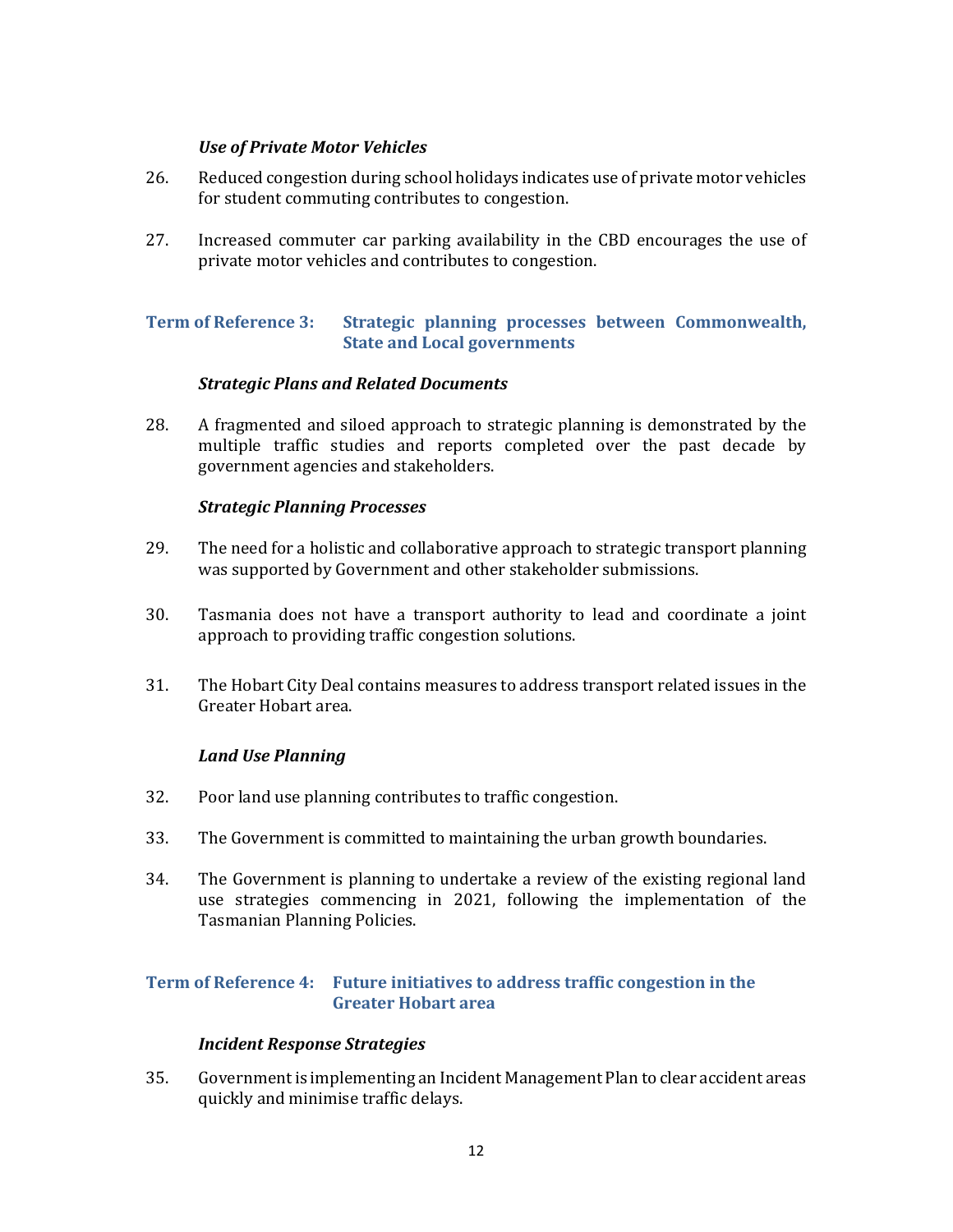*Use of Private Motor Vehicles*

26. Reduced congestion during school holidays indicates use of private motor vehicles for student commuting contributes to congestion.

27. Increased commuter car parking availability in the CBD encourages the use of private motor vehicles and contributes to congestion.

## Term of Reference 3: Strategic planning processes between Commonwealth, State and Local governments

***Strategic Plans and Related Documents***

28. A fragmented and siloed approach to strategic planning is demonstrated by the multiple traffic studies and reports completed over the past decade by government agencies and stakeholders.

***Strategic Planning Processes***

29. The need for a holistic and collaborative approach to strategic transport planning was supported by Government and other stakeholder submissions.

30. Tasmania does not have a transport authority to lead and coordinate a joint approach to providing traffic congestion solutions.

31. The Hobart City Deal contains measures to address transport related issues in the Greater Hobart area.

***Land Use Planning***

32. Poor land use planning contributes to traffic congestion.

33. The Government is committed to maintaining the urban growth boundaries.

34. The Government is planning to undertake a review of the existing regional land use strategies commencing in 2021, following the implementation of the Tasmanian Planning Policies.

## Term of Reference 4: Future initiatives to address traffic congestion in the Greater Hobart area

***Incident Response Strategies***

35. Government is implementing an Incident Management Plan to clear accident areas quickly and minimise traffic delays.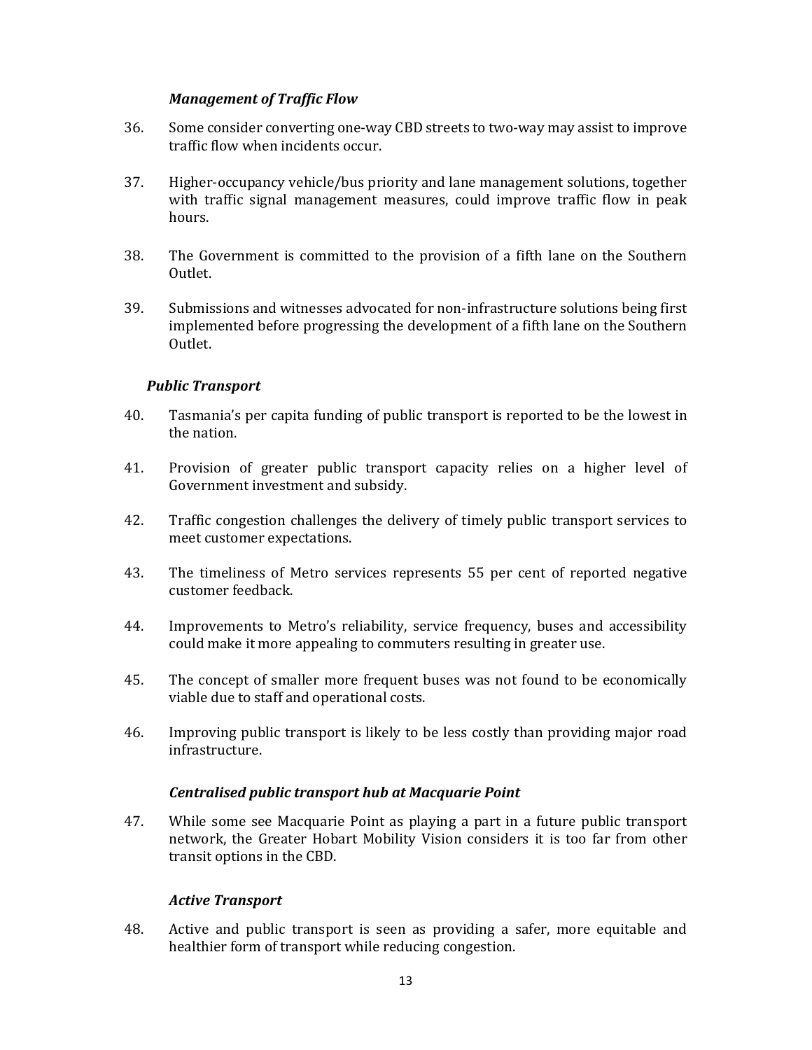*Management of Traffic Flow*

36. Some consider converting one-way CBD streets to two-way may assist to improve traffic flow when incidents occur.

37. Higher-occupancy vehicle/bus priority and lane management solutions, together with traffic signal management measures, could improve traffic flow in peak hours.

38. The Government is committed to the provision of a fifth lane on the Southern Outlet.

39. Submissions and witnesses advocated for non-infrastructure solutions being first implemented before progressing the development of a fifth lane on the Southern Outlet.

*Public Transport*

40. Tasmania's per capita funding of public transport is reported to be the lowest in the nation.

41. Provision of greater public transport capacity relies on a higher level of Government investment and subsidy.

42. Traffic congestion challenges the delivery of timely public transport services to meet customer expectations.

43. The timeliness of Metro services represents 55 per cent of reported negative customer feedback.

44. Improvements to Metro's reliability, service frequency, buses and accessibility could make it more appealing to commuters resulting in greater use.

45. The concept of smaller more frequent buses was not found to be economically viable due to staff and operational costs.

46. Improving public transport is likely to be less costly than providing major road infrastructure.

*Centralised public transport hub at Macquarie Point*

47. While some see Macquarie Point as playing a part in a future public transport network, the Greater Hobart Mobility Vision considers it is too far from other transit options in the CBD.

*Active Transport*

48. Active and public transport is seen as providing a safer, more equitable and healthier form of transport while reducing congestion.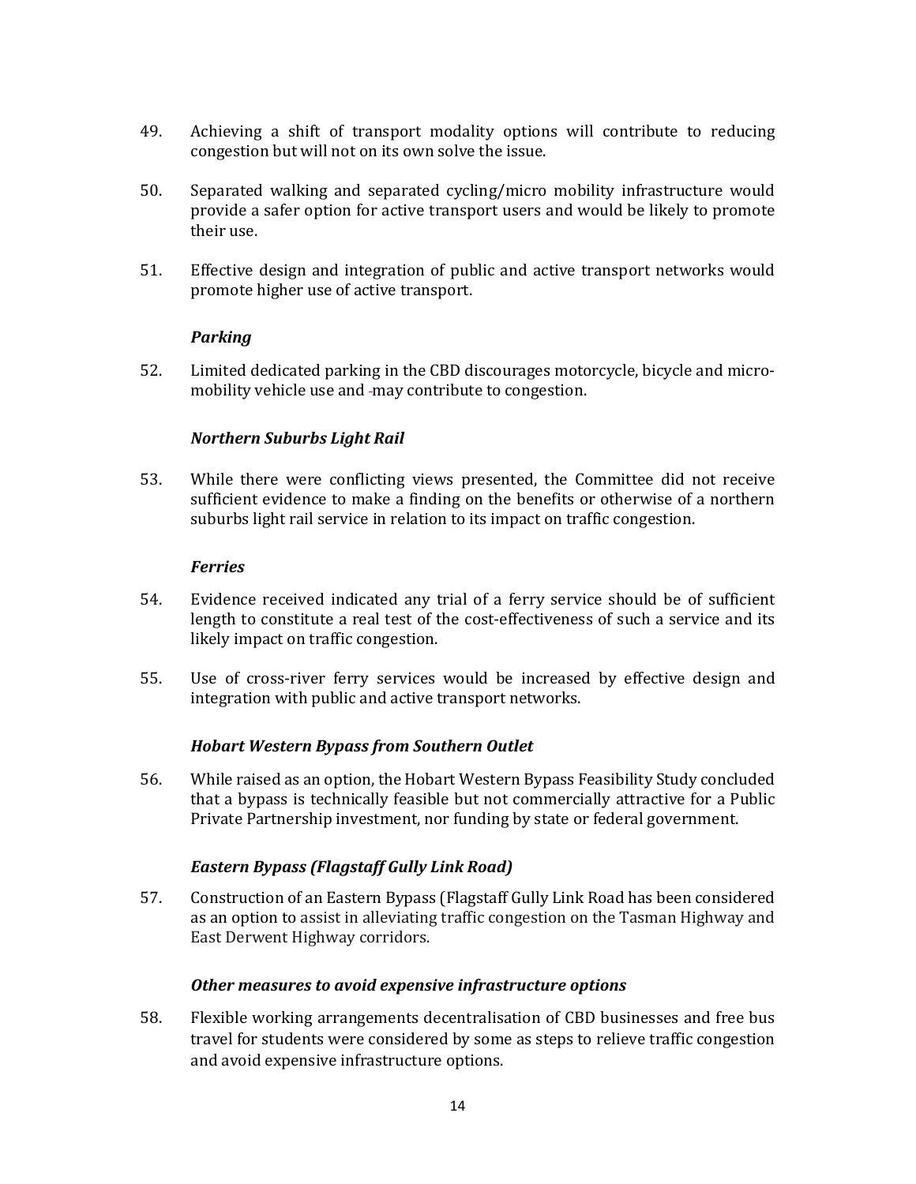49. Achieving a shift of transport modality options will contribute to reducing congestion but will not on its own solve the issue.

50. Separated walking and separated cycling/micro mobility infrastructure would provide a safer option for active transport users and would be likely to promote their use.

51. Effective design and integration of public and active transport networks would promote higher use of active transport.

***Parking***

52. Limited dedicated parking in the CBD discourages motorcycle, bicycle and micro-mobility vehicle use and may contribute to congestion.

***Northern Suburbs Light Rail***

53. While there were conflicting views presented, the Committee did not receive sufficient evidence to make a finding on the benefits or otherwise of a northern suburbs light rail service in relation to its impact on traffic congestion.

***Ferries***

54. Evidence received indicated any trial of a ferry service should be of sufficient length to constitute a real test of the cost-effectiveness of such a service and its likely impact on traffic congestion.

55. Use of cross-river ferry services would be increased by effective design and integration with public and active transport networks.

***Hobart Western Bypass from Southern Outlet***

56. While raised as an option, the Hobart Western Bypass Feasibility Study concluded that a bypass is technically feasible but not commercially attractive for a Public Private Partnership investment, nor funding by state or federal government.

***Eastern Bypass (Flagstaff Gully Link Road)***

57. Construction of an Eastern Bypass (Flagstaff Gully Link Road has been considered as an option to assist in alleviating traffic congestion on the Tasman Highway and East Derwent Highway corridors.

***Other measures to avoid expensive infrastructure options***

58. Flexible working arrangements decentralisation of CBD businesses and free bus travel for students were considered by some as steps to relieve traffic congestion and avoid expensive infrastructure options.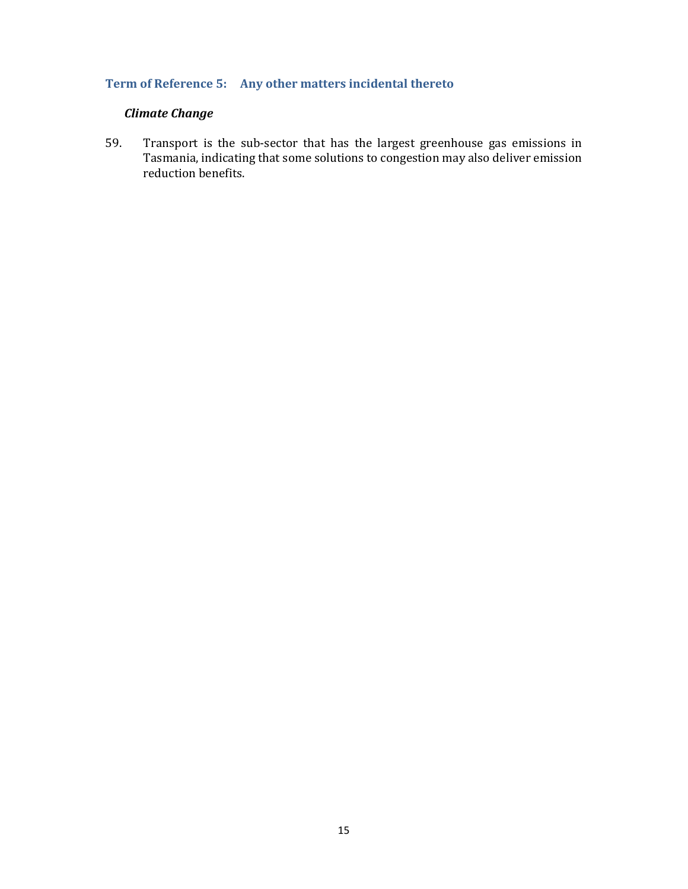## Term of Reference 5: Any other matters incidental thereto

### *Climate Change*

59. Transport is the sub-sector that has the largest greenhouse gas emissions in Tasmania, indicating that some solutions to congestion may also deliver emission reduction benefits.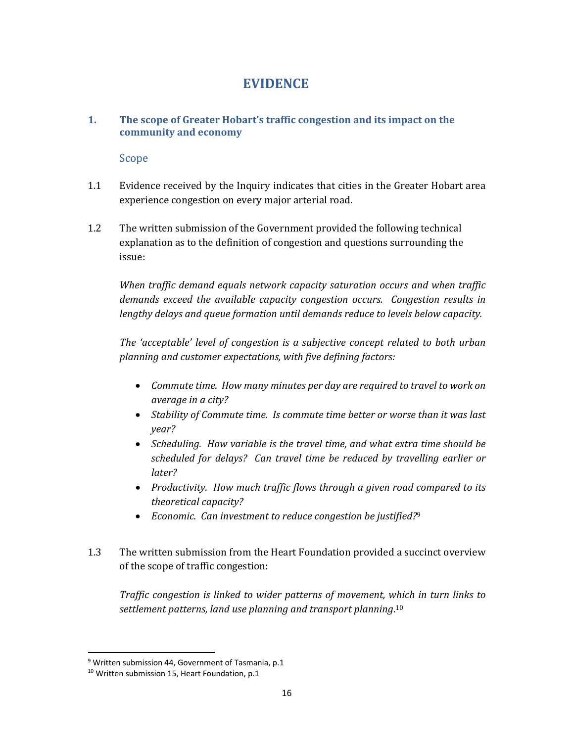# EVIDENCE

## 1. The scope of Greater Hobart's traffic congestion and its impact on the community and economy

### Scope

1.1 Evidence received by the Inquiry indicates that cities in the Greater Hobart area experience congestion on every major arterial road.

1.2 The written submission of the Government provided the following technical explanation as to the definition of congestion and questions surrounding the issue:

*When traffic demand equals network capacity saturation occurs and when traffic demands exceed the available capacity congestion occurs. Congestion results in lengthy delays and queue formation until demands reduce to levels below capacity.*

*The 'acceptable' level of congestion is a subjective concept related to both urban planning and customer expectations, with five defining factors:*

- *Commute time. How many minutes per day are required to travel to work on average in a city?*
- *Stability of Commute time. Is commute time better or worse than it was last year?*
- *Scheduling. How variable is the travel time, and what extra time should be scheduled for delays? Can travel time be reduced by travelling earlier or later?*
- *Productivity. How much traffic flows through a given road compared to its theoretical capacity?*
- *Economic. Can investment to reduce congestion be justified?*[9]

1.3 The written submission from the Heart Foundation provided a succinct overview of the scope of traffic congestion:

*Traffic congestion is linked to wider patterns of movement, which in turn links to settlement patterns, land use planning and transport planning.*[10]

---

[9] Written submission 44, Government of Tasmania, p.1

[10] Written submission 15, Heart Foundation, p.1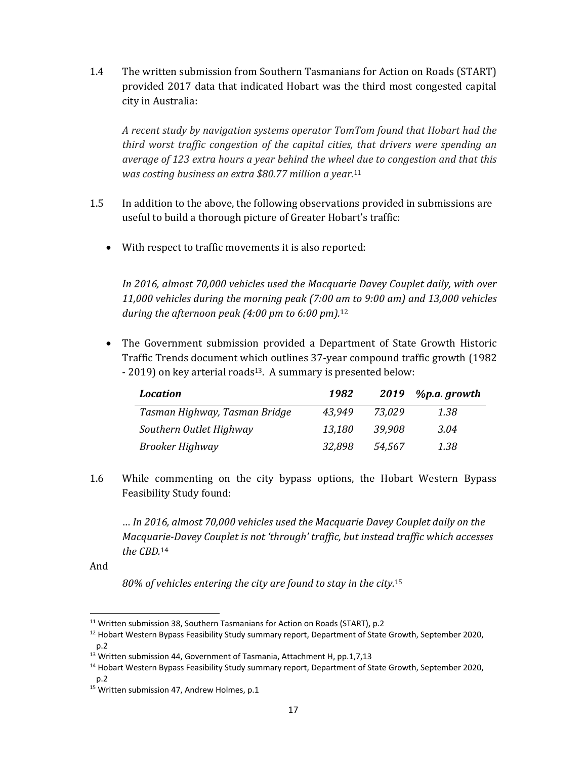1.4 The written submission from Southern Tasmanians for Action on Roads (START) provided 2017 data that indicated Hobart was the third most congested capital city in Australia:

*A recent study by navigation systems operator TomTom found that Hobart had the third worst traffic congestion of the capital cities, that drivers were spending an average of 123 extra hours a year behind the wheel due to congestion and that this was costing business an extra $80.77 million a year.*[11]

1.5 In addition to the above, the following observations provided in submissions are useful to build a thorough picture of Greater Hobart's traffic:

- With respect to traffic movements it is also reported:

  *In 2016, almost 70,000 vehicles used the Macquarie Davey Couplet daily, with over 11,000 vehicles during the morning peak (7:00 am to 9:00 am) and 13,000 vehicles during the afternoon peak (4:00 pm to 6:00 pm).*[12]

- The Government submission provided a Department of State Growth Historic Traffic Trends document which outlines 37-year compound traffic growth (1982 - 2019) on key arterial roads[13]. A summary is presented below:

| *Location* | *1982* | *2019* | *%p.a. growth* |
|---|---|---|---|
| *Tasman Highway, Tasman Bridge* | *43,949* | *73,029* | *1.38* |
| *Southern Outlet Highway* | *13,180* | *39,908* | *3.04* |
| *Brooker Highway* | *32,898* | *54,567* | *1.38* |

1.6 While commenting on the city bypass options, the Hobart Western Bypass Feasibility Study found:

*… In 2016, almost 70,000 vehicles used the Macquarie Davey Couplet daily on the Macquarie-Davey Couplet is not 'through' traffic, but instead traffic which accesses the CBD.*[14]

And

*80% of vehicles entering the city are found to stay in the city.*[15]

---

[11] Written submission 38, Southern Tasmanians for Action on Roads (START), p.2

[12] Hobart Western Bypass Feasibility Study summary report, Department of State Growth, September 2020, p.2

[13] Written submission 44, Government of Tasmania, Attachment H, pp.1,7,13

[14] Hobart Western Bypass Feasibility Study summary report, Department of State Growth, September 2020, p.2

[15] Written submission 47, Andrew Holmes, p.1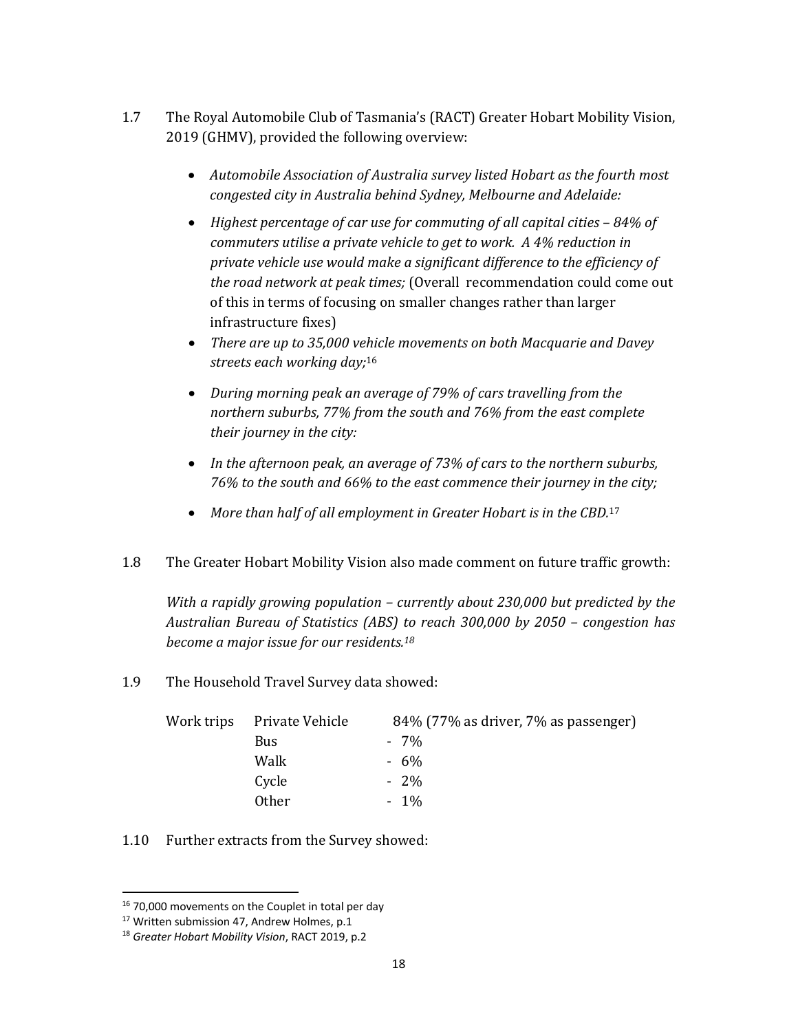1.7 The Royal Automobile Club of Tasmania's (RACT) Greater Hobart Mobility Vision, 2019 (GHMV), provided the following overview:

- *Automobile Association of Australia survey listed Hobart as the fourth most congested city in Australia behind Sydney, Melbourne and Adelaide:*
- *Highest percentage of car use for commuting of all capital cities – 84% of commuters utilise a private vehicle to get to work. A 4% reduction in private vehicle use would make a significant difference to the efficiency of the road network at peak times;* (Overall recommendation could come out of this in terms of focusing on smaller changes rather than larger infrastructure fixes)
- *There are up to 35,000 vehicle movements on both Macquarie and Davey streets each working day;*[16]
- *During morning peak an average of 79% of cars travelling from the northern suburbs, 77% from the south and 76% from the east complete their journey in the city:*
- *In the afternoon peak, an average of 73% of cars to the northern suburbs, 76% to the south and 66% to the east commence their journey in the city;*
- *More than half of all employment in Greater Hobart is in the CBD.*[17]

1.8 The Greater Hobart Mobility Vision also made comment on future traffic growth:

*With a rapidly growing population – currently about 230,000 but predicted by the Australian Bureau of Statistics (ABS) to reach 300,000 by 2050 – congestion has become a major issue for our residents.*[18]

1.9 The Household Travel Survey data showed:

| Work trips | Private Vehicle | 84% (77% as driver, 7% as passenger) |
|---|---|---|
| | Bus | - 7% |
| | Walk | - 6% |
| | Cycle | - 2% |
| | Other | - 1% |

1.10 Further extracts from the Survey showed:

---

[16] 70,000 movements on the Couplet in total per day

[17] Written submission 47, Andrew Holmes, p.1

[18] *Greater Hobart Mobility Vision*, RACT 2019, p.2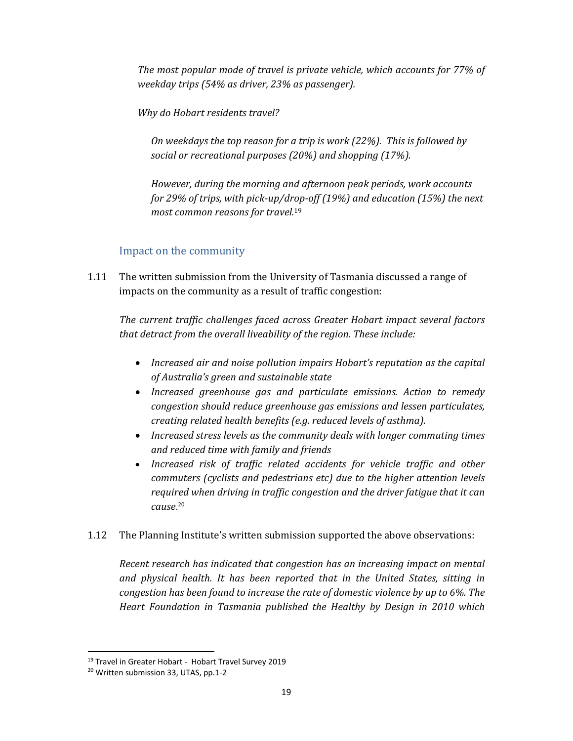*The most popular mode of travel is private vehicle, which accounts for 77% of weekday trips (54% as driver, 23% as passenger).*

*Why do Hobart residents travel?*

> *On weekdays the top reason for a trip is work (22%). This is followed by social or recreational purposes (20%) and shopping (17%).*
>
> *However, during the morning and afternoon peak periods, work accounts for 29% of trips, with pick-up/drop-off (19%) and education (15%) the next most common reasons for travel.*[19]

### Impact on the community

1.11 The written submission from the University of Tasmania discussed a range of impacts on the community as a result of traffic congestion:

*The current traffic challenges faced across Greater Hobart impact several factors that detract from the overall liveability of the region. These include:*

- *Increased air and noise pollution impairs Hobart's reputation as the capital of Australia's green and sustainable state*
- *Increased greenhouse gas and particulate emissions. Action to remedy congestion should reduce greenhouse gas emissions and lessen particulates, creating related health benefits (e.g. reduced levels of asthma).*
- *Increased stress levels as the community deals with longer commuting times and reduced time with family and friends*
- *Increased risk of traffic related accidents for vehicle traffic and other commuters (cyclists and pedestrians etc) due to the higher attention levels required when driving in traffic congestion and the driver fatigue that it can cause.*[20]

1.12 The Planning Institute's written submission supported the above observations:

*Recent research has indicated that congestion has an increasing impact on mental and physical health. It has been reported that in the United States, sitting in congestion has been found to increase the rate of domestic violence by up to 6%. The Heart Foundation in Tasmania published the Healthy by Design in 2010 which*

---

[19] Travel in Greater Hobart - Hobart Travel Survey 2019

[20] Written submission 33, UTAS, pp.1-2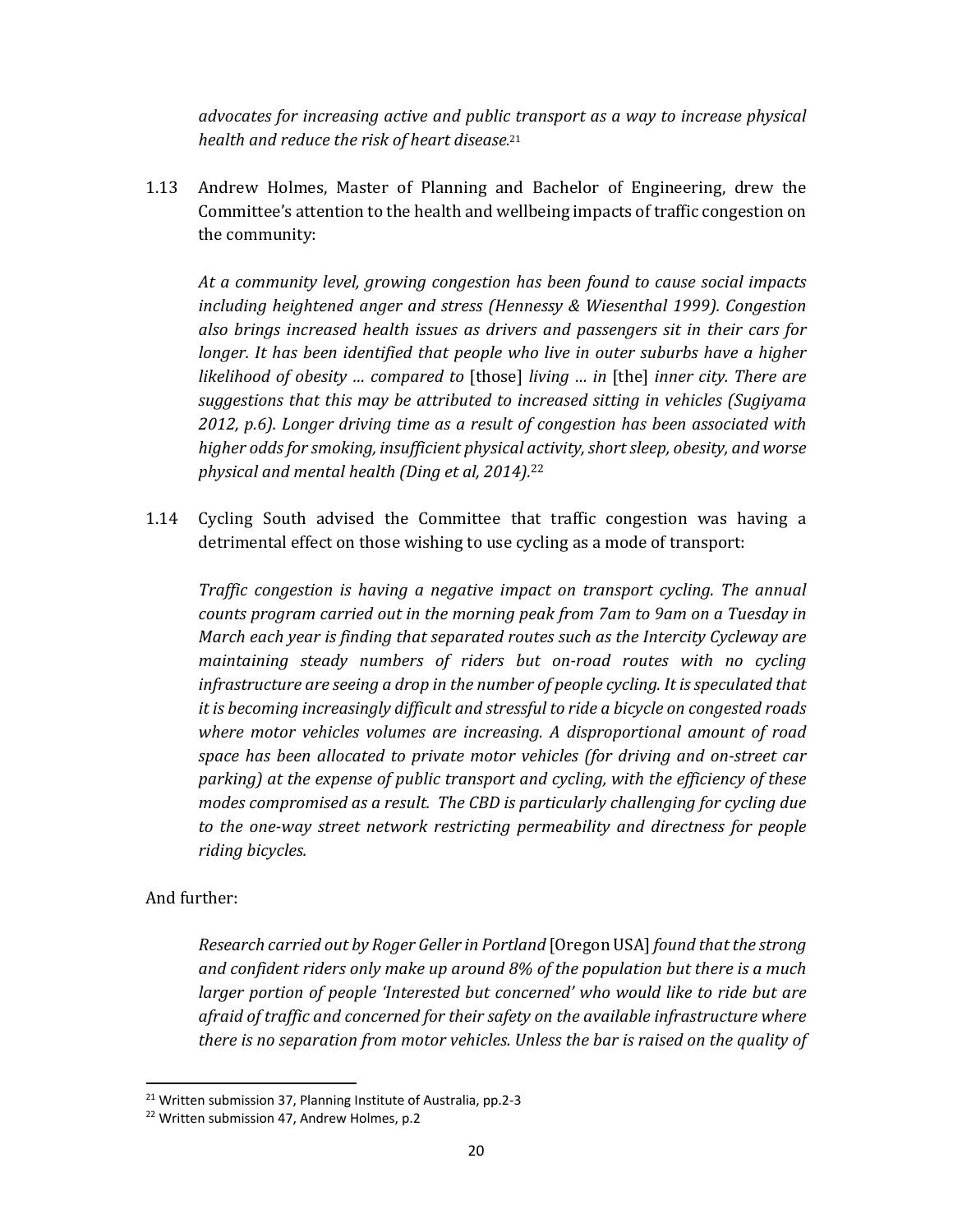*advocates for increasing active and public transport as a way to increase physical health and reduce the risk of heart disease.*[21]

1.13 Andrew Holmes, Master of Planning and Bachelor of Engineering, drew the Committee's attention to the health and wellbeing impacts of traffic congestion on the community:

> *At a community level, growing congestion has been found to cause social impacts including heightened anger and stress (Hennessy & Wiesenthal 1999). Congestion also brings increased health issues as drivers and passengers sit in their cars for longer. It has been identified that people who live in outer suburbs have a higher likelihood of obesity … compared to* [those] *living … in* [the] *inner city. There are suggestions that this may be attributed to increased sitting in vehicles (Sugiyama 2012, p.6). Longer driving time as a result of congestion has been associated with higher odds for smoking, insufficient physical activity, short sleep, obesity, and worse physical and mental health (Ding et al, 2014).*[22]

1.14 Cycling South advised the Committee that traffic congestion was having a detrimental effect on those wishing to use cycling as a mode of transport:

> *Traffic congestion is having a negative impact on transport cycling. The annual counts program carried out in the morning peak from 7am to 9am on a Tuesday in March each year is finding that separated routes such as the Intercity Cycleway are maintaining steady numbers of riders but on-road routes with no cycling infrastructure are seeing a drop in the number of people cycling. It is speculated that it is becoming increasingly difficult and stressful to ride a bicycle on congested roads where motor vehicles volumes are increasing. A disproportional amount of road space has been allocated to private motor vehicles (for driving and on-street car parking) at the expense of public transport and cycling, with the efficiency of these modes compromised as a result. The CBD is particularly challenging for cycling due to the one-way street network restricting permeability and directness for people riding bicycles.*

And further:

> *Research carried out by Roger Geller in Portland* [Oregon USA] *found that the strong and confident riders only make up around 8% of the population but there is a much larger portion of people 'Interested but concerned' who would like to ride but are afraid of traffic and concerned for their safety on the available infrastructure where there is no separation from motor vehicles. Unless the bar is raised on the quality of*

---

[21] Written submission 37, Planning Institute of Australia, pp.2-3

[22] Written submission 47, Andrew Holmes, p.2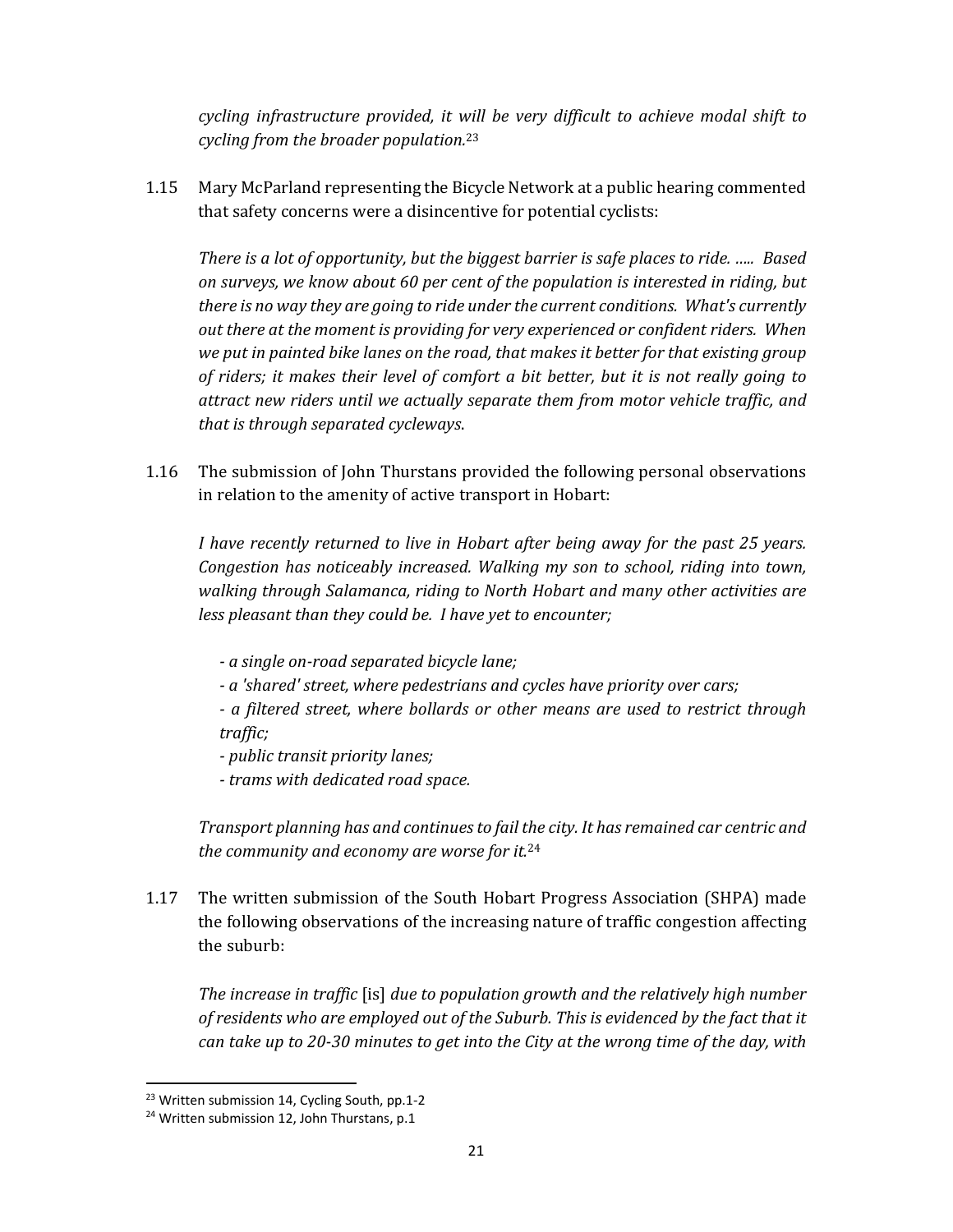*cycling infrastructure provided, it will be very difficult to achieve modal shift to cycling from the broader population.*[23]

1.15 Mary McParland representing the Bicycle Network at a public hearing commented that safety concerns were a disincentive for potential cyclists:

*There is a lot of opportunity, but the biggest barrier is safe places to ride. ..... Based on surveys, we know about 60 per cent of the population is interested in riding, but there is no way they are going to ride under the current conditions. What's currently out there at the moment is providing for very experienced or confident riders. When we put in painted bike lanes on the road, that makes it better for that existing group of riders; it makes their level of comfort a bit better, but it is not really going to attract new riders until we actually separate them from motor vehicle traffic, and that is through separated cycleways.*

1.16 The submission of John Thurstans provided the following personal observations in relation to the amenity of active transport in Hobart:

*I have recently returned to live in Hobart after being away for the past 25 years. Congestion has noticeably increased. Walking my son to school, riding into town, walking through Salamanca, riding to North Hobart and many other activities are less pleasant than they could be. I have yet to encounter;*

*- a single on-road separated bicycle lane;*
*- a 'shared' street, where pedestrians and cycles have priority over cars;*
*- a filtered street, where bollards or other means are used to restrict through traffic;*
*- public transit priority lanes;*
*- trams with dedicated road space.*

*Transport planning has and continues to fail the city. It has remained car centric and the community and economy are worse for it.*[24]

1.17 The written submission of the South Hobart Progress Association (SHPA) made the following observations of the increasing nature of traffic congestion affecting the suburb:

*The increase in traffic* [is] *due to population growth and the relatively high number of residents who are employed out of the Suburb. This is evidenced by the fact that it can take up to 20-30 minutes to get into the City at the wrong time of the day, with*

---

[23] Written submission 14, Cycling South, pp.1-2

[24] Written submission 12, John Thurstans, p.1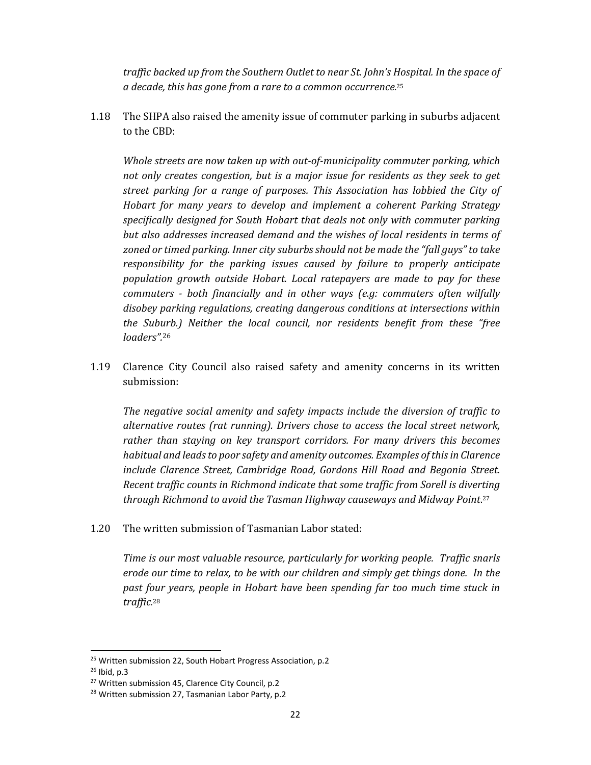*traffic backed up from the Southern Outlet to near St. John's Hospital. In the space of a decade, this has gone from a rare to a common occurrence.*[25]

1.18 The SHPA also raised the amenity issue of commuter parking in suburbs adjacent to the CBD:

*Whole streets are now taken up with out-of-municipality commuter parking, which not only creates congestion, but is a major issue for residents as they seek to get street parking for a range of purposes. This Association has lobbied the City of Hobart for many years to develop and implement a coherent Parking Strategy specifically designed for South Hobart that deals not only with commuter parking but also addresses increased demand and the wishes of local residents in terms of zoned or timed parking. Inner city suburbs should not be made the "fall guys" to take responsibility for the parking issues caused by failure to properly anticipate population growth outside Hobart. Local ratepayers are made to pay for these commuters - both financially and in other ways (e.g: commuters often wilfully disobey parking regulations, creating dangerous conditions at intersections within the Suburb.) Neither the local council, nor residents benefit from these "free loaders".*[26]

1.19 Clarence City Council also raised safety and amenity concerns in its written submission:

*The negative social amenity and safety impacts include the diversion of traffic to alternative routes (rat running). Drivers chose to access the local street network, rather than staying on key transport corridors. For many drivers this becomes habitual and leads to poor safety and amenity outcomes. Examples of this in Clarence include Clarence Street, Cambridge Road, Gordons Hill Road and Begonia Street. Recent traffic counts in Richmond indicate that some traffic from Sorell is diverting through Richmond to avoid the Tasman Highway causeways and Midway Point.*[27]

1.20 The written submission of Tasmanian Labor stated:

*Time is our most valuable resource, particularly for working people. Traffic snarls erode our time to relax, to be with our children and simply get things done. In the past four years, people in Hobart have been spending far too much time stuck in traffic.*[28]

---

[25] Written submission 22, South Hobart Progress Association, p.2

[26] Ibid, p.3

[27] Written submission 45, Clarence City Council, p.2

[28] Written submission 27, Tasmanian Labor Party, p.2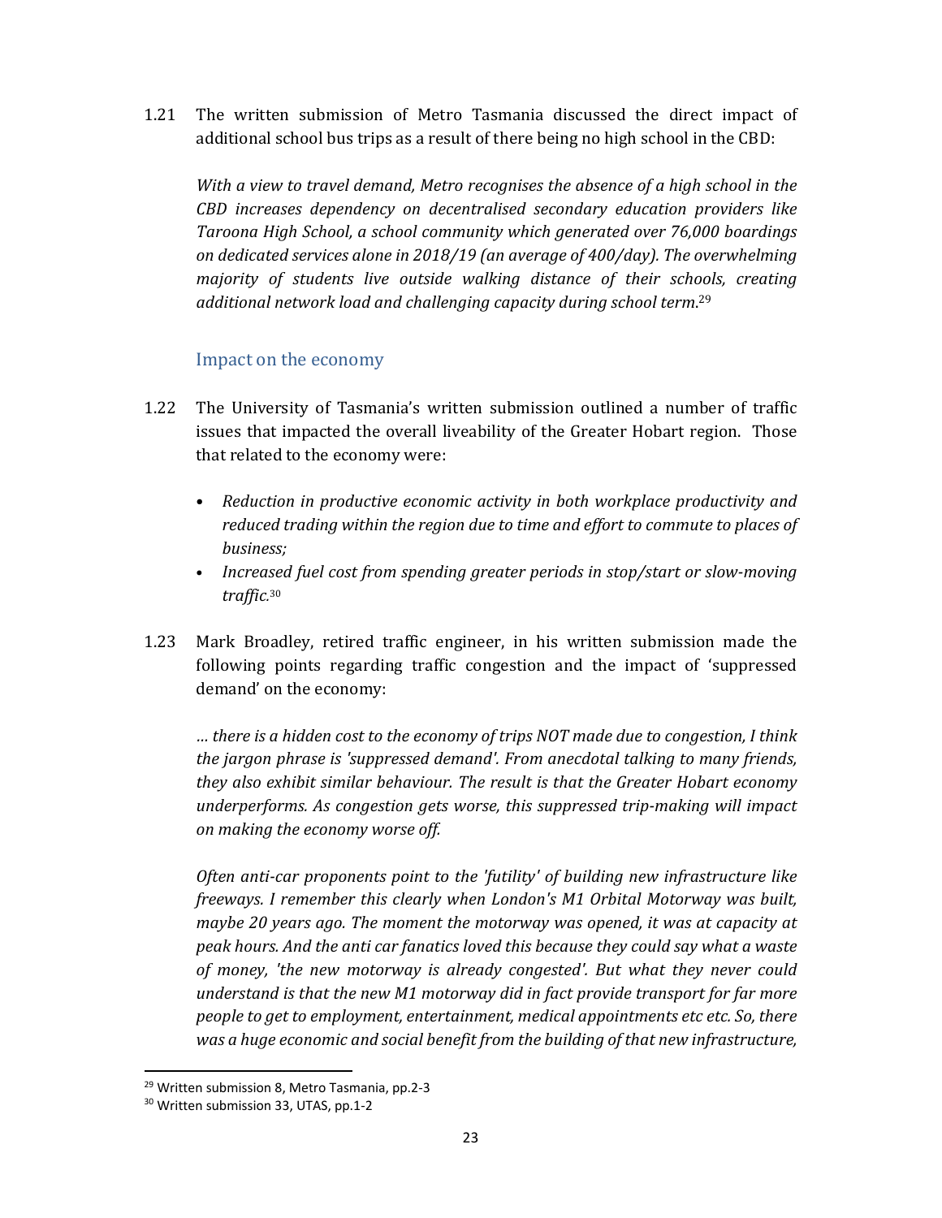1.21 The written submission of Metro Tasmania discussed the direct impact of additional school bus trips as a result of there being no high school in the CBD:

*With a view to travel demand, Metro recognises the absence of a high school in the CBD increases dependency on decentralised secondary education providers like Taroona High School, a school community which generated over 76,000 boardings on dedicated services alone in 2018/19 (an average of 400/day). The overwhelming majority of students live outside walking distance of their schools, creating additional network load and challenging capacity during school term.*[29]

### Impact on the economy

1.22 The University of Tasmania's written submission outlined a number of traffic issues that impacted the overall liveability of the Greater Hobart region. Those that related to the economy were:

- *Reduction in productive economic activity in both workplace productivity and reduced trading within the region due to time and effort to commute to places of business;*
- *Increased fuel cost from spending greater periods in stop/start or slow-moving traffic.*[30]

1.23 Mark Broadley, retired traffic engineer, in his written submission made the following points regarding traffic congestion and the impact of 'suppressed demand' on the economy:

*… there is a hidden cost to the economy of trips NOT made due to congestion, I think the jargon phrase is 'suppressed demand'. From anecdotal talking to many friends, they also exhibit similar behaviour. The result is that the Greater Hobart economy underperforms. As congestion gets worse, this suppressed trip-making will impact on making the economy worse off.*

*Often anti-car proponents point to the 'futility' of building new infrastructure like freeways. I remember this clearly when London's M1 Orbital Motorway was built, maybe 20 years ago. The moment the motorway was opened, it was at capacity at peak hours. And the anti car fanatics loved this because they could say what a waste of money, 'the new motorway is already congested'. But what they never could understand is that the new M1 motorway did in fact provide transport for far more people to get to employment, entertainment, medical appointments etc etc. So, there was a huge economic and social benefit from the building of that new infrastructure,*

---

[29] Written submission 8, Metro Tasmania, pp.2-3

[30] Written submission 33, UTAS, pp.1-2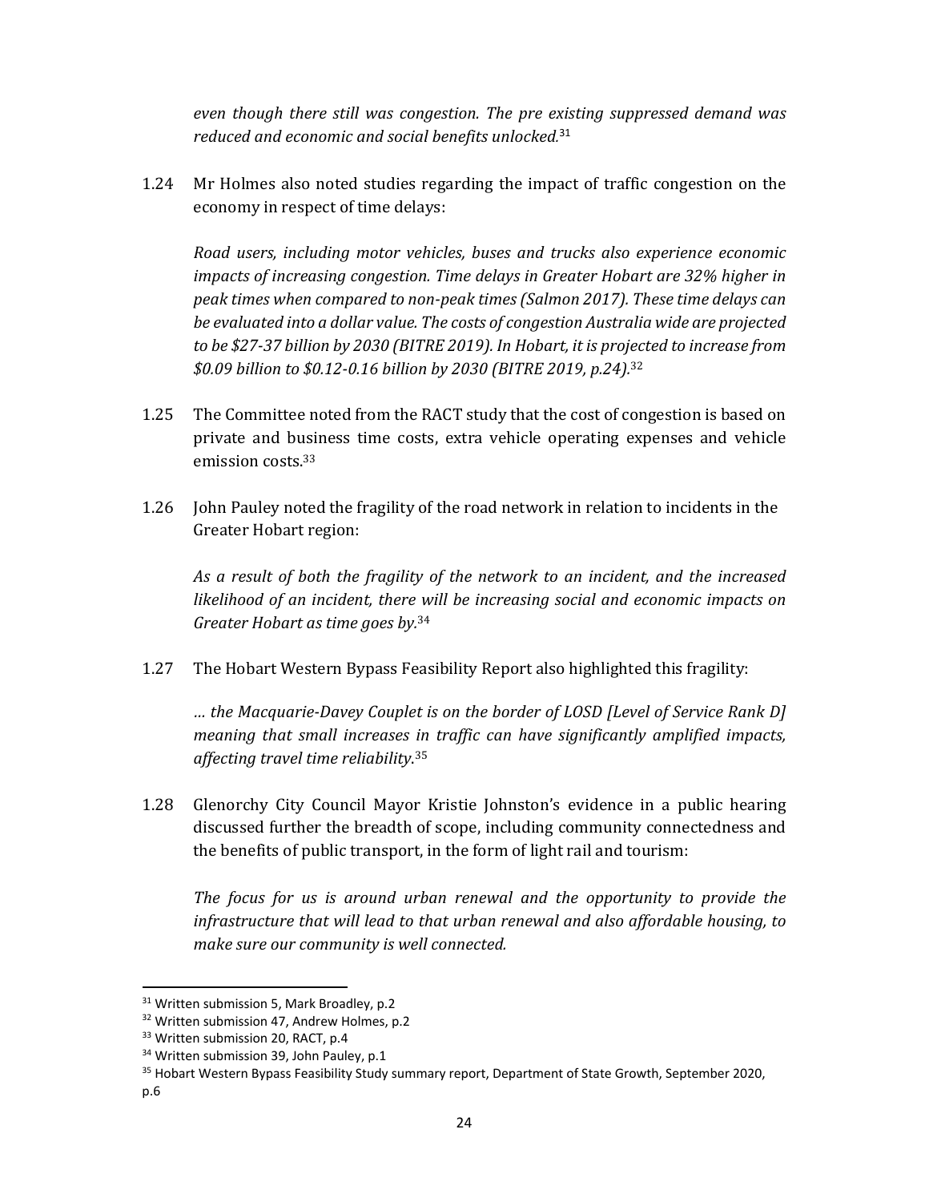*even though there still was congestion. The pre existing suppressed demand was reduced and economic and social benefits unlocked.*[31]

1.24 Mr Holmes also noted studies regarding the impact of traffic congestion on the economy in respect of time delays:

*Road users, including motor vehicles, buses and trucks also experience economic impacts of increasing congestion. Time delays in Greater Hobart are 32% higher in peak times when compared to non-peak times (Salmon 2017). These time delays can be evaluated into a dollar value. The costs of congestion Australia wide are projected to be $27-37 billion by 2030 (BITRE 2019). In Hobart, it is projected to increase from $0.09 billion to $0.12-0.16 billion by 2030 (BITRE 2019, p.24).*[32]

1.25 The Committee noted from the RACT study that the cost of congestion is based on private and business time costs, extra vehicle operating expenses and vehicle emission costs.[33]

1.26 John Pauley noted the fragility of the road network in relation to incidents in the Greater Hobart region:

*As a result of both the fragility of the network to an incident, and the increased likelihood of an incident, there will be increasing social and economic impacts on Greater Hobart as time goes by.*[34]

1.27 The Hobart Western Bypass Feasibility Report also highlighted this fragility:

*… the Macquarie-Davey Couplet is on the border of LOSD [Level of Service Rank D] meaning that small increases in traffic can have significantly amplified impacts, affecting travel time reliability.*[35]

1.28 Glenorchy City Council Mayor Kristie Johnston's evidence in a public hearing discussed further the breadth of scope, including community connectedness and the benefits of public transport, in the form of light rail and tourism:

*The focus for us is around urban renewal and the opportunity to provide the infrastructure that will lead to that urban renewal and also affordable housing, to make sure our community is well connected.*

---

[31] Written submission 5, Mark Broadley, p.2

[32] Written submission 47, Andrew Holmes, p.2

[33] Written submission 20, RACT, p.4

[34] Written submission 39, John Pauley, p.1

[35] Hobart Western Bypass Feasibility Study summary report, Department of State Growth, September 2020, p.6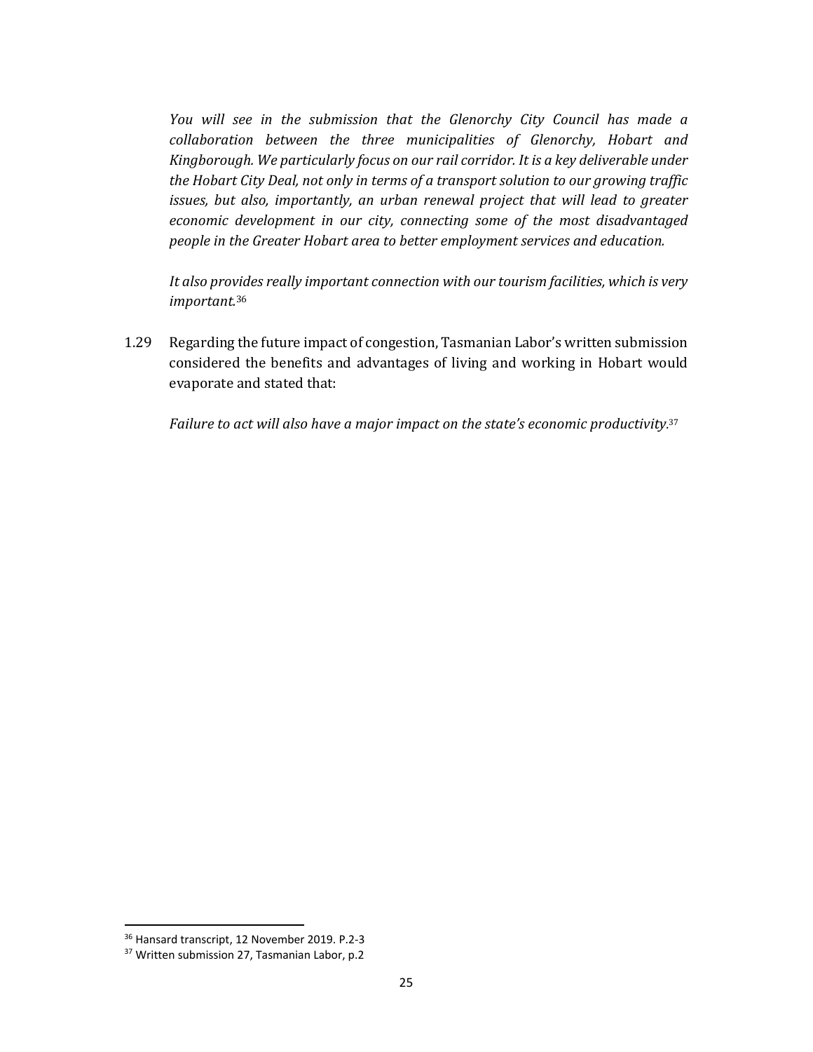*You will see in the submission that the Glenorchy City Council has made a collaboration between the three municipalities of Glenorchy, Hobart and Kingborough. We particularly focus on our rail corridor. It is a key deliverable under the Hobart City Deal, not only in terms of a transport solution to our growing traffic issues, but also, importantly, an urban renewal project that will lead to greater economic development in our city, connecting some of the most disadvantaged people in the Greater Hobart area to better employment services and education.*

*It also provides really important connection with our tourism facilities, which is very important.*[36]

1.29 Regarding the future impact of congestion, Tasmanian Labor's written submission considered the benefits and advantages of living and working in Hobart would evaporate and stated that:

*Failure to act will also have a major impact on the state's economic productivity.*[37]

---

[36] Hansard transcript, 12 November 2019. P.2-3

[37] Written submission 27, Tasmanian Labor, p.2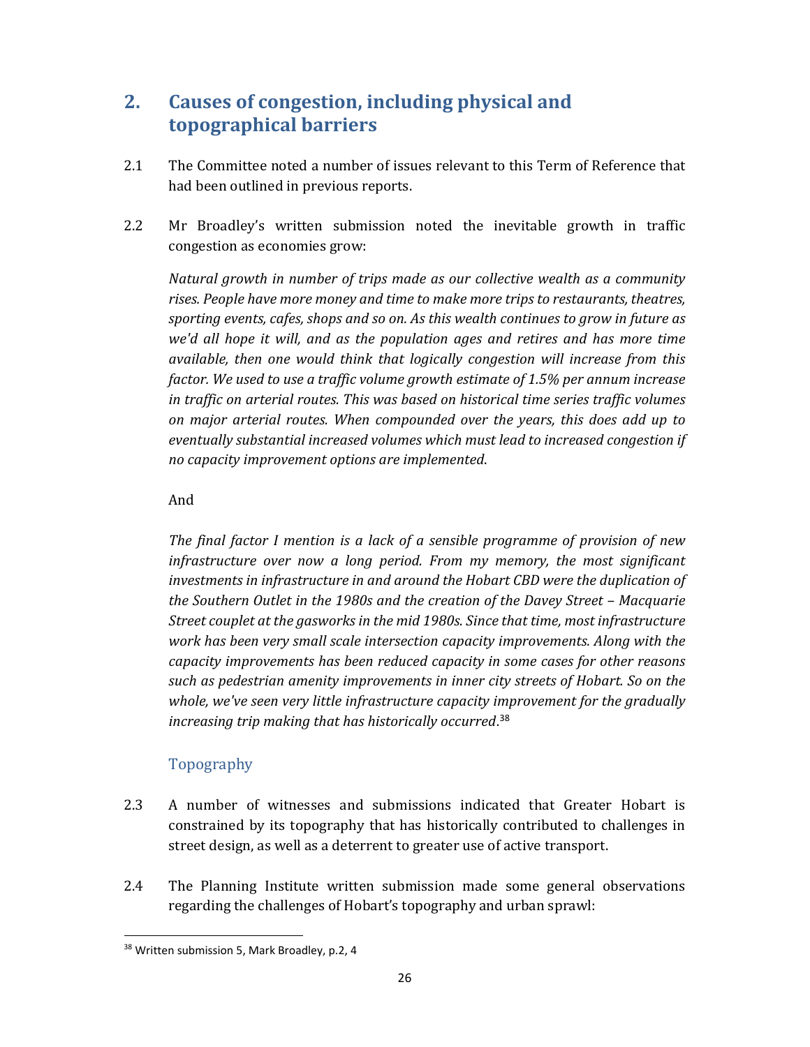## 2. Causes of congestion, including physical and topographical barriers

2.1 The Committee noted a number of issues relevant to this Term of Reference that had been outlined in previous reports.

2.2 Mr Broadley's written submission noted the inevitable growth in traffic congestion as economies grow:

> *Natural growth in number of trips made as our collective wealth as a community rises. People have more money and time to make more trips to restaurants, theatres, sporting events, cafes, shops and so on. As this wealth continues to grow in future as we'd all hope it will, and as the population ages and retires and has more time available, then one would think that logically congestion will increase from this factor. We used to use a traffic volume growth estimate of 1.5% per annum increase in traffic on arterial routes. This was based on historical time series traffic volumes on major arterial routes. When compounded over the years, this does add up to eventually substantial increased volumes which must lead to increased congestion if no capacity improvement options are implemented.*
>
> And
>
> *The final factor I mention is a lack of a sensible programme of provision of new infrastructure over now a long period. From my memory, the most significant investments in infrastructure in and around the Hobart CBD were the duplication of the Southern Outlet in the 1980s and the creation of the Davey Street – Macquarie Street couplet at the gasworks in the mid 1980s. Since that time, most infrastructure work has been very small scale intersection capacity improvements. Along with the capacity improvements has been reduced capacity in some cases for other reasons such as pedestrian amenity improvements in inner city streets of Hobart. So on the whole, we've seen very little infrastructure capacity improvement for the gradually increasing trip making that has historically occurred.*[38]

### Topography

2.3 A number of witnesses and submissions indicated that Greater Hobart is constrained by its topography that has historically contributed to challenges in street design, as well as a deterrent to greater use of active transport.

2.4 The Planning Institute written submission made some general observations regarding the challenges of Hobart's topography and urban sprawl:

---

[38] Written submission 5, Mark Broadley, p.2, 4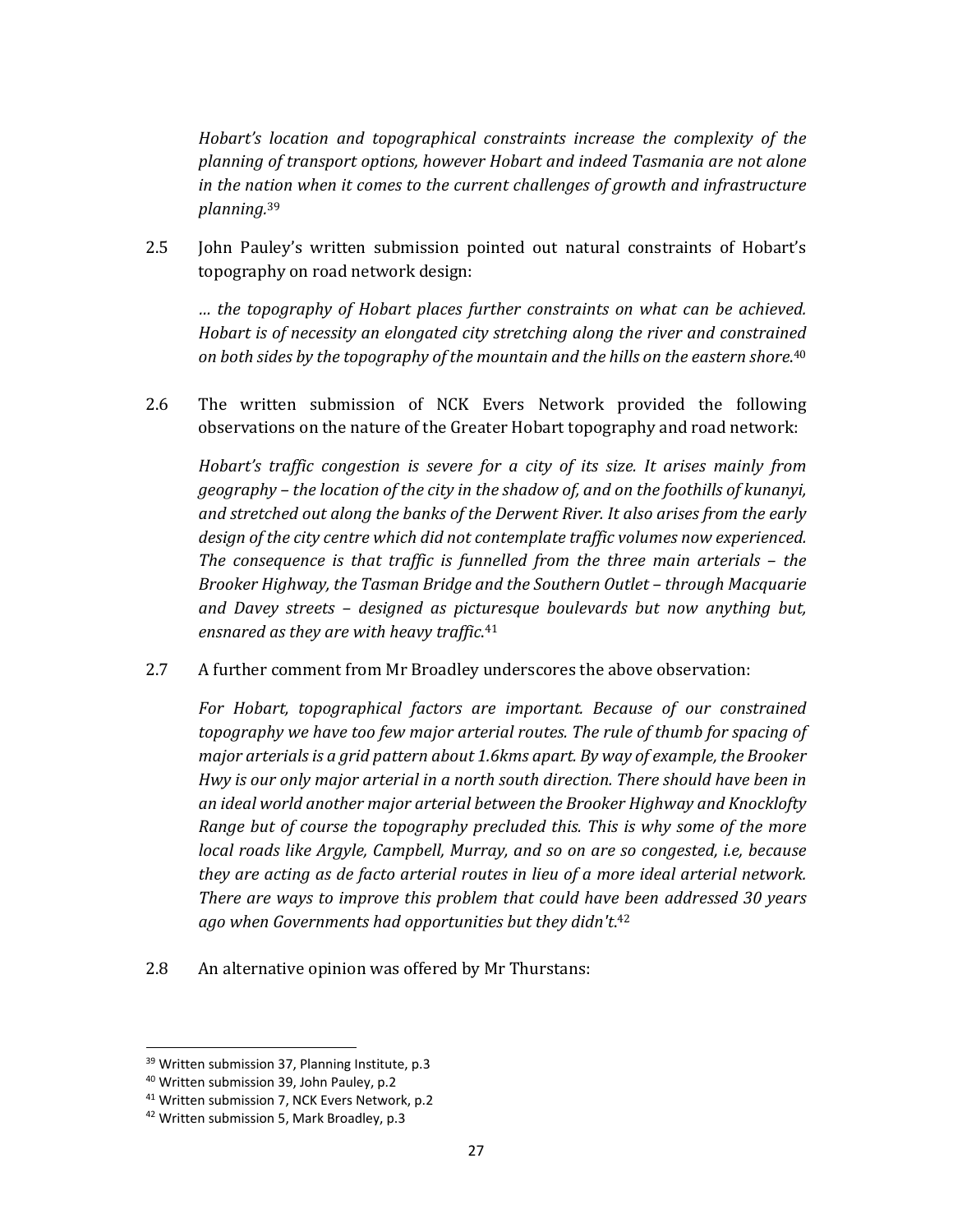*Hobart's location and topographical constraints increase the complexity of the planning of transport options, however Hobart and indeed Tasmania are not alone in the nation when it comes to the current challenges of growth and infrastructure planning.*[39]

2.5 John Pauley's written submission pointed out natural constraints of Hobart's topography on road network design:

*… the topography of Hobart places further constraints on what can be achieved. Hobart is of necessity an elongated city stretching along the river and constrained on both sides by the topography of the mountain and the hills on the eastern shore.*[40]

2.6 The written submission of NCK Evers Network provided the following observations on the nature of the Greater Hobart topography and road network:

*Hobart's traffic congestion is severe for a city of its size. It arises mainly from geography – the location of the city in the shadow of, and on the foothills of kunanyi, and stretched out along the banks of the Derwent River. It also arises from the early design of the city centre which did not contemplate traffic volumes now experienced. The consequence is that traffic is funnelled from the three main arterials – the Brooker Highway, the Tasman Bridge and the Southern Outlet – through Macquarie and Davey streets – designed as picturesque boulevards but now anything but, ensnared as they are with heavy traffic.*[41]

2.7 A further comment from Mr Broadley underscores the above observation:

*For Hobart, topographical factors are important. Because of our constrained topography we have too few major arterial routes. The rule of thumb for spacing of major arterials is a grid pattern about 1.6kms apart. By way of example, the Brooker Hwy is our only major arterial in a north south direction. There should have been in an ideal world another major arterial between the Brooker Highway and Knocklofty Range but of course the topography precluded this. This is why some of the more local roads like Argyle, Campbell, Murray, and so on are so congested, i.e, because they are acting as de facto arterial routes in lieu of a more ideal arterial network. There are ways to improve this problem that could have been addressed 30 years ago when Governments had opportunities but they didn't.*[42]

2.8 An alternative opinion was offered by Mr Thurstans:

---

[39] Written submission 37, Planning Institute, p.3
[40] Written submission 39, John Pauley, p.2
[41] Written submission 7, NCK Evers Network, p.2
[42] Written submission 5, Mark Broadley, p.3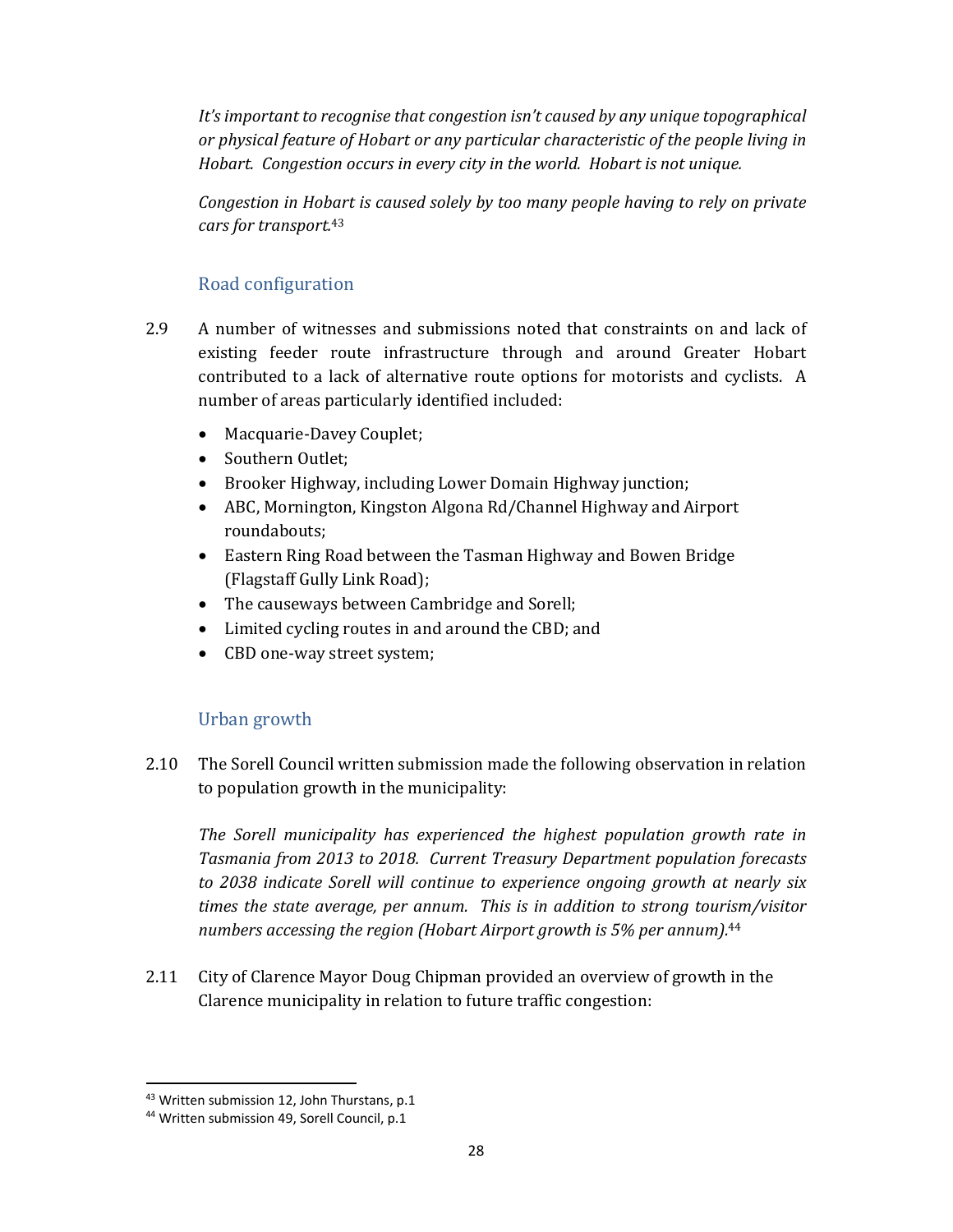*It's important to recognise that congestion isn't caused by any unique topographical or physical feature of Hobart or any particular characteristic of the people living in Hobart. Congestion occurs in every city in the world. Hobart is not unique.*

*Congestion in Hobart is caused solely by too many people having to rely on private cars for transport.*[43]

### Road configuration

2.9 A number of witnesses and submissions noted that constraints on and lack of existing feeder route infrastructure through and around Greater Hobart contributed to a lack of alternative route options for motorists and cyclists. A number of areas particularly identified included:

- Macquarie-Davey Couplet;
- Southern Outlet;
- Brooker Highway, including Lower Domain Highway junction;
- ABC, Mornington, Kingston Algona Rd/Channel Highway and Airport roundabouts;
- Eastern Ring Road between the Tasman Highway and Bowen Bridge (Flagstaff Gully Link Road);
- The causeways between Cambridge and Sorell;
- Limited cycling routes in and around the CBD; and
- CBD one-way street system;

### Urban growth

2.10 The Sorell Council written submission made the following observation in relation to population growth in the municipality:

*The Sorell municipality has experienced the highest population growth rate in Tasmania from 2013 to 2018. Current Treasury Department population forecasts to 2038 indicate Sorell will continue to experience ongoing growth at nearly six times the state average, per annum. This is in addition to strong tourism/visitor numbers accessing the region (Hobart Airport growth is 5% per annum).*[44]

2.11 City of Clarence Mayor Doug Chipman provided an overview of growth in the Clarence municipality in relation to future traffic congestion:

[43] Written submission 12, John Thurstans, p.1
[44] Written submission 49, Sorell Council, p.1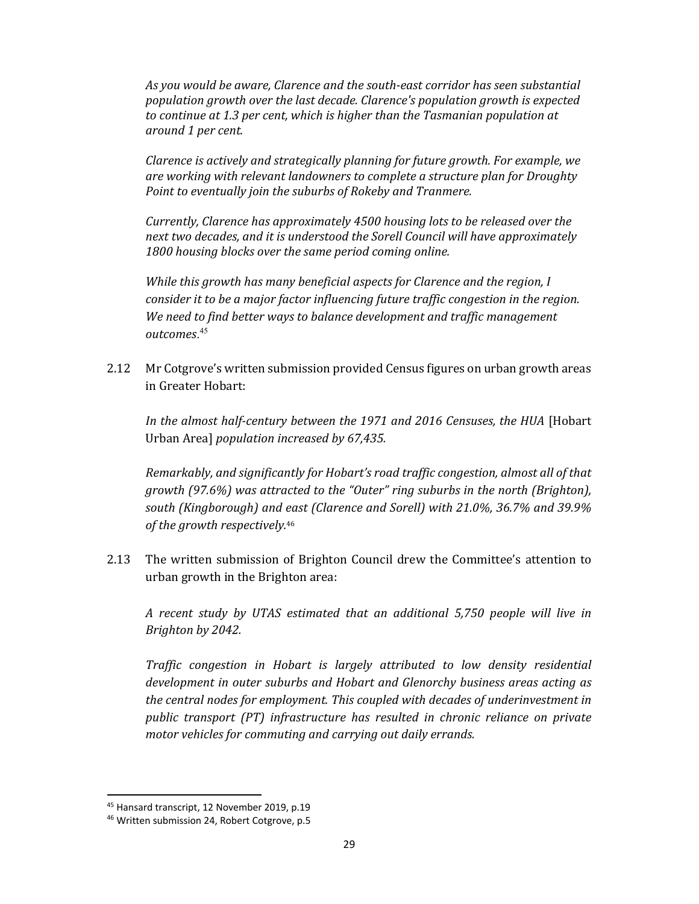*As you would be aware, Clarence and the south-east corridor has seen substantial population growth over the last decade. Clarence's population growth is expected to continue at 1.3 per cent, which is higher than the Tasmanian population at around 1 per cent.*

*Clarence is actively and strategically planning for future growth. For example, we are working with relevant landowners to complete a structure plan for Droughty Point to eventually join the suburbs of Rokeby and Tranmere.*

*Currently, Clarence has approximately 4500 housing lots to be released over the next two decades, and it is understood the Sorell Council will have approximately 1800 housing blocks over the same period coming online.*

*While this growth has many beneficial aspects for Clarence and the region, I consider it to be a major factor influencing future traffic congestion in the region. We need to find better ways to balance development and traffic management outcomes*.[45]

2.12 Mr Cotgrove's written submission provided Census figures on urban growth areas in Greater Hobart:

*In the almost half-century between the 1971 and 2016 Censuses, the HUA* [Hobart Urban Area] *population increased by 67,435.*

*Remarkably, and significantly for Hobart's road traffic congestion, almost all of that growth (97.6%) was attracted to the "Outer" ring suburbs in the north (Brighton), south (Kingborough) and east (Clarence and Sorell) with 21.0%, 36.7% and 39.9% of the growth respectively.*[46]

2.13 The written submission of Brighton Council drew the Committee's attention to urban growth in the Brighton area:

*A recent study by UTAS estimated that an additional 5,750 people will live in Brighton by 2042.*

*Traffic congestion in Hobart is largely attributed to low density residential development in outer suburbs and Hobart and Glenorchy business areas acting as the central nodes for employment. This coupled with decades of underinvestment in public transport (PT) infrastructure has resulted in chronic reliance on private motor vehicles for commuting and carrying out daily errands.*

---

[45] Hansard transcript, 12 November 2019, p.19

[46] Written submission 24, Robert Cotgrove, p.5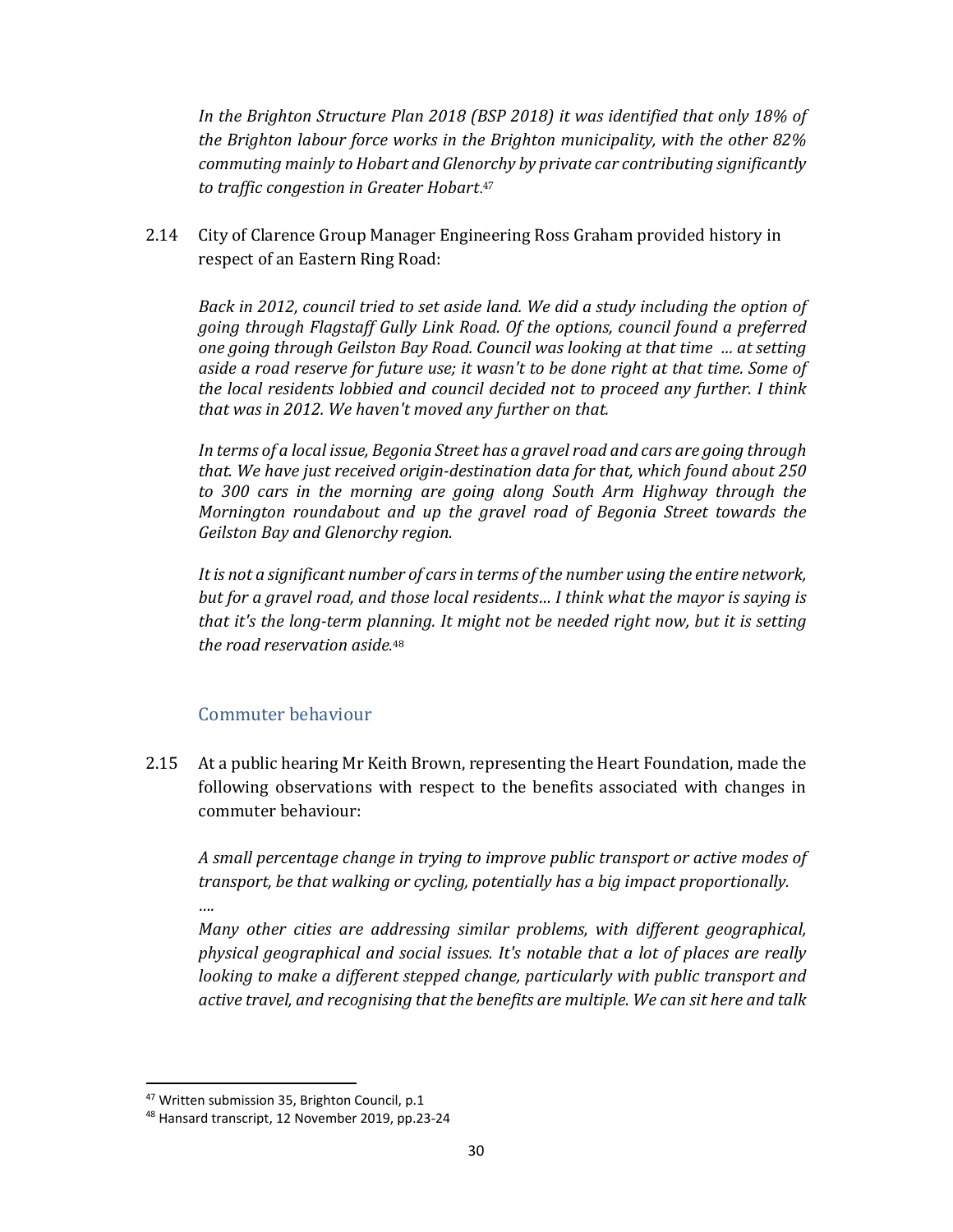*In the Brighton Structure Plan 2018 (BSP 2018) it was identified that only 18% of the Brighton labour force works in the Brighton municipality, with the other 82% commuting mainly to Hobart and Glenorchy by private car contributing significantly to traffic congestion in Greater Hobart.*[47]

2.14 City of Clarence Group Manager Engineering Ross Graham provided history in respect of an Eastern Ring Road:

*Back in 2012, council tried to set aside land. We did a study including the option of going through Flagstaff Gully Link Road. Of the options, council found a preferred one going through Geilston Bay Road. Council was looking at that time ... at setting aside a road reserve for future use; it wasn't to be done right at that time. Some of the local residents lobbied and council decided not to proceed any further. I think that was in 2012. We haven't moved any further on that.*

*In terms of a local issue, Begonia Street has a gravel road and cars are going through that. We have just received origin-destination data for that, which found about 250 to 300 cars in the morning are going along South Arm Highway through the Mornington roundabout and up the gravel road of Begonia Street towards the Geilston Bay and Glenorchy region.*

*It is not a significant number of cars in terms of the number using the entire network, but for a gravel road, and those local residents… I think what the mayor is saying is that it's the long-term planning. It might not be needed right now, but it is setting the road reservation aside.*[48]

## Commuter behaviour

2.15 At a public hearing Mr Keith Brown, representing the Heart Foundation, made the following observations with respect to the benefits associated with changes in commuter behaviour:

*A small percentage change in trying to improve public transport or active modes of transport, be that walking or cycling, potentially has a big impact proportionally.*

*….*

*Many other cities are addressing similar problems, with different geographical, physical geographical and social issues. It's notable that a lot of places are really looking to make a different stepped change, particularly with public transport and active travel, and recognising that the benefits are multiple. We can sit here and talk*

---

[47] Written submission 35, Brighton Council, p.1

[48] Hansard transcript, 12 November 2019, pp.23-24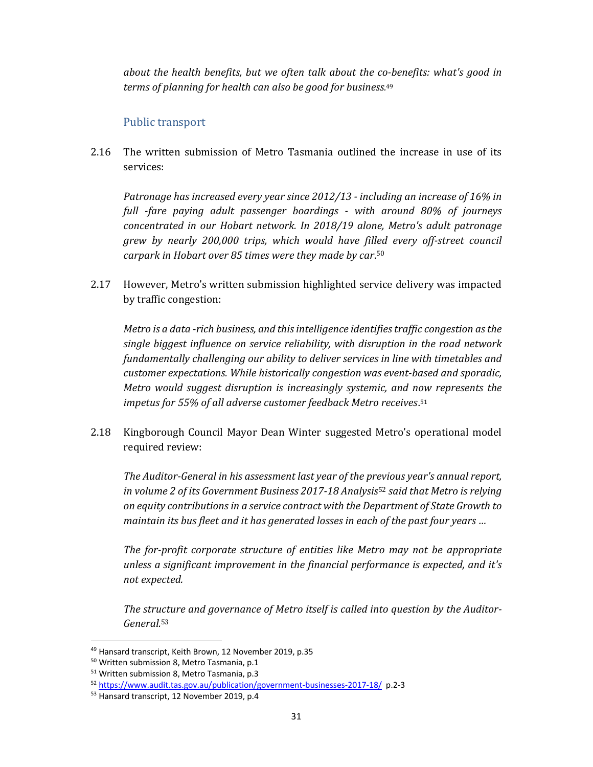*about the health benefits, but we often talk about the co-benefits: what's good in terms of planning for health can also be good for business.*[49]

### Public transport

2.16 The written submission of Metro Tasmania outlined the increase in use of its services:

*Patronage has increased every year since 2012/13 - including an increase of 16% in full -fare paying adult passenger boardings - with around 80% of journeys concentrated in our Hobart network. In 2018/19 alone, Metro's adult patronage grew by nearly 200,000 trips, which would have filled every off-street council carpark in Hobart over 85 times were they made by car.*[50]

2.17 However, Metro's written submission highlighted service delivery was impacted by traffic congestion:

*Metro is a data -rich business, and this intelligence identifies traffic congestion as the single biggest influence on service reliability, with disruption in the road network fundamentally challenging our ability to deliver services in line with timetables and customer expectations. While historically congestion was event-based and sporadic, Metro would suggest disruption is increasingly systemic, and now represents the impetus for 55% of all adverse customer feedback Metro receives*.[51]

2.18 Kingborough Council Mayor Dean Winter suggested Metro's operational model required review:

*The Auditor-General in his assessment last year of the previous year's annual report, in volume 2 of its Government Business 2017-18 Analysis*[52] *said that Metro is relying on equity contributions in a service contract with the Department of State Growth to maintain its bus fleet and it has generated losses in each of the past four years …*

*The for-profit corporate structure of entities like Metro may not be appropriate unless a significant improvement in the financial performance is expected, and it's not expected.*

*The structure and governance of Metro itself is called into question by the Auditor-General.*[53]

---

[49] Hansard transcript, Keith Brown, 12 November 2019, p.35
[50] Written submission 8, Metro Tasmania, p.1
[51] Written submission 8, Metro Tasmania, p.3
[52] https://www.audit.tas.gov.au/publication/government-businesses-2017-18/ p.2-3
[53] Hansard transcript, 12 November 2019, p.4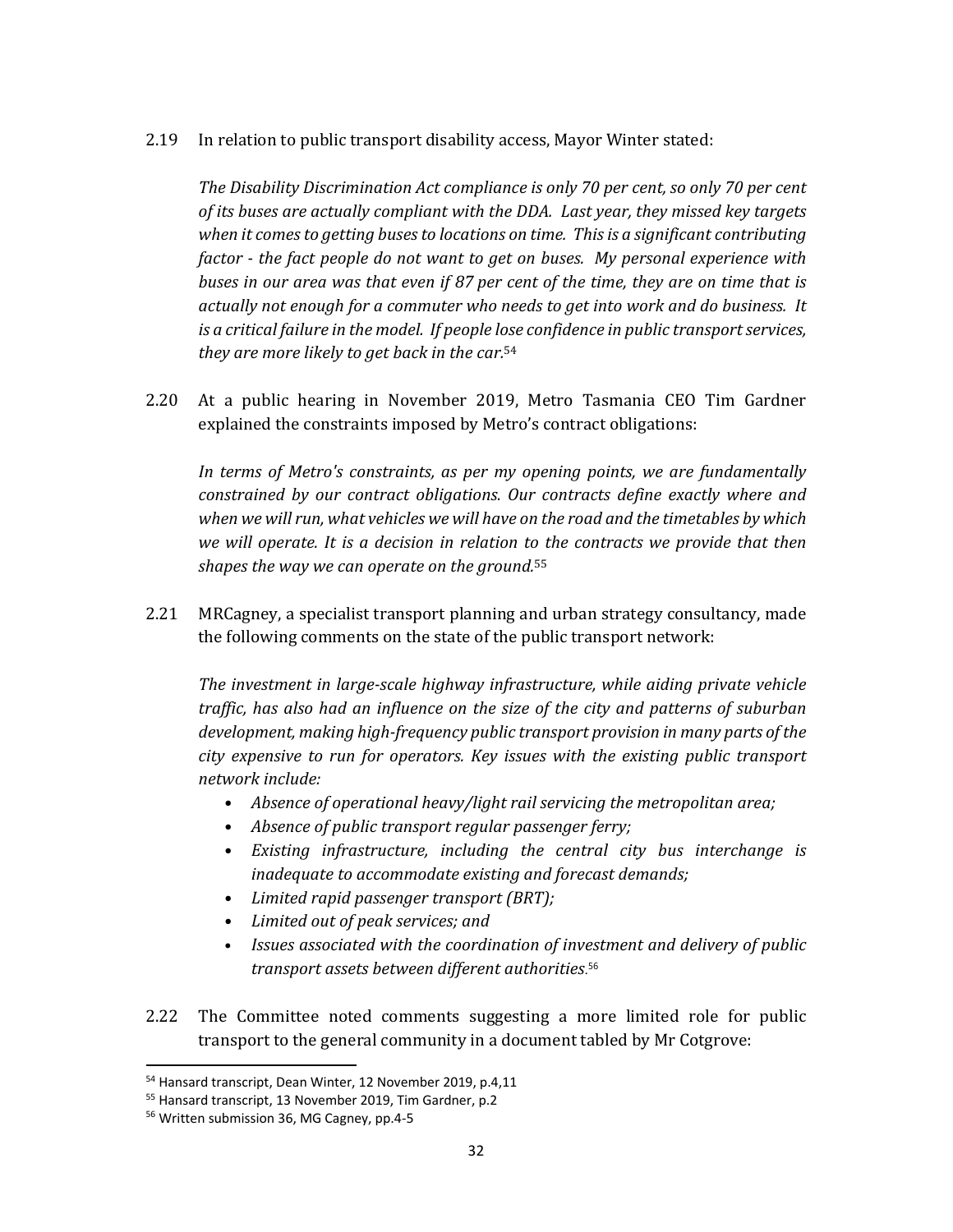2.19 In relation to public transport disability access, Mayor Winter stated:

*The Disability Discrimination Act compliance is only 70 per cent, so only 70 per cent of its buses are actually compliant with the DDA. Last year, they missed key targets when it comes to getting buses to locations on time. This is a significant contributing factor - the fact people do not want to get on buses. My personal experience with buses in our area was that even if 87 per cent of the time, they are on time that is actually not enough for a commuter who needs to get into work and do business. It is a critical failure in the model. If people lose confidence in public transport services, they are more likely to get back in the car.*[54]

2.20 At a public hearing in November 2019, Metro Tasmania CEO Tim Gardner explained the constraints imposed by Metro's contract obligations:

*In terms of Metro's constraints, as per my opening points, we are fundamentally constrained by our contract obligations. Our contracts define exactly where and when we will run, what vehicles we will have on the road and the timetables by which we will operate. It is a decision in relation to the contracts we provide that then shapes the way we can operate on the ground.*[55]

2.21 MRCagney, a specialist transport planning and urban strategy consultancy, made the following comments on the state of the public transport network:

*The investment in large-scale highway infrastructure, while aiding private vehicle traffic, has also had an influence on the size of the city and patterns of suburban development, making high-frequency public transport provision in many parts of the city expensive to run for operators. Key issues with the existing public transport network include:*

- *Absence of operational heavy/light rail servicing the metropolitan area;*
- *Absence of public transport regular passenger ferry;*
- *Existing infrastructure, including the central city bus interchange is inadequate to accommodate existing and forecast demands;*
- *Limited rapid passenger transport (BRT);*
- *Limited out of peak services; and*
- *Issues associated with the coordination of investment and delivery of public transport assets between different authorities.*[56]

2.22 The Committee noted comments suggesting a more limited role for public transport to the general community in a document tabled by Mr Cotgrove:

---

[54] Hansard transcript, Dean Winter, 12 November 2019, p.4,11

[55] Hansard transcript, 13 November 2019, Tim Gardner, p.2

[56] Written submission 36, MG Cagney, pp.4-5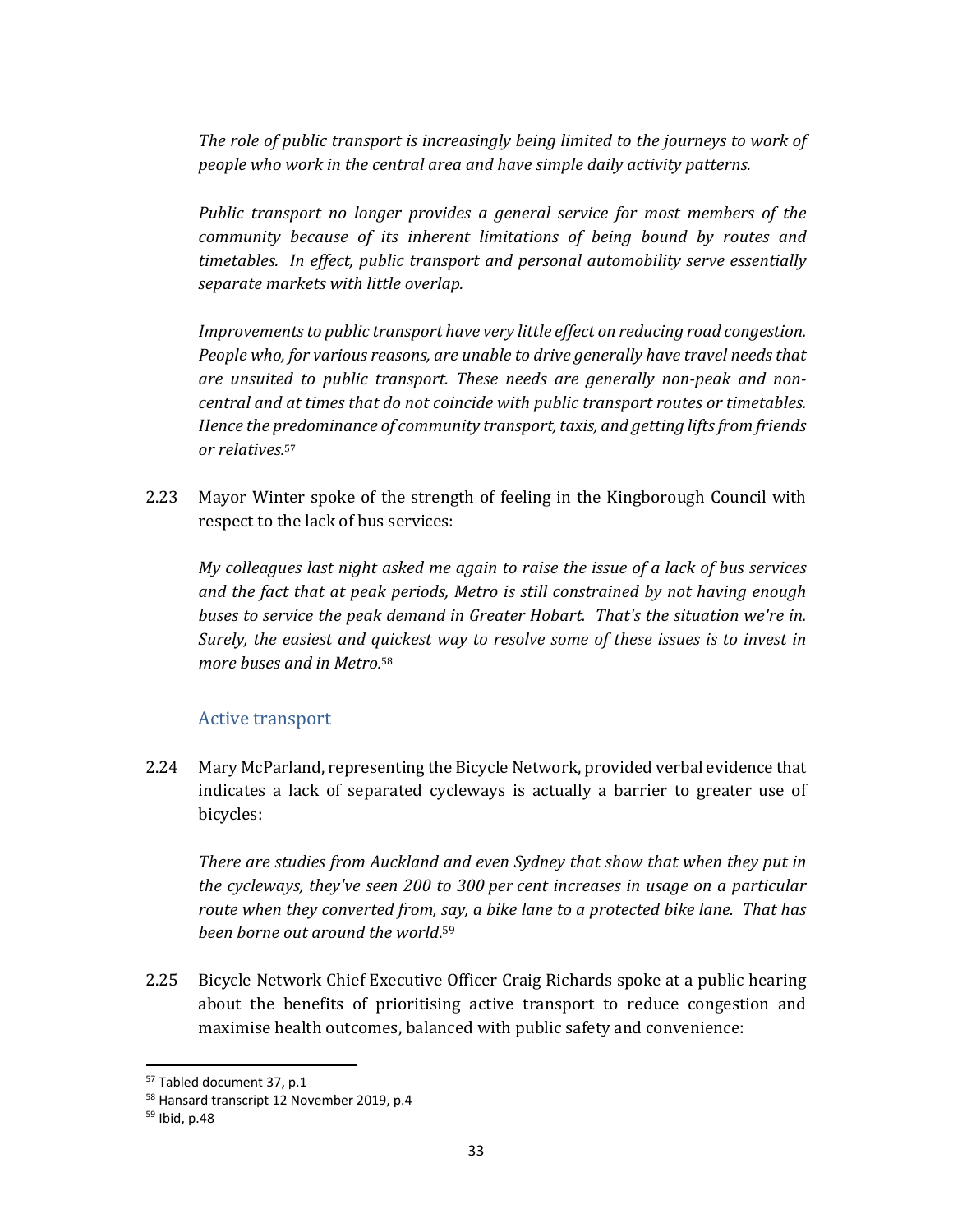*The role of public transport is increasingly being limited to the journeys to work of people who work in the central area and have simple daily activity patterns.*

*Public transport no longer provides a general service for most members of the community because of its inherent limitations of being bound by routes and timetables. In effect, public transport and personal automobility serve essentially separate markets with little overlap.*

*Improvements to public transport have very little effect on reducing road congestion. People who, for various reasons, are unable to drive generally have travel needs that are unsuited to public transport. These needs are generally non-peak and non-central and at times that do not coincide with public transport routes or timetables. Hence the predominance of community transport, taxis, and getting lifts from friends or relatives.*[57]

2.23 Mayor Winter spoke of the strength of feeling in the Kingborough Council with respect to the lack of bus services:

*My colleagues last night asked me again to raise the issue of a lack of bus services and the fact that at peak periods, Metro is still constrained by not having enough buses to service the peak demand in Greater Hobart. That's the situation we're in. Surely, the easiest and quickest way to resolve some of these issues is to invest in more buses and in Metro.*[58]

### Active transport

2.24 Mary McParland, representing the Bicycle Network, provided verbal evidence that indicates a lack of separated cycleways is actually a barrier to greater use of bicycles:

*There are studies from Auckland and even Sydney that show that when they put in the cycleways, they've seen 200 to 300 per cent increases in usage on a particular route when they converted from, say, a bike lane to a protected bike lane. That has been borne out around the world.*[59]

2.25 Bicycle Network Chief Executive Officer Craig Richards spoke at a public hearing about the benefits of prioritising active transport to reduce congestion and maximise health outcomes, balanced with public safety and convenience:

---

[57] Tabled document 37, p.1

[58] Hansard transcript 12 November 2019, p.4

[59] Ibid, p.48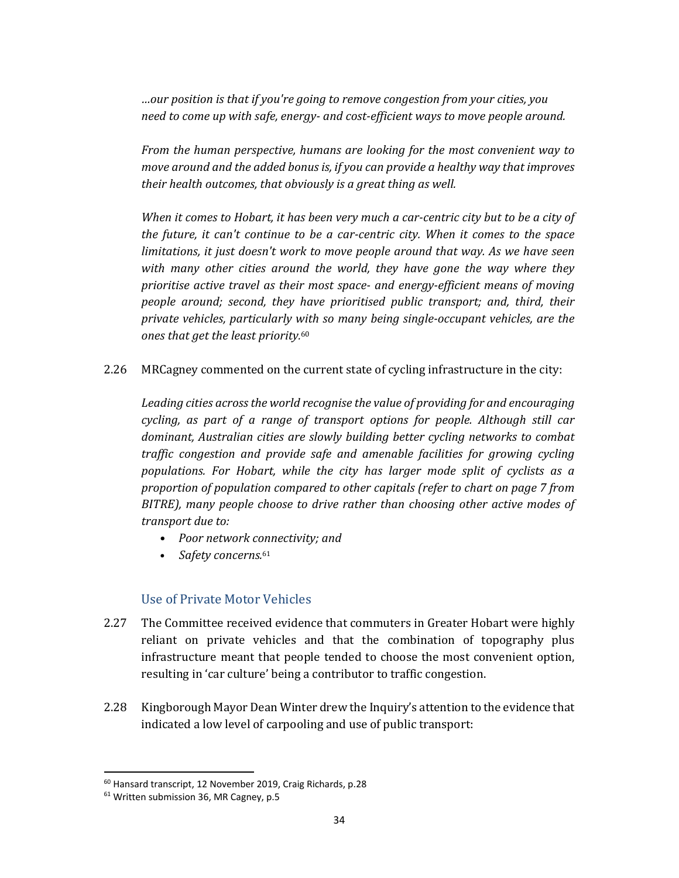*…our position is that if you're going to remove congestion from your cities, you need to come up with safe, energy- and cost-efficient ways to move people around.*

*From the human perspective, humans are looking for the most convenient way to move around and the added bonus is, if you can provide a healthy way that improves their health outcomes, that obviously is a great thing as well.*

*When it comes to Hobart, it has been very much a car-centric city but to be a city of the future, it can't continue to be a car-centric city. When it comes to the space limitations, it just doesn't work to move people around that way. As we have seen with many other cities around the world, they have gone the way where they prioritise active travel as their most space- and energy-efficient means of moving people around; second, they have prioritised public transport; and, third, their private vehicles, particularly with so many being single-occupant vehicles, are the ones that get the least priority.*[60]

2.26 MRCagney commented on the current state of cycling infrastructure in the city:

*Leading cities across the world recognise the value of providing for and encouraging cycling, as part of a range of transport options for people. Although still car dominant, Australian cities are slowly building better cycling networks to combat traffic congestion and provide safe and amenable facilities for growing cycling populations. For Hobart, while the city has larger mode split of cyclists as a proportion of population compared to other capitals (refer to chart on page 7 from BITRE), many people choose to drive rather than choosing other active modes of transport due to:*

- *Poor network connectivity; and*
- *Safety concerns.*[61]

### Use of Private Motor Vehicles

2.27 The Committee received evidence that commuters in Greater Hobart were highly reliant on private vehicles and that the combination of topography plus infrastructure meant that people tended to choose the most convenient option, resulting in 'car culture' being a contributor to traffic congestion.

2.28 Kingborough Mayor Dean Winter drew the Inquiry's attention to the evidence that indicated a low level of carpooling and use of public transport:

---

[60] Hansard transcript, 12 November 2019, Craig Richards, p.28

[61] Written submission 36, MR Cagney, p.5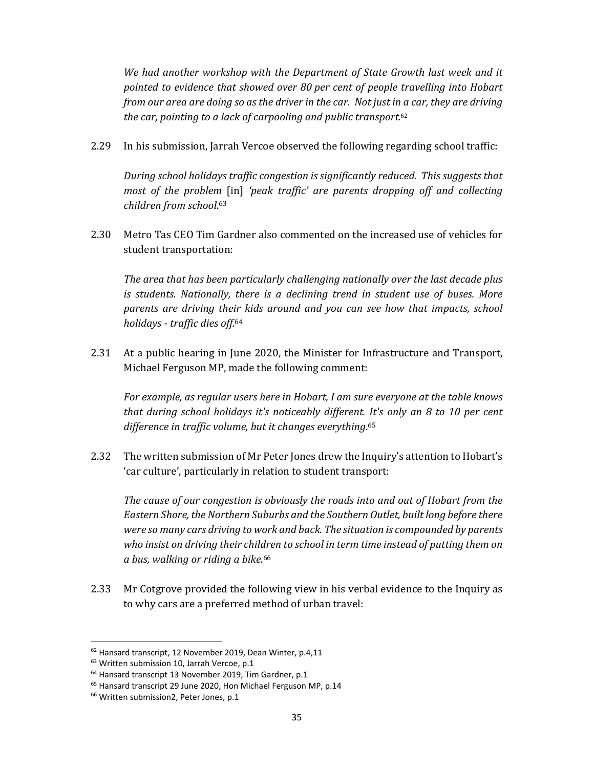*We had another workshop with the Department of State Growth last week and it pointed to evidence that showed over 80 per cent of people travelling into Hobart from our area are doing so as the driver in the car. Not just in a car, they are driving the car, pointing to a lack of carpooling and public transport.*[62]

2.29 In his submission, Jarrah Vercoe observed the following regarding school traffic:

*During school holidays traffic congestion is significantly reduced. This suggests that most of the problem* [in] *'peak traffic' are parents dropping off and collecting children from school.*[63]

2.30 Metro Tas CEO Tim Gardner also commented on the increased use of vehicles for student transportation:

*The area that has been particularly challenging nationally over the last decade plus is students. Nationally, there is a declining trend in student use of buses. More parents are driving their kids around and you can see how that impacts, school holidays - traffic dies off.*[64]

2.31 At a public hearing in June 2020, the Minister for Infrastructure and Transport, Michael Ferguson MP, made the following comment:

*For example, as regular users here in Hobart, I am sure everyone at the table knows that during school holidays it's noticeably different. It's only an 8 to 10 per cent difference in traffic volume, but it changes everything.*[65]

2.32 The written submission of Mr Peter Jones drew the Inquiry's attention to Hobart's 'car culture', particularly in relation to student transport:

*The cause of our congestion is obviously the roads into and out of Hobart from the Eastern Shore, the Northern Suburbs and the Southern Outlet, built long before there were so many cars driving to work and back. The situation is compounded by parents who insist on driving their children to school in term time instead of putting them on a bus, walking or riding a bike.*[66]

2.33 Mr Cotgrove provided the following view in his verbal evidence to the Inquiry as to why cars are a preferred method of urban travel:

---

[62] Hansard transcript, 12 November 2019, Dean Winter, p.4,11

[63] Written submission 10, Jarrah Vercoe, p.1

[64] Hansard transcript 13 November 2019, Tim Gardner, p.1

[65] Hansard transcript 29 June 2020, Hon Michael Ferguson MP, p.14

[66] Written submission2, Peter Jones, p.1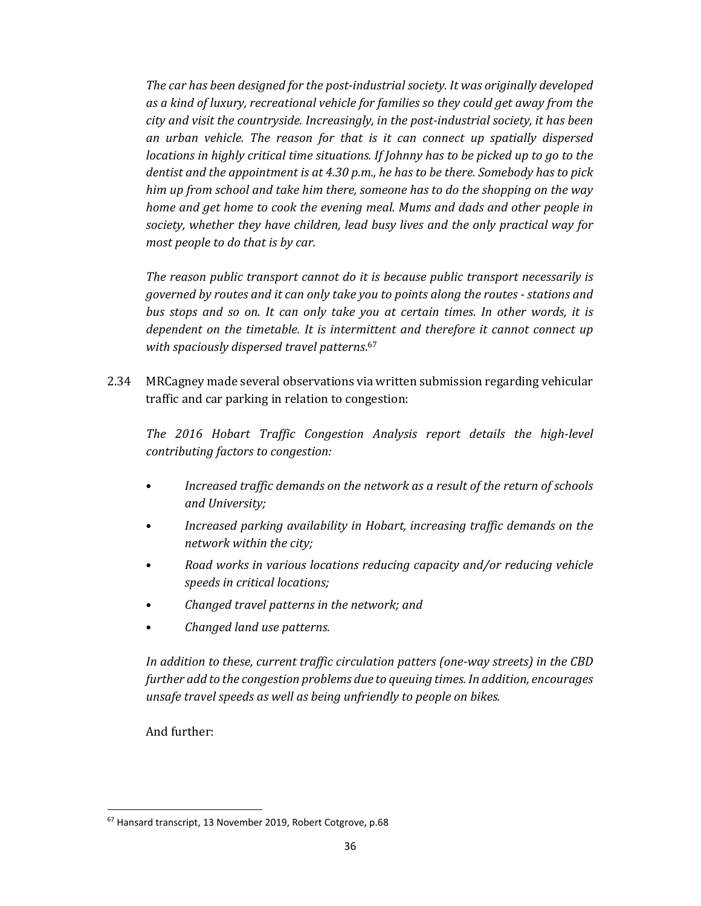*The car has been designed for the post-industrial society. It was originally developed as a kind of luxury, recreational vehicle for families so they could get away from the city and visit the countryside. Increasingly, in the post-industrial society, it has been an urban vehicle. The reason for that is it can connect up spatially dispersed locations in highly critical time situations. If Johnny has to be picked up to go to the dentist and the appointment is at 4.30 p.m., he has to be there. Somebody has to pick him up from school and take him there, someone has to do the shopping on the way home and get home to cook the evening meal. Mums and dads and other people in society, whether they have children, lead busy lives and the only practical way for most people to do that is by car.*

*The reason public transport cannot do it is because public transport necessarily is governed by routes and it can only take you to points along the routes - stations and bus stops and so on. It can only take you at certain times. In other words, it is dependent on the timetable. It is intermittent and therefore it cannot connect up with spaciously dispersed travel patterns.*[67]

2.34 MRCagney made several observations via written submission regarding vehicular traffic and car parking in relation to congestion:

*The 2016 Hobart Traffic Congestion Analysis report details the high-level contributing factors to congestion:*

- *Increased traffic demands on the network as a result of the return of schools and University;*
- *Increased parking availability in Hobart, increasing traffic demands on the network within the city;*
- *Road works in various locations reducing capacity and/or reducing vehicle speeds in critical locations;*
- *Changed travel patterns in the network; and*
- *Changed land use patterns.*

*In addition to these, current traffic circulation patters (one-way streets) in the CBD further add to the congestion problems due to queuing times. In addition, encourages unsafe travel speeds as well as being unfriendly to people on bikes.*

And further:

---

[67] Hansard transcript, 13 November 2019, Robert Cotgrove, p.68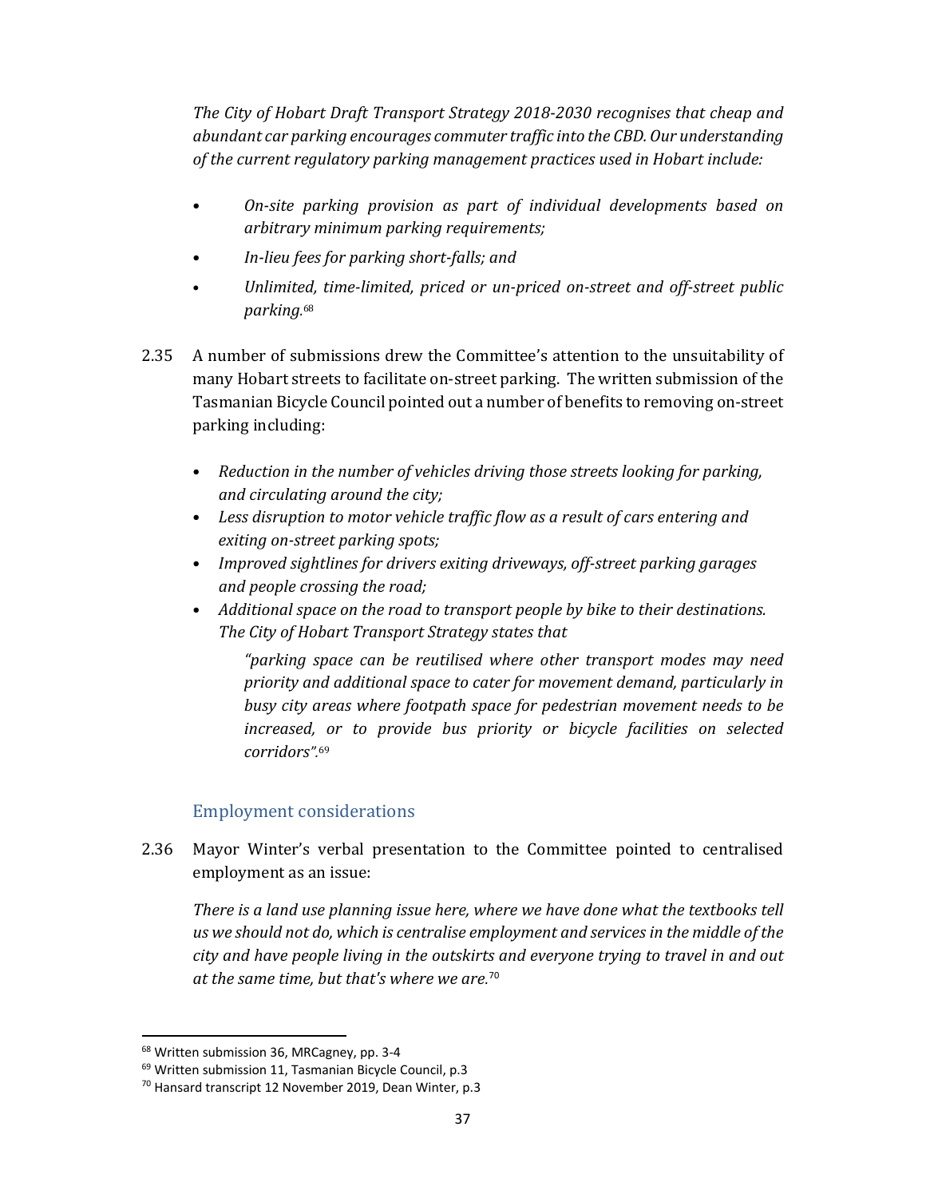*The City of Hobart Draft Transport Strategy 2018-2030 recognises that cheap and abundant car parking encourages commuter traffic into the CBD. Our understanding of the current regulatory parking management practices used in Hobart include:*

- *On-site parking provision as part of individual developments based on arbitrary minimum parking requirements;*
- *In-lieu fees for parking short-falls; and*
- *Unlimited, time-limited, priced or un-priced on-street and off-street public parking.*[68]

2.35 A number of submissions drew the Committee's attention to the unsuitability of many Hobart streets to facilitate on-street parking. The written submission of the Tasmanian Bicycle Council pointed out a number of benefits to removing on-street parking including:

- *Reduction in the number of vehicles driving those streets looking for parking, and circulating around the city;*
- *Less disruption to motor vehicle traffic flow as a result of cars entering and exiting on-street parking spots;*
- *Improved sightlines for drivers exiting driveways, off-street parking garages and people crossing the road;*
- *Additional space on the road to transport people by bike to their destinations. The City of Hobart Transport Strategy states that*

  *"parking space can be reutilised where other transport modes may need priority and additional space to cater for movement demand, particularly in busy city areas where footpath space for pedestrian movement needs to be increased, or to provide bus priority or bicycle facilities on selected corridors".*[69]

### Employment considerations

2.36 Mayor Winter's verbal presentation to the Committee pointed to centralised employment as an issue:

*There is a land use planning issue here, where we have done what the textbooks tell us we should not do, which is centralise employment and services in the middle of the city and have people living in the outskirts and everyone trying to travel in and out at the same time, but that's where we are.*[70]

---

[68] Written submission 36, MRCagney, pp. 3-4

[69] Written submission 11, Tasmanian Bicycle Council, p.3

[70] Hansard transcript 12 November 2019, Dean Winter, p.3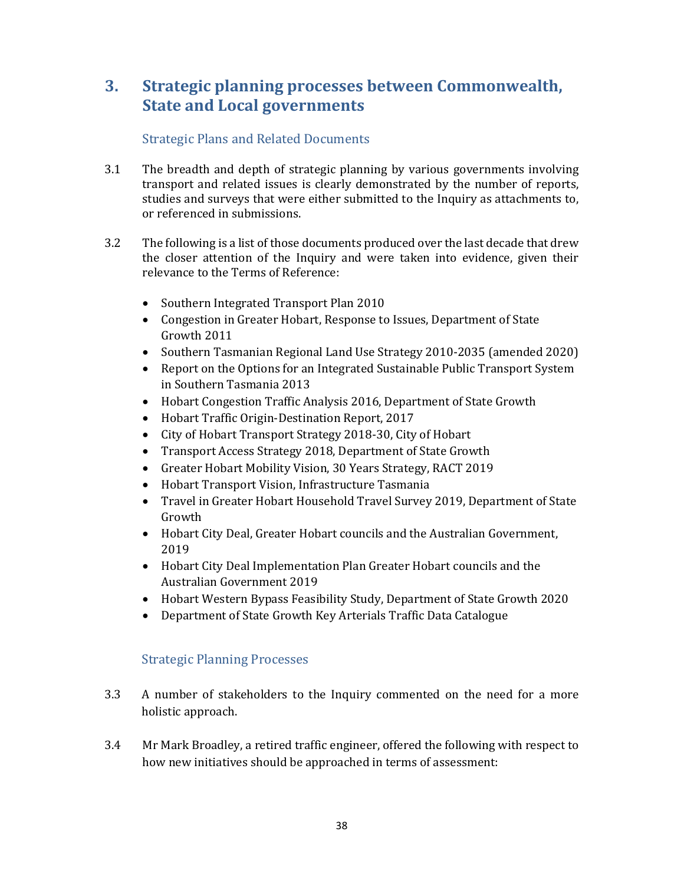# 3. Strategic planning processes between Commonwealth, State and Local governments

## Strategic Plans and Related Documents

3.1 The breadth and depth of strategic planning by various governments involving transport and related issues is clearly demonstrated by the number of reports, studies and surveys that were either submitted to the Inquiry as attachments to, or referenced in submissions.

3.2 The following is a list of those documents produced over the last decade that drew the closer attention of the Inquiry and were taken into evidence, given their relevance to the Terms of Reference:

- Southern Integrated Transport Plan 2010
- Congestion in Greater Hobart, Response to Issues, Department of State Growth 2011
- Southern Tasmanian Regional Land Use Strategy 2010-2035 (amended 2020)
- Report on the Options for an Integrated Sustainable Public Transport System in Southern Tasmania 2013
- Hobart Congestion Traffic Analysis 2016, Department of State Growth
- Hobart Traffic Origin-Destination Report, 2017
- City of Hobart Transport Strategy 2018-30, City of Hobart
- Transport Access Strategy 2018, Department of State Growth
- Greater Hobart Mobility Vision, 30 Years Strategy, RACT 2019
- Hobart Transport Vision, Infrastructure Tasmania
- Travel in Greater Hobart Household Travel Survey 2019, Department of State Growth
- Hobart City Deal, Greater Hobart councils and the Australian Government, 2019
- Hobart City Deal Implementation Plan Greater Hobart councils and the Australian Government 2019
- Hobart Western Bypass Feasibility Study, Department of State Growth 2020
- Department of State Growth Key Arterials Traffic Data Catalogue

## Strategic Planning Processes

3.3 A number of stakeholders to the Inquiry commented on the need for a more holistic approach.

3.4 Mr Mark Broadley, a retired traffic engineer, offered the following with respect to how new initiatives should be approached in terms of assessment: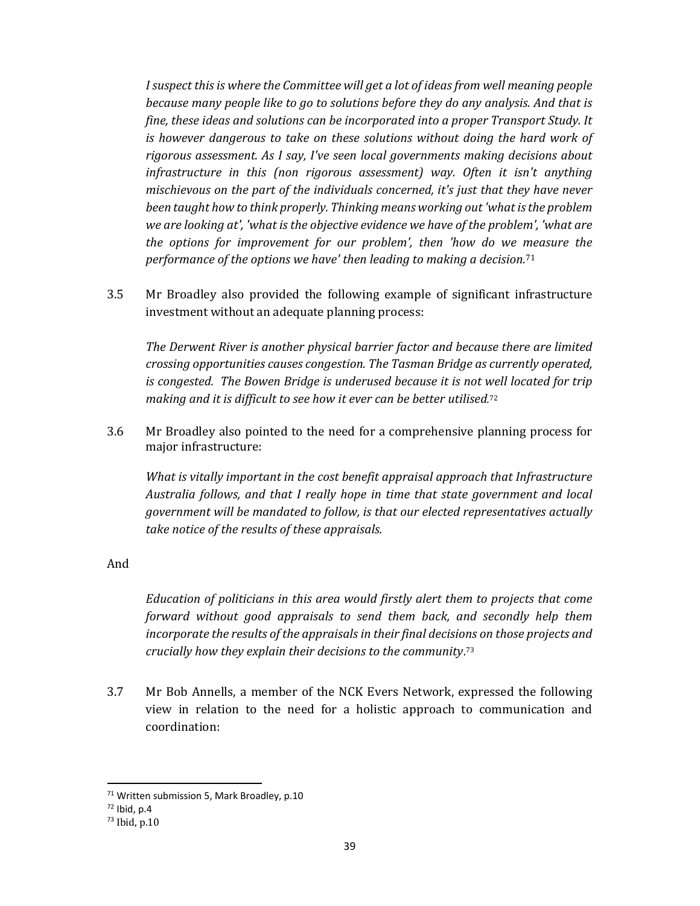*I suspect this is where the Committee will get a lot of ideas from well meaning people because many people like to go to solutions before they do any analysis. And that is fine, these ideas and solutions can be incorporated into a proper Transport Study. It is however dangerous to take on these solutions without doing the hard work of rigorous assessment. As I say, I've seen local governments making decisions about infrastructure in this (non rigorous assessment) way. Often it isn't anything mischievous on the part of the individuals concerned, it's just that they have never been taught how to think properly. Thinking means working out 'what is the problem we are looking at', 'what is the objective evidence we have of the problem', 'what are the options for improvement for our problem', then 'how do we measure the performance of the options we have' then leading to making a decision.*[71]

3.5 Mr Broadley also provided the following example of significant infrastructure investment without an adequate planning process:

*The Derwent River is another physical barrier factor and because there are limited crossing opportunities causes congestion. The Tasman Bridge as currently operated, is congested. The Bowen Bridge is underused because it is not well located for trip making and it is difficult to see how it ever can be better utilised.*[72]

3.6 Mr Broadley also pointed to the need for a comprehensive planning process for major infrastructure:

*What is vitally important in the cost benefit appraisal approach that Infrastructure Australia follows, and that I really hope in time that state government and local government will be mandated to follow, is that our elected representatives actually take notice of the results of these appraisals.*

And

*Education of politicians in this area would firstly alert them to projects that come forward without good appraisals to send them back, and secondly help them incorporate the results of the appraisals in their final decisions on those projects and crucially how they explain their decisions to the community*.[73]

3.7 Mr Bob Annells, a member of the NCK Evers Network, expressed the following view in relation to the need for a holistic approach to communication and coordination:

---

[71] Written submission 5, Mark Broadley, p.10

[72] Ibid, p.4

[73] Ibid, p.10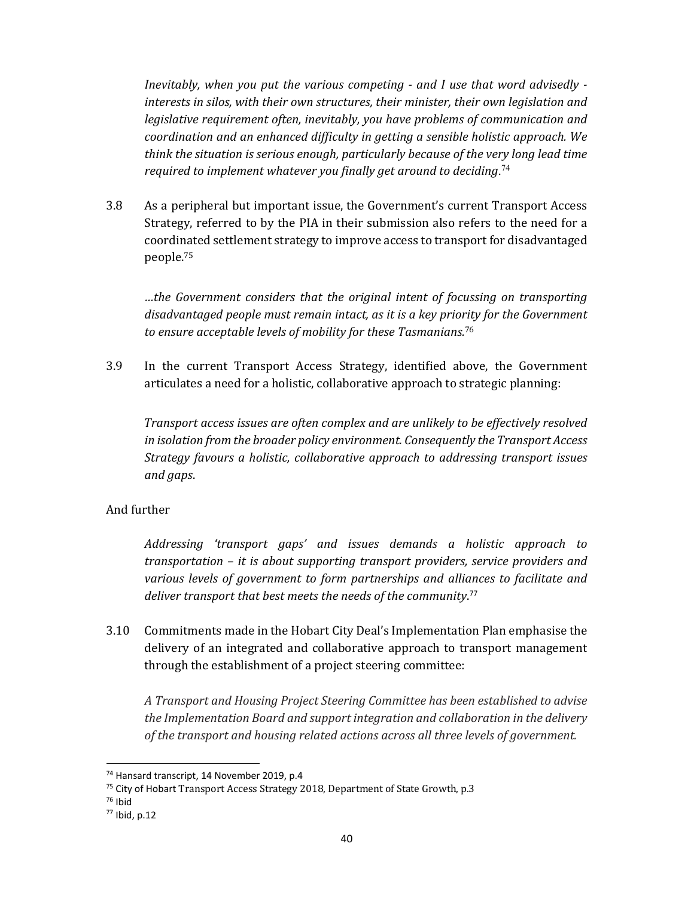*Inevitably, when you put the various competing - and I use that word advisedly - interests in silos, with their own structures, their minister, their own legislation and legislative requirement often, inevitably, you have problems of communication and coordination and an enhanced difficulty in getting a sensible holistic approach. We think the situation is serious enough, particularly because of the very long lead time required to implement whatever you finally get around to deciding*.[74]

3.8 As a peripheral but important issue, the Government's current Transport Access Strategy, referred to by the PIA in their submission also refers to the need for a coordinated settlement strategy to improve access to transport for disadvantaged people.[75]

*…the Government considers that the original intent of focussing on transporting disadvantaged people must remain intact, as it is a key priority for the Government to ensure acceptable levels of mobility for these Tasmanians.*[76]

3.9 In the current Transport Access Strategy, identified above, the Government articulates a need for a holistic, collaborative approach to strategic planning:

*Transport access issues are often complex and are unlikely to be effectively resolved in isolation from the broader policy environment. Consequently the Transport Access Strategy favours a holistic, collaborative approach to addressing transport issues and gaps*.

And further

*Addressing 'transport gaps' and issues demands a holistic approach to transportation – it is about supporting transport providers, service providers and various levels of government to form partnerships and alliances to facilitate and deliver transport that best meets the needs of the community.*[77]

3.10 Commitments made in the Hobart City Deal's Implementation Plan emphasise the delivery of an integrated and collaborative approach to transport management through the establishment of a project steering committee:

*A Transport and Housing Project Steering Committee has been established to advise the Implementation Board and support integration and collaboration in the delivery of the transport and housing related actions across all three levels of government.*

---

[74] Hansard transcript, 14 November 2019, p.4

[75] City of Hobart Transport Access Strategy 2018, Department of State Growth, p.3

[76] Ibid

[77] Ibid, p.12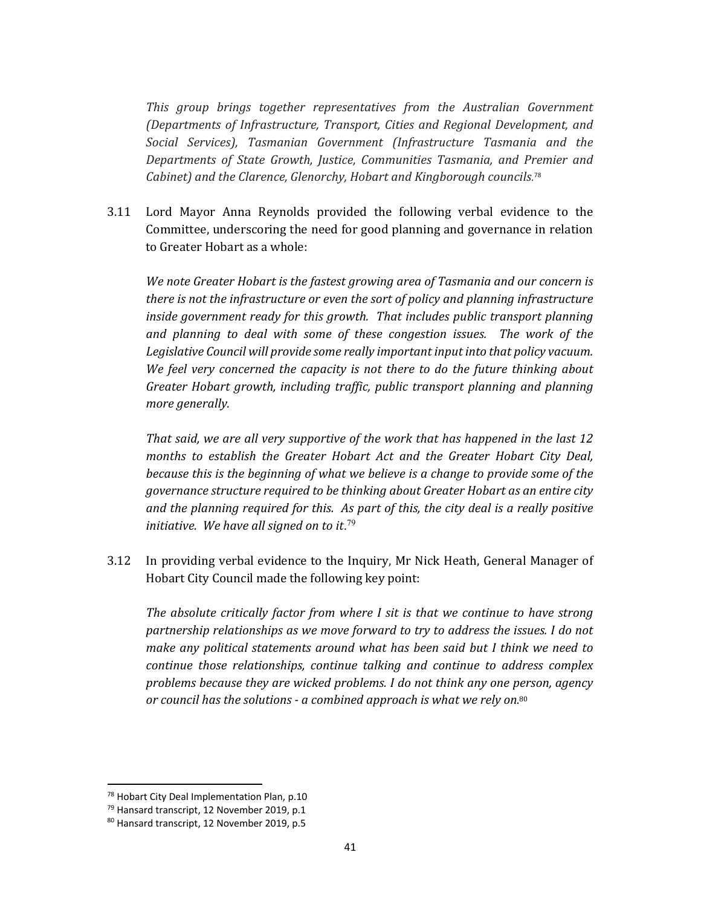*This group brings together representatives from the Australian Government (Departments of Infrastructure, Transport, Cities and Regional Development, and Social Services), Tasmanian Government (Infrastructure Tasmania and the Departments of State Growth, Justice, Communities Tasmania, and Premier and Cabinet) and the Clarence, Glenorchy, Hobart and Kingborough councils.*[78]

3.11 Lord Mayor Anna Reynolds provided the following verbal evidence to the Committee, underscoring the need for good planning and governance in relation to Greater Hobart as a whole:

*We note Greater Hobart is the fastest growing area of Tasmania and our concern is there is not the infrastructure or even the sort of policy and planning infrastructure inside government ready for this growth. That includes public transport planning and planning to deal with some of these congestion issues. The work of the Legislative Council will provide some really important input into that policy vacuum. We feel very concerned the capacity is not there to do the future thinking about Greater Hobart growth, including traffic, public transport planning and planning more generally.*

*That said, we are all very supportive of the work that has happened in the last 12 months to establish the Greater Hobart Act and the Greater Hobart City Deal, because this is the beginning of what we believe is a change to provide some of the governance structure required to be thinking about Greater Hobart as an entire city and the planning required for this. As part of this, the city deal is a really positive initiative. We have all signed on to it.*[79]

3.12 In providing verbal evidence to the Inquiry, Mr Nick Heath, General Manager of Hobart City Council made the following key point:

*The absolute critically factor from where I sit is that we continue to have strong partnership relationships as we move forward to try to address the issues. I do not make any political statements around what has been said but I think we need to continue those relationships, continue talking and continue to address complex problems because they are wicked problems. I do not think any one person, agency or council has the solutions - a combined approach is what we rely on.*[80]

---

[78] Hobart City Deal Implementation Plan, p.10

[79] Hansard transcript, 12 November 2019, p.1

[80] Hansard transcript, 12 November 2019, p.5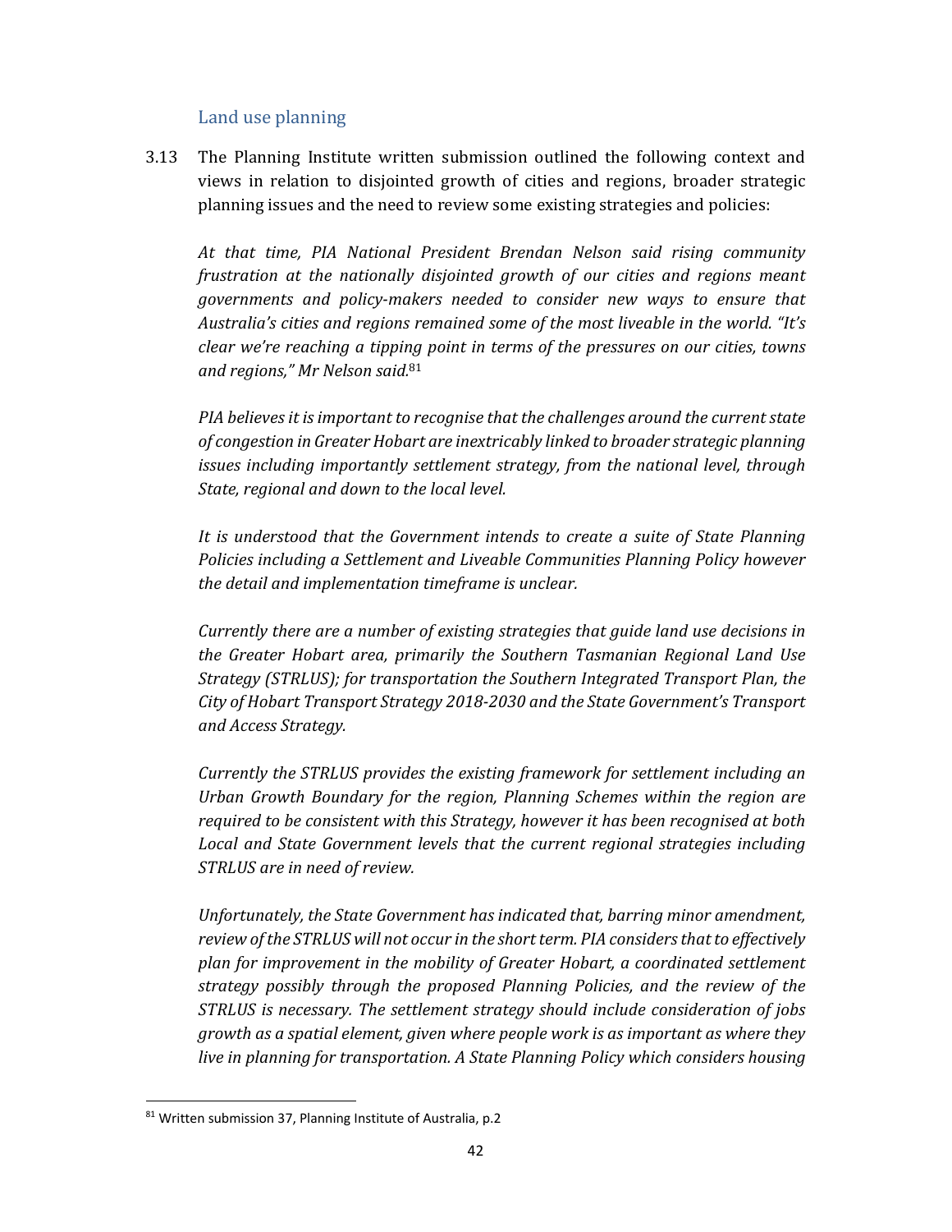### Land use planning

3.13 The Planning Institute written submission outlined the following context and views in relation to disjointed growth of cities and regions, broader strategic planning issues and the need to review some existing strategies and policies:

*At that time, PIA National President Brendan Nelson said rising community frustration at the nationally disjointed growth of our cities and regions meant governments and policy-makers needed to consider new ways to ensure that Australia's cities and regions remained some of the most liveable in the world. "It's clear we're reaching a tipping point in terms of the pressures on our cities, towns and regions," Mr Nelson said.*[81]

*PIA believes it is important to recognise that the challenges around the current state of congestion in Greater Hobart are inextricably linked to broader strategic planning issues including importantly settlement strategy, from the national level, through State, regional and down to the local level.*

*It is understood that the Government intends to create a suite of State Planning Policies including a Settlement and Liveable Communities Planning Policy however the detail and implementation timeframe is unclear.*

*Currently there are a number of existing strategies that guide land use decisions in the Greater Hobart area, primarily the Southern Tasmanian Regional Land Use Strategy (STRLUS); for transportation the Southern Integrated Transport Plan, the City of Hobart Transport Strategy 2018-2030 and the State Government's Transport and Access Strategy.*

*Currently the STRLUS provides the existing framework for settlement including an Urban Growth Boundary for the region, Planning Schemes within the region are required to be consistent with this Strategy, however it has been recognised at both Local and State Government levels that the current regional strategies including STRLUS are in need of review.*

*Unfortunately, the State Government has indicated that, barring minor amendment, review of the STRLUS will not occur in the short term. PIA considers that to effectively plan for improvement in the mobility of Greater Hobart, a coordinated settlement strategy possibly through the proposed Planning Policies, and the review of the STRLUS is necessary. The settlement strategy should include consideration of jobs growth as a spatial element, given where people work is as important as where they live in planning for transportation. A State Planning Policy which considers housing*

[81] Written submission 37, Planning Institute of Australia, p.2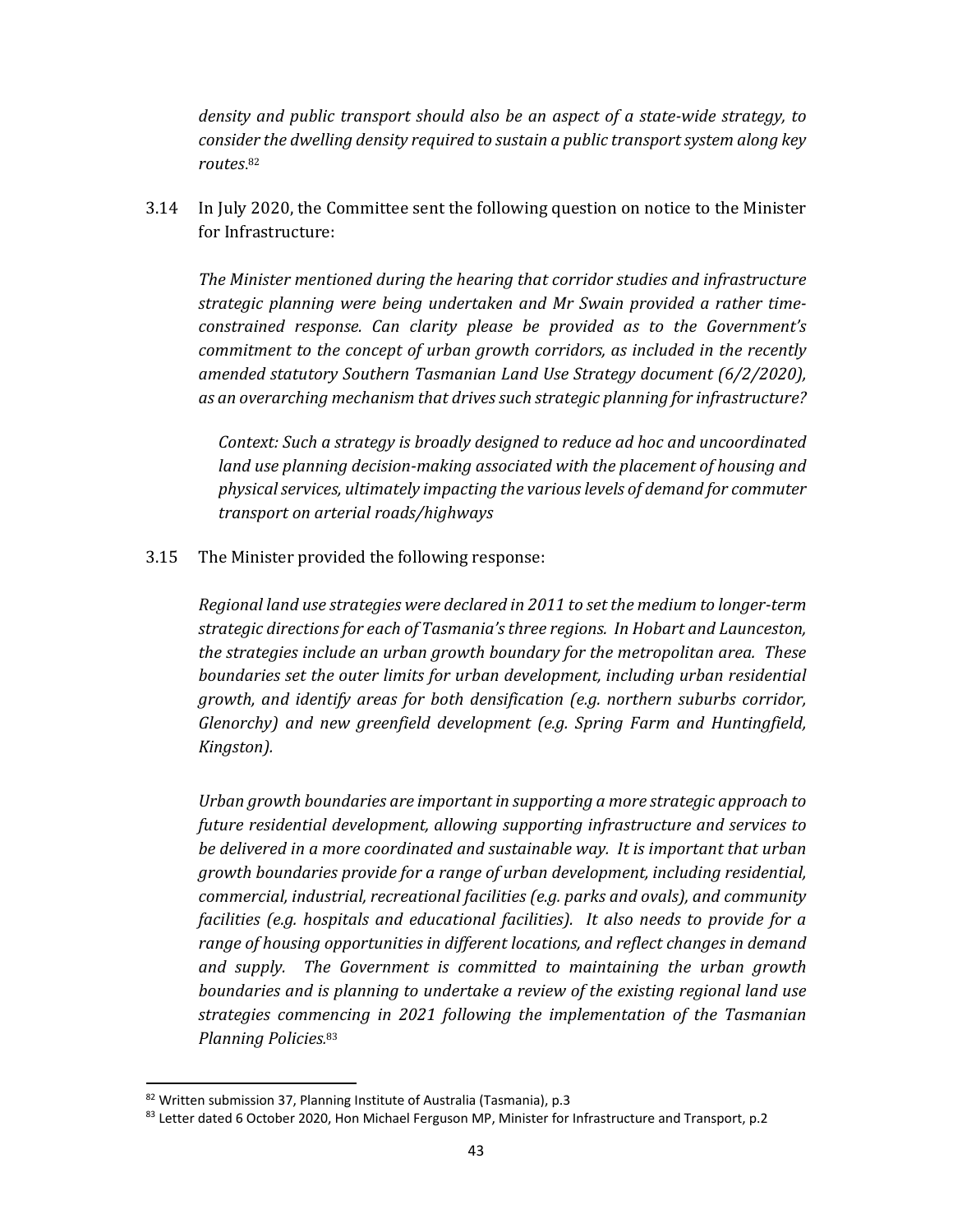*density and public transport should also be an aspect of a state-wide strategy, to consider the dwelling density required to sustain a public transport system along key routes.*[82]

3.14 In July 2020, the Committee sent the following question on notice to the Minister for Infrastructure:

> *The Minister mentioned during the hearing that corridor studies and infrastructure strategic planning were being undertaken and Mr Swain provided a rather time-constrained response. Can clarity please be provided as to the Government's commitment to the concept of urban growth corridors, as included in the recently amended statutory Southern Tasmanian Land Use Strategy document (6/2/2020), as an overarching mechanism that drives such strategic planning for infrastructure?*
>
> *Context: Such a strategy is broadly designed to reduce ad hoc and uncoordinated land use planning decision-making associated with the placement of housing and physical services, ultimately impacting the various levels of demand for commuter transport on arterial roads/highways*

3.15 The Minister provided the following response:

> *Regional land use strategies were declared in 2011 to set the medium to longer-term strategic directions for each of Tasmania's three regions. In Hobart and Launceston, the strategies include an urban growth boundary for the metropolitan area. These boundaries set the outer limits for urban development, including urban residential growth, and identify areas for both densification (e.g. northern suburbs corridor, Glenorchy) and new greenfield development (e.g. Spring Farm and Huntingfield, Kingston).*
>
> *Urban growth boundaries are important in supporting a more strategic approach to future residential development, allowing supporting infrastructure and services to be delivered in a more coordinated and sustainable way. It is important that urban growth boundaries provide for a range of urban development, including residential, commercial, industrial, recreational facilities (e.g. parks and ovals), and community facilities (e.g. hospitals and educational facilities). It also needs to provide for a range of housing opportunities in different locations, and reflect changes in demand and supply. The Government is committed to maintaining the urban growth boundaries and is planning to undertake a review of the existing regional land use strategies commencing in 2021 following the implementation of the Tasmanian Planning Policies.*[83]

---

[82] Written submission 37, Planning Institute of Australia (Tasmania), p.3

[83] Letter dated 6 October 2020, Hon Michael Ferguson MP, Minister for Infrastructure and Transport, p.2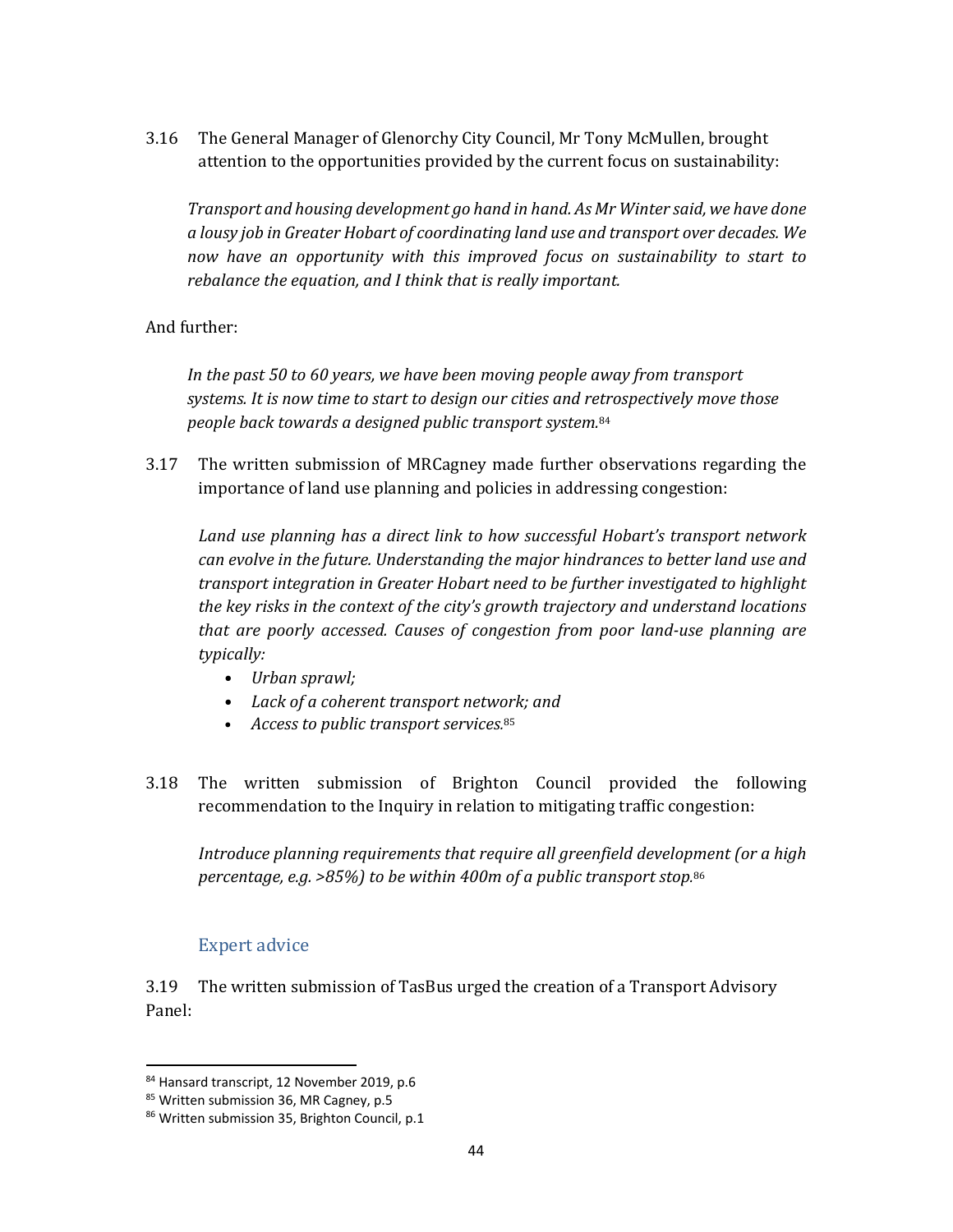3.16 The General Manager of Glenorchy City Council, Mr Tony McMullen, brought attention to the opportunities provided by the current focus on sustainability:

> *Transport and housing development go hand in hand. As Mr Winter said, we have done a lousy job in Greater Hobart of coordinating land use and transport over decades. We now have an opportunity with this improved focus on sustainability to start to rebalance the equation, and I think that is really important.*

And further:

> *In the past 50 to 60 years, we have been moving people away from transport systems. It is now time to start to design our cities and retrospectively move those people back towards a designed public transport system.*[84]

3.17 The written submission of MRCagney made further observations regarding the importance of land use planning and policies in addressing congestion:

> *Land use planning has a direct link to how successful Hobart's transport network can evolve in the future. Understanding the major hindrances to better land use and transport integration in Greater Hobart need to be further investigated to highlight the key risks in the context of the city's growth trajectory and understand locations that are poorly accessed. Causes of congestion from poor land-use planning are typically:*
>
> - *Urban sprawl;*
> - *Lack of a coherent transport network; and*
> - *Access to public transport services.*[85]

3.18 The written submission of Brighton Council provided the following recommendation to the Inquiry in relation to mitigating traffic congestion:

> *Introduce planning requirements that require all greenfield development (or a high percentage, e.g. >85%) to be within 400m of a public transport stop.*[86]

### Expert advice

3.19 The written submission of TasBus urged the creation of a Transport Advisory Panel:

---

[84] Hansard transcript, 12 November 2019, p.6

[85] Written submission 36, MR Cagney, p.5

[86] Written submission 35, Brighton Council, p.1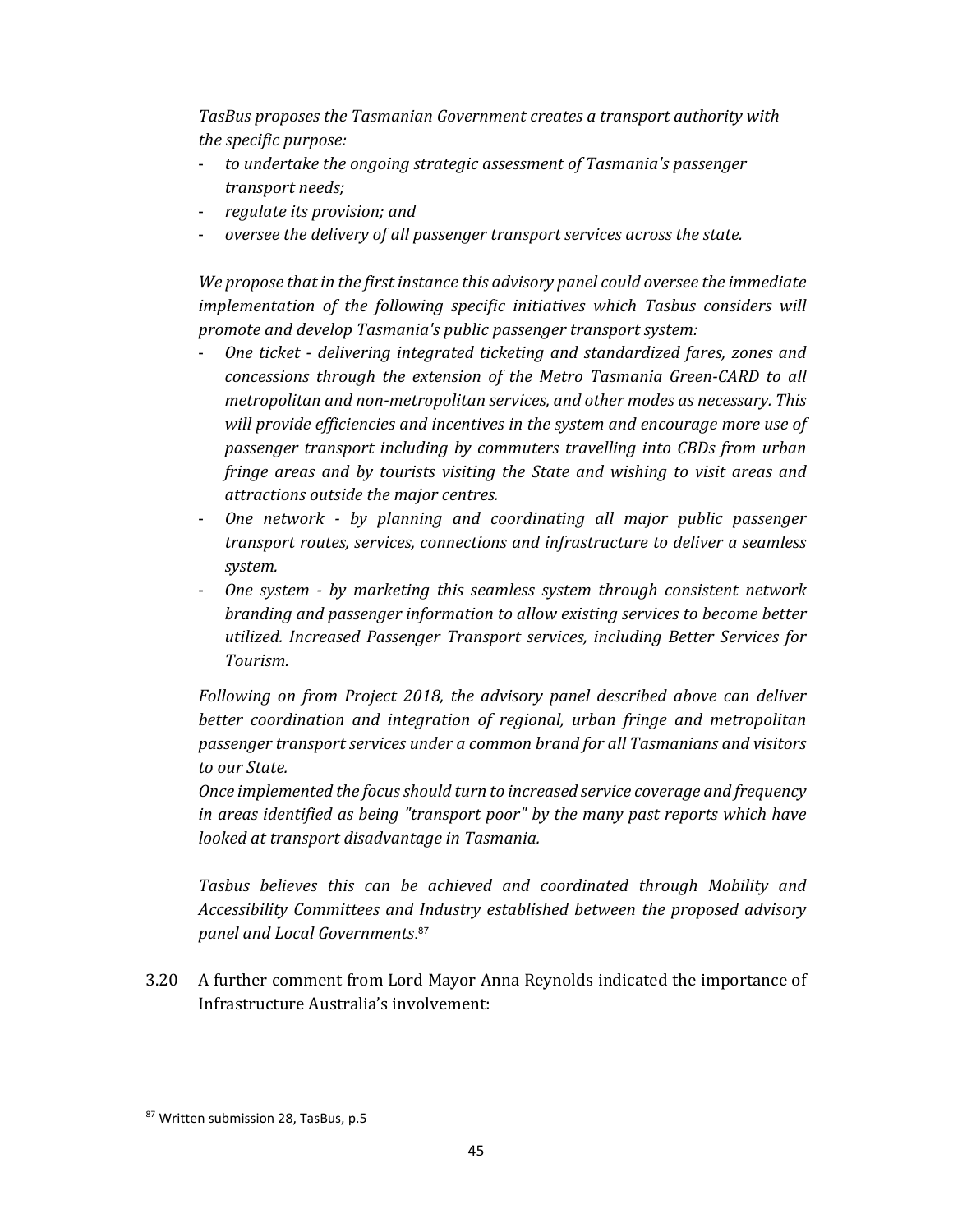*TasBus proposes the Tasmanian Government creates a transport authority with the specific purpose:*

- *to undertake the ongoing strategic assessment of Tasmania's passenger transport needs;*
- *regulate its provision; and*
- *oversee the delivery of all passenger transport services across the state.*

*We propose that in the first instance this advisory panel could oversee the immediate implementation of the following specific initiatives which Tasbus considers will promote and develop Tasmania's public passenger transport system:*

- *One ticket - delivering integrated ticketing and standardized fares, zones and concessions through the extension of the Metro Tasmania Green-CARD to all metropolitan and non-metropolitan services, and other modes as necessary. This will provide efficiencies and incentives in the system and encourage more use of passenger transport including by commuters travelling into CBDs from urban fringe areas and by tourists visiting the State and wishing to visit areas and attractions outside the major centres.*
- *One network - by planning and coordinating all major public passenger transport routes, services, connections and infrastructure to deliver a seamless system.*
- *One system - by marketing this seamless system through consistent network branding and passenger information to allow existing services to become better utilized. Increased Passenger Transport services, including Better Services for Tourism.*

*Following on from Project 2018, the advisory panel described above can deliver better coordination and integration of regional, urban fringe and metropolitan passenger transport services under a common brand for all Tasmanians and visitors to our State.*

*Once implemented the focus should turn to increased service coverage and frequency in areas identified as being "transport poor" by the many past reports which have looked at transport disadvantage in Tasmania.*

*Tasbus believes this can be achieved and coordinated through Mobility and Accessibility Committees and Industry established between the proposed advisory panel and Local Governments.*[87]

3.20 A further comment from Lord Mayor Anna Reynolds indicated the importance of Infrastructure Australia's involvement:

---

[87] Written submission 28, TasBus, p.5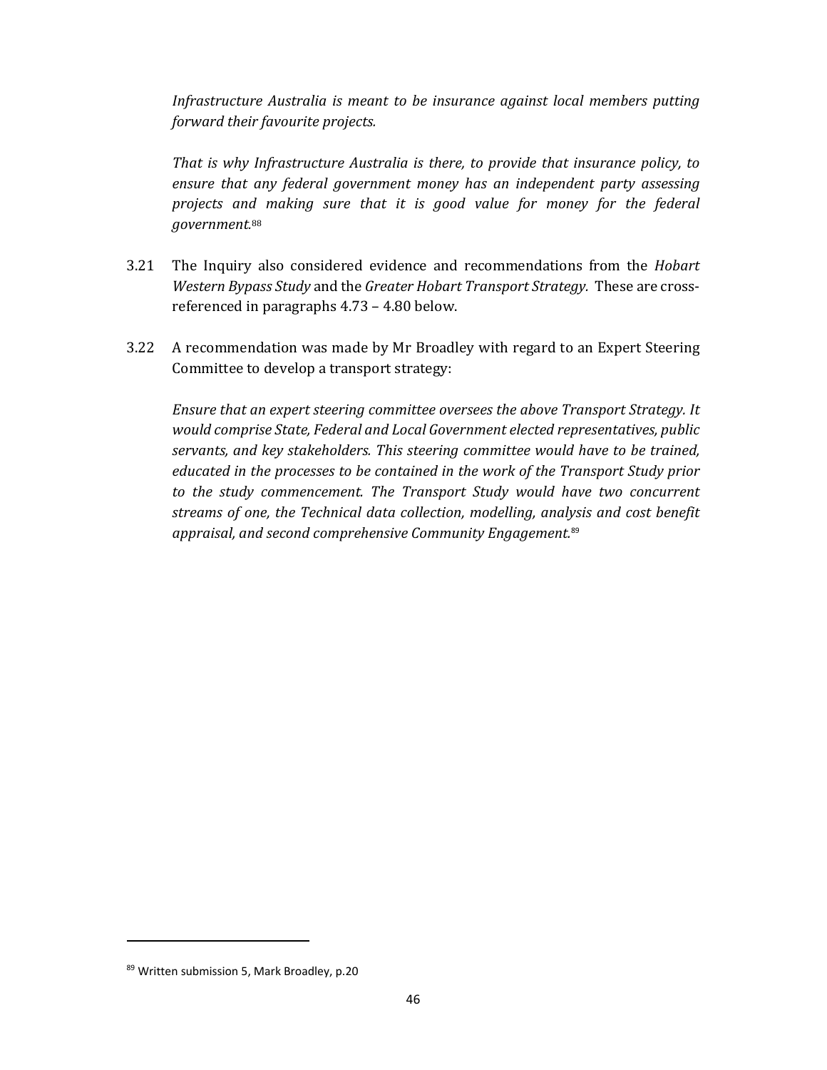*Infrastructure Australia is meant to be insurance against local members putting forward their favourite projects.*

*That is why Infrastructure Australia is there, to provide that insurance policy, to ensure that any federal government money has an independent party assessing projects and making sure that it is good value for money for the federal government.*[88]

3.21 The Inquiry also considered evidence and recommendations from the *Hobart Western Bypass Study* and the *Greater Hobart Transport Strategy.* These are cross-referenced in paragraphs 4.73 – 4.80 below.

3.22 A recommendation was made by Mr Broadley with regard to an Expert Steering Committee to develop a transport strategy:

*Ensure that an expert steering committee oversees the above Transport Strategy. It would comprise State, Federal and Local Government elected representatives, public servants, and key stakeholders. This steering committee would have to be trained, educated in the processes to be contained in the work of the Transport Study prior to the study commencement. The Transport Study would have two concurrent streams of one, the Technical data collection, modelling, analysis and cost benefit appraisal, and second comprehensive Community Engagement.*[89]

---

[89] Written submission 5, Mark Broadley, p.20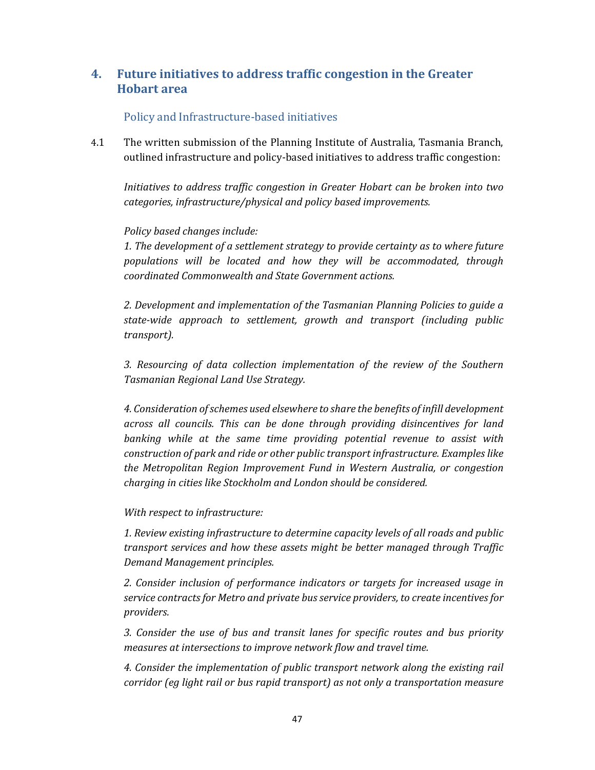## 4. Future initiatives to address traffic congestion in the Greater Hobart area

### Policy and Infrastructure-based initiatives

4.1 The written submission of the Planning Institute of Australia, Tasmania Branch, outlined infrastructure and policy-based initiatives to address traffic congestion:

*Initiatives to address traffic congestion in Greater Hobart can be broken into two categories, infrastructure/physical and policy based improvements.*

*Policy based changes include:*

*1. The development of a settlement strategy to provide certainty as to where future populations will be located and how they will be accommodated, through coordinated Commonwealth and State Government actions.*

*2. Development and implementation of the Tasmanian Planning Policies to guide a state-wide approach to settlement, growth and transport (including public transport).*

*3. Resourcing of data collection implementation of the review of the Southern Tasmanian Regional Land Use Strategy.*

*4. Consideration of schemes used elsewhere to share the benefits of infill development across all councils. This can be done through providing disincentives for land banking while at the same time providing potential revenue to assist with construction of park and ride or other public transport infrastructure. Examples like the Metropolitan Region Improvement Fund in Western Australia, or congestion charging in cities like Stockholm and London should be considered.*

*With respect to infrastructure:*

*1. Review existing infrastructure to determine capacity levels of all roads and public transport services and how these assets might be better managed through Traffic Demand Management principles.*

*2. Consider inclusion of performance indicators or targets for increased usage in service contracts for Metro and private bus service providers, to create incentives for providers.*

*3. Consider the use of bus and transit lanes for specific routes and bus priority measures at intersections to improve network flow and travel time.*

*4. Consider the implementation of public transport network along the existing rail corridor (eg light rail or bus rapid transport) as not only a transportation measure*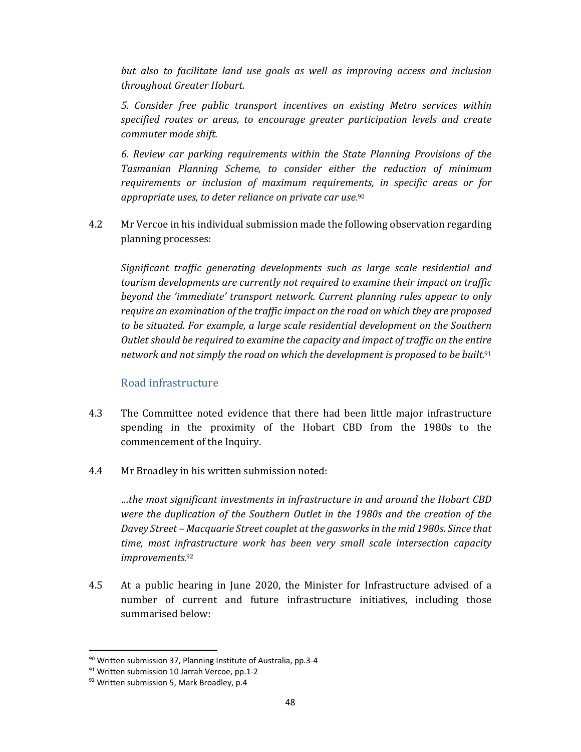*but also to facilitate land use goals as well as improving access and inclusion throughout Greater Hobart.*

*5. Consider free public transport incentives on existing Metro services within specified routes or areas, to encourage greater participation levels and create commuter mode shift.*

*6. Review car parking requirements within the State Planning Provisions of the Tasmanian Planning Scheme, to consider either the reduction of minimum requirements or inclusion of maximum requirements, in specific areas or for appropriate uses, to deter reliance on private car use.*[90]

4.2 Mr Vercoe in his individual submission made the following observation regarding planning processes:

*Significant traffic generating developments such as large scale residential and tourism developments are currently not required to examine their impact on traffic beyond the 'immediate' transport network. Current planning rules appear to only require an examination of the traffic impact on the road on which they are proposed to be situated. For example, a large scale residential development on the Southern Outlet should be required to examine the capacity and impact of traffic on the entire network and not simply the road on which the development is proposed to be built.*[91]

## Road infrastructure

4.3 The Committee noted evidence that there had been little major infrastructure spending in the proximity of the Hobart CBD from the 1980s to the commencement of the Inquiry.

4.4 Mr Broadley in his written submission noted:

*…the most significant investments in infrastructure in and around the Hobart CBD were the duplication of the Southern Outlet in the 1980s and the creation of the Davey Street – Macquarie Street couplet at the gasworks in the mid 1980s. Since that time, most infrastructure work has been very small scale intersection capacity improvements.*[92]

4.5 At a public hearing in June 2020, the Minister for Infrastructure advised of a number of current and future infrastructure initiatives, including those summarised below:

---

[90] Written submission 37, Planning Institute of Australia, pp.3-4

[91] Written submission 10 Jarrah Vercoe, pp.1-2

[92] Written submission 5, Mark Broadley, p.4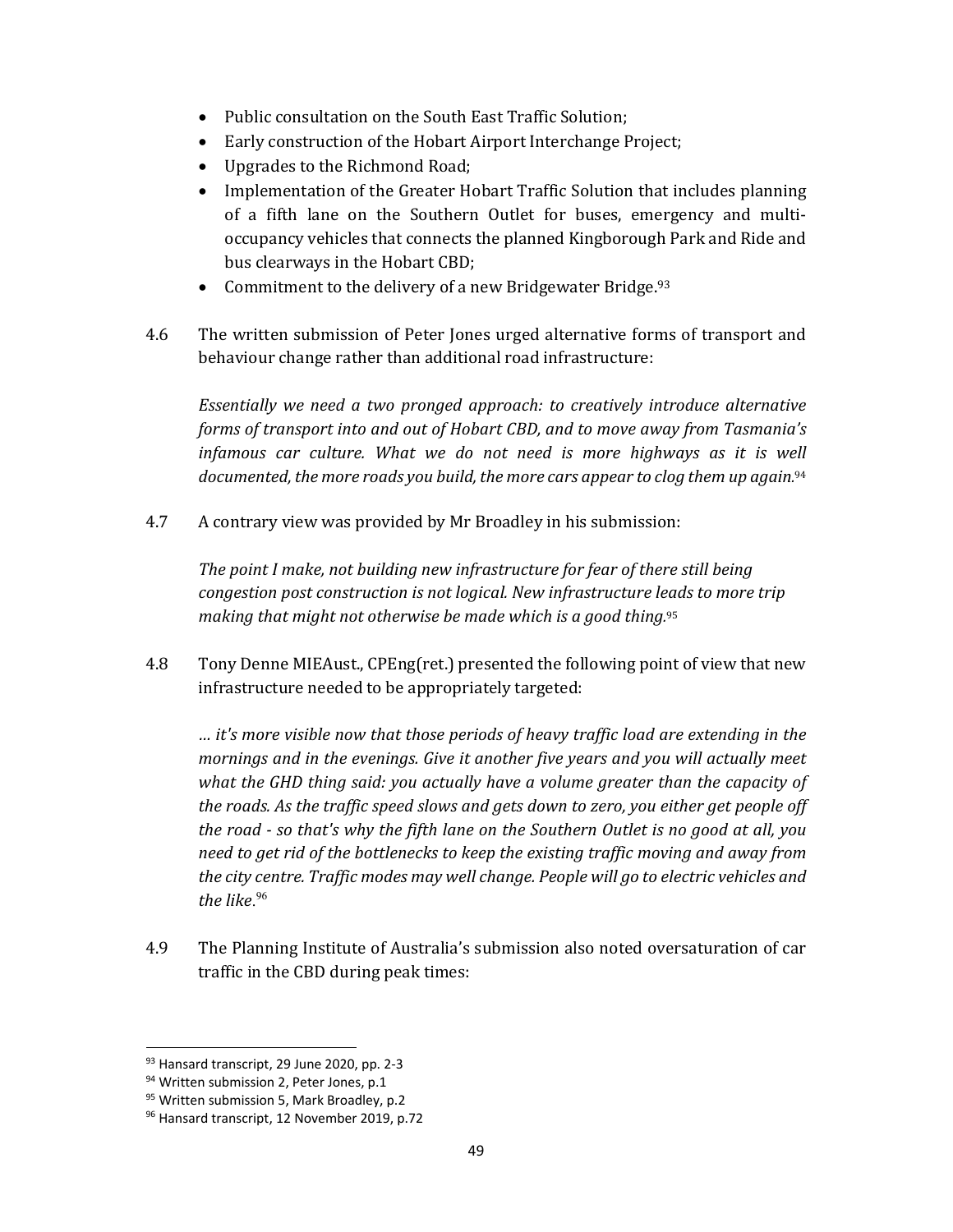- Public consultation on the South East Traffic Solution;
- Early construction of the Hobart Airport Interchange Project;
- Upgrades to the Richmond Road;
- Implementation of the Greater Hobart Traffic Solution that includes planning of a fifth lane on the Southern Outlet for buses, emergency and multi-occupancy vehicles that connects the planned Kingborough Park and Ride and bus clearways in the Hobart CBD;
- Commitment to the delivery of a new Bridgewater Bridge.[93]

4.6 The written submission of Peter Jones urged alternative forms of transport and behaviour change rather than additional road infrastructure:

> *Essentially we need a two pronged approach: to creatively introduce alternative forms of transport into and out of Hobart CBD, and to move away from Tasmania's infamous car culture. What we do not need is more highways as it is well documented, the more roads you build, the more cars appear to clog them up again.*[94]

4.7 A contrary view was provided by Mr Broadley in his submission:

> *The point I make, not building new infrastructure for fear of there still being congestion post construction is not logical. New infrastructure leads to more trip making that might not otherwise be made which is a good thing.*[95]

4.8 Tony Denne MIEAust., CPEng(ret.) presented the following point of view that new infrastructure needed to be appropriately targeted:

> *… it's more visible now that those periods of heavy traffic load are extending in the mornings and in the evenings. Give it another five years and you will actually meet what the GHD thing said: you actually have a volume greater than the capacity of the roads. As the traffic speed slows and gets down to zero, you either get people off the road - so that's why the fifth lane on the Southern Outlet is no good at all, you need to get rid of the bottlenecks to keep the existing traffic moving and away from the city centre. Traffic modes may well change. People will go to electric vehicles and the like.*[96]

4.9 The Planning Institute of Australia's submission also noted oversaturation of car traffic in the CBD during peak times:

---

[93] Hansard transcript, 29 June 2020, pp. 2-3
[94] Written submission 2, Peter Jones, p.1
[95] Written submission 5, Mark Broadley, p.2
[96] Hansard transcript, 12 November 2019, p.72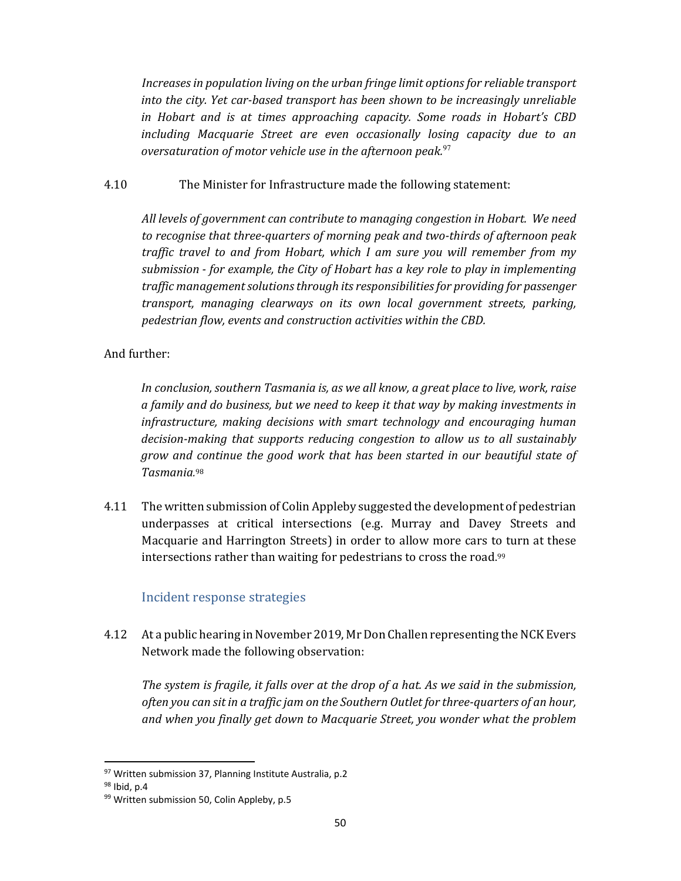*Increases in population living on the urban fringe limit options for reliable transport into the city. Yet car-based transport has been shown to be increasingly unreliable in Hobart and is at times approaching capacity. Some roads in Hobart's CBD including Macquarie Street are even occasionally losing capacity due to an oversaturation of motor vehicle use in the afternoon peak.*[97]

4.10 The Minister for Infrastructure made the following statement:

*All levels of government can contribute to managing congestion in Hobart. We need to recognise that three-quarters of morning peak and two-thirds of afternoon peak traffic travel to and from Hobart, which I am sure you will remember from my submission - for example, the City of Hobart has a key role to play in implementing traffic management solutions through its responsibilities for providing for passenger transport, managing clearways on its own local government streets, parking, pedestrian flow, events and construction activities within the CBD.*

And further:

*In conclusion, southern Tasmania is, as we all know, a great place to live, work, raise a family and do business, but we need to keep it that way by making investments in infrastructure, making decisions with smart technology and encouraging human decision-making that supports reducing congestion to allow us to all sustainably grow and continue the good work that has been started in our beautiful state of Tasmania.*[98]

4.11 The written submission of Colin Appleby suggested the development of pedestrian underpasses at critical intersections (e.g. Murray and Davey Streets and Macquarie and Harrington Streets) in order to allow more cars to turn at these intersections rather than waiting for pedestrians to cross the road.[99]

### Incident response strategies

4.12 At a public hearing in November 2019, Mr Don Challen representing the NCK Evers Network made the following observation:

*The system is fragile, it falls over at the drop of a hat. As we said in the submission, often you can sit in a traffic jam on the Southern Outlet for three-quarters of an hour, and when you finally get down to Macquarie Street, you wonder what the problem*

---

[97] Written submission 37, Planning Institute Australia, p.2

[98] Ibid, p.4

[99] Written submission 50, Colin Appleby, p.5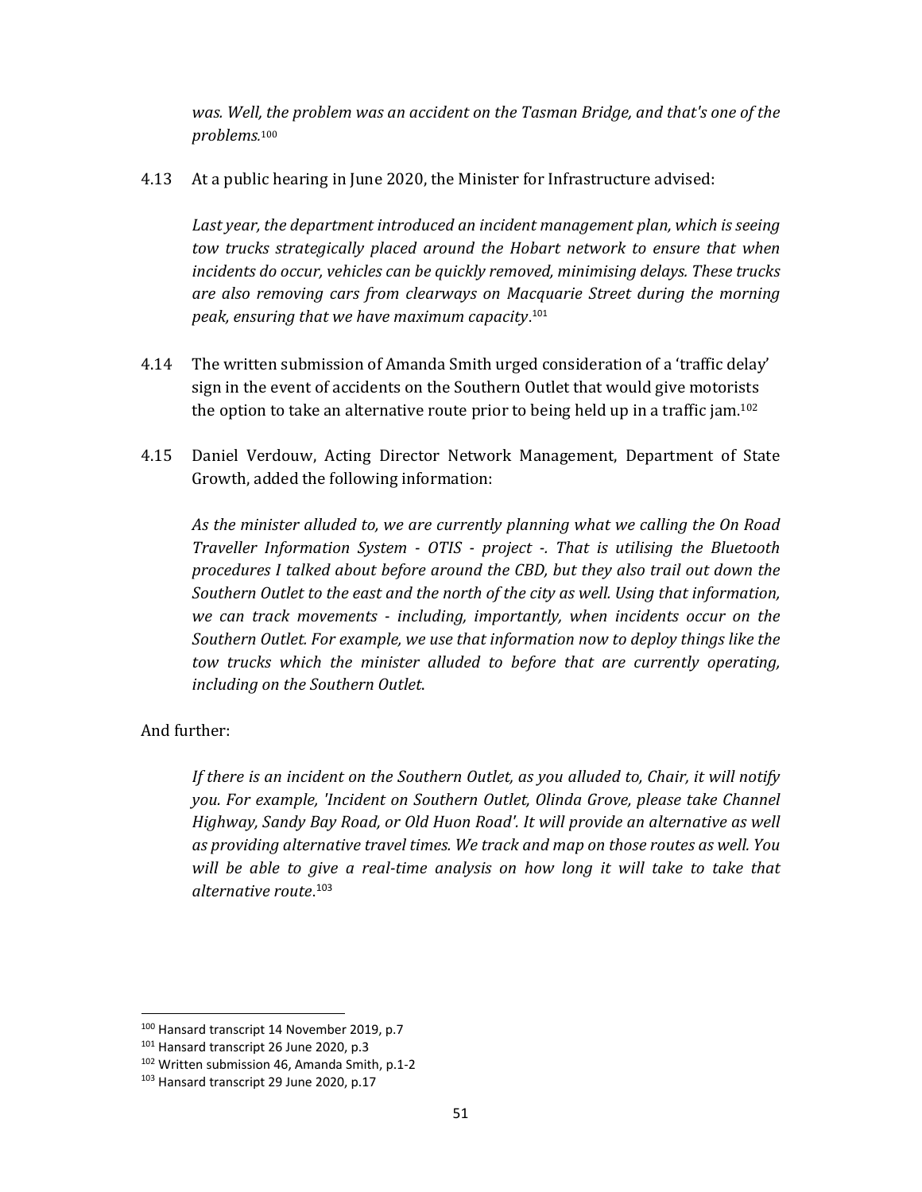*was. Well, the problem was an accident on the Tasman Bridge, and that's one of the problems.*[100]

4.13 At a public hearing in June 2020, the Minister for Infrastructure advised:

> *Last year, the department introduced an incident management plan, which is seeing tow trucks strategically placed around the Hobart network to ensure that when incidents do occur, vehicles can be quickly removed, minimising delays. These trucks are also removing cars from clearways on Macquarie Street during the morning peak, ensuring that we have maximum capacity*.[101]

4.14 The written submission of Amanda Smith urged consideration of a 'traffic delay' sign in the event of accidents on the Southern Outlet that would give motorists the option to take an alternative route prior to being held up in a traffic jam.[102]

4.15 Daniel Verdouw, Acting Director Network Management, Department of State Growth, added the following information:

> *As the minister alluded to, we are currently planning what we calling the On Road Traveller Information System - OTIS - project -. That is utilising the Bluetooth procedures I talked about before around the CBD, but they also trail out down the Southern Outlet to the east and the north of the city as well. Using that information, we can track movements - including, importantly, when incidents occur on the Southern Outlet. For example, we use that information now to deploy things like the tow trucks which the minister alluded to before that are currently operating, including on the Southern Outlet.*

And further:

> *If there is an incident on the Southern Outlet, as you alluded to, Chair, it will notify you. For example, 'Incident on Southern Outlet, Olinda Grove, please take Channel Highway, Sandy Bay Road, or Old Huon Road'. It will provide an alternative as well as providing alternative travel times. We track and map on those routes as well. You will be able to give a real-time analysis on how long it will take to take that alternative route*.[103]

---

[100] Hansard transcript 14 November 2019, p.7
[101] Hansard transcript 26 June 2020, p.3
[102] Written submission 46, Amanda Smith, p.1-2
[103] Hansard transcript 29 June 2020, p.17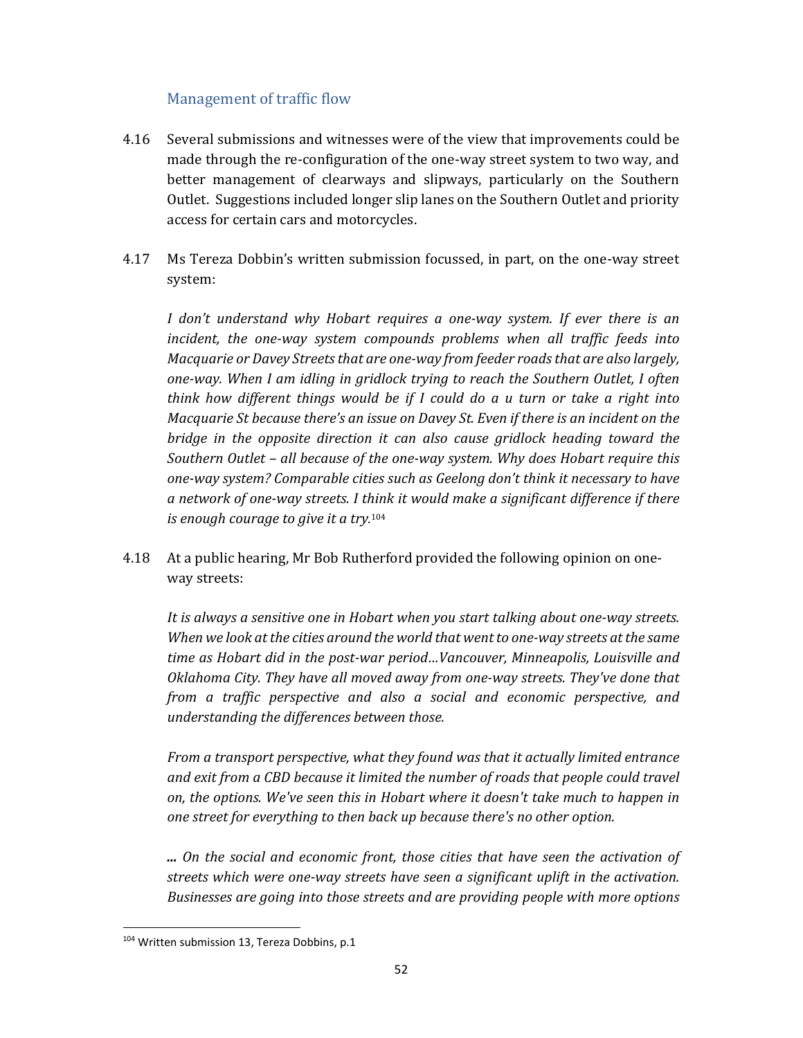### Management of traffic flow

4.16 Several submissions and witnesses were of the view that improvements could be made through the re-configuration of the one-way street system to two way, and better management of clearways and slipways, particularly on the Southern Outlet. Suggestions included longer slip lanes on the Southern Outlet and priority access for certain cars and motorcycles.

4.17 Ms Tereza Dobbin's written submission focussed, in part, on the one-way street system:

*I don't understand why Hobart requires a one-way system. If ever there is an incident, the one-way system compounds problems when all traffic feeds into Macquarie or Davey Streets that are one-way from feeder roads that are also largely, one-way. When I am idling in gridlock trying to reach the Southern Outlet, I often think how different things would be if I could do a u turn or take a right into Macquarie St because there's an issue on Davey St. Even if there is an incident on the bridge in the opposite direction it can also cause gridlock heading toward the Southern Outlet – all because of the one-way system. Why does Hobart require this one-way system? Comparable cities such as Geelong don't think it necessary to have a network of one-way streets. I think it would make a significant difference if there is enough courage to give it a try.*[104]

4.18 At a public hearing, Mr Bob Rutherford provided the following opinion on one-way streets:

*It is always a sensitive one in Hobart when you start talking about one-way streets. When we look at the cities around the world that went to one-way streets at the same time as Hobart did in the post-war period…Vancouver, Minneapolis, Louisville and Oklahoma City. They have all moved away from one-way streets. They've done that from a traffic perspective and also a social and economic perspective, and understanding the differences between those.*

*From a transport perspective, what they found was that it actually limited entrance and exit from a CBD because it limited the number of roads that people could travel on, the options. We've seen this in Hobart where it doesn't take much to happen in one street for everything to then back up because there's no other option.*

***...** On the social and economic front, those cities that have seen the activation of streets which were one-way streets have seen a significant uplift in the activation. Businesses are going into those streets and are providing people with more options*

---

[104] Written submission 13, Tereza Dobbins, p.1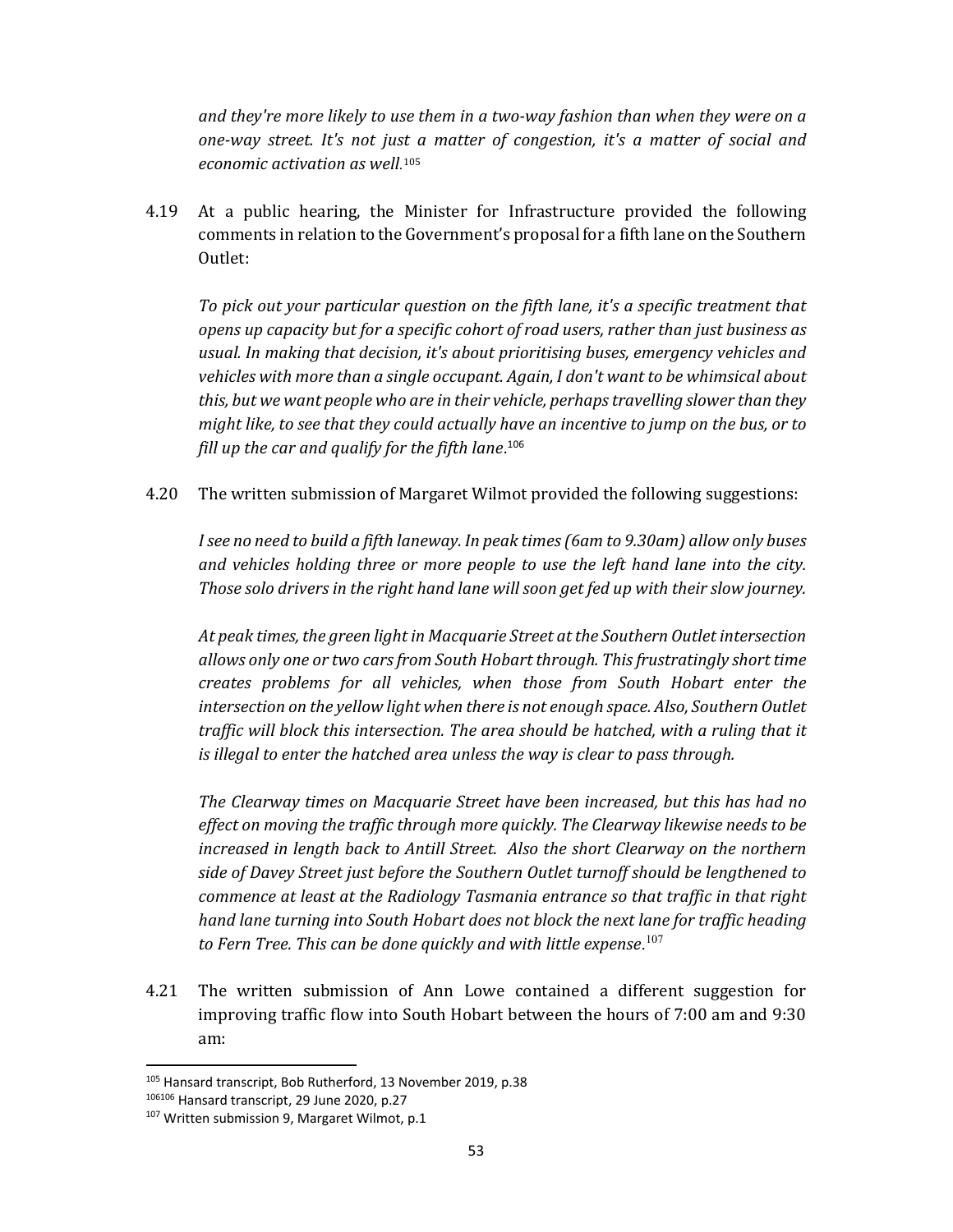*and they're more likely to use them in a two-way fashion than when they were on a one-way street. It's not just a matter of congestion, it's a matter of social and economic activation as well.*[105]

4.19 At a public hearing, the Minister for Infrastructure provided the following comments in relation to the Government's proposal for a fifth lane on the Southern Outlet:

*To pick out your particular question on the fifth lane, it's a specific treatment that opens up capacity but for a specific cohort of road users, rather than just business as usual. In making that decision, it's about prioritising buses, emergency vehicles and vehicles with more than a single occupant. Again, I don't want to be whimsical about this, but we want people who are in their vehicle, perhaps travelling slower than they might like, to see that they could actually have an incentive to jump on the bus, or to fill up the car and qualify for the fifth lane*.[106]

4.20 The written submission of Margaret Wilmot provided the following suggestions:

*I see no need to build a fifth laneway. In peak times (6am to 9.30am) allow only buses and vehicles holding three or more people to use the left hand lane into the city. Those solo drivers in the right hand lane will soon get fed up with their slow journey.*

*At peak times, the green light in Macquarie Street at the Southern Outlet intersection allows only one or two cars from South Hobart through. This frustratingly short time creates problems for all vehicles, when those from South Hobart enter the intersection on the yellow light when there is not enough space. Also, Southern Outlet traffic will block this intersection. The area should be hatched, with a ruling that it is illegal to enter the hatched area unless the way is clear to pass through.*

*The Clearway times on Macquarie Street have been increased, but this has had no effect on moving the traffic through more quickly. The Clearway likewise needs to be increased in length back to Antill Street. Also the short Clearway on the northern side of Davey Street just before the Southern Outlet turnoff should be lengthened to commence at least at the Radiology Tasmania entrance so that traffic in that right hand lane turning into South Hobart does not block the next lane for traffic heading to Fern Tree. This can be done quickly and with little expense*.[107]

4.21 The written submission of Ann Lowe contained a different suggestion for improving traffic flow into South Hobart between the hours of 7:00 am and 9:30 am:

---

[105] Hansard transcript, Bob Rutherford, 13 November 2019, p.38

[106106] Hansard transcript, 29 June 2020, p.27

[107] Written submission 9, Margaret Wilmot, p.1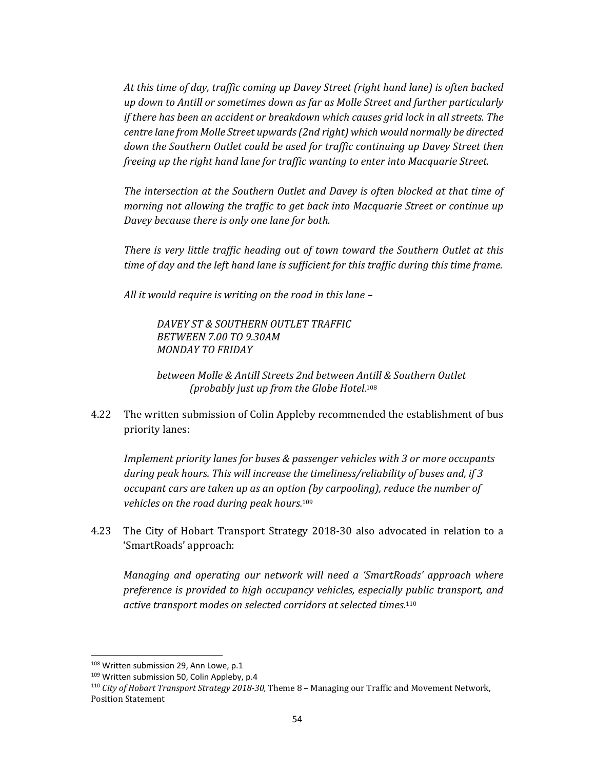*At this time of day, traffic coming up Davey Street (right hand lane) is often backed up down to Antill or sometimes down as far as Molle Street and further particularly if there has been an accident or breakdown which causes grid lock in all streets. The centre lane from Molle Street upwards (2nd right) which would normally be directed down the Southern Outlet could be used for traffic continuing up Davey Street then freeing up the right hand lane for traffic wanting to enter into Macquarie Street.*

*The intersection at the Southern Outlet and Davey is often blocked at that time of morning not allowing the traffic to get back into Macquarie Street or continue up Davey because there is only one lane for both.*

*There is very little traffic heading out of town toward the Southern Outlet at this time of day and the left hand lane is sufficient for this traffic during this time frame.*

*All it would require is writing on the road in this lane –*

> *DAVEY ST & SOUTHERN OUTLET TRAFFIC*
> *BETWEEN 7.00 TO 9.30AM*
> *MONDAY TO FRIDAY*
>
> *between Molle & Antill Streets 2nd between Antill & Southern Outlet (probably just up from the Globe Hotel.*[108]

4.22 The written submission of Colin Appleby recommended the establishment of bus priority lanes:

*Implement priority lanes for buses & passenger vehicles with 3 or more occupants during peak hours. This will increase the timeliness/reliability of buses and, if 3 occupant cars are taken up as an option (by carpooling), reduce the number of vehicles on the road during peak hours.*[109]

4.23 The City of Hobart Transport Strategy 2018-30 also advocated in relation to a 'SmartRoads' approach:

*Managing and operating our network will need a 'SmartRoads' approach where preference is provided to high occupancy vehicles, especially public transport, and active transport modes on selected corridors at selected times.*[110]

---

[108] Written submission 29, Ann Lowe, p.1

[109] Written submission 50, Colin Appleby, p.4

[110] *City of Hobart Transport Strategy 2018-30,* Theme 8 – Managing our Traffic and Movement Network, Position Statement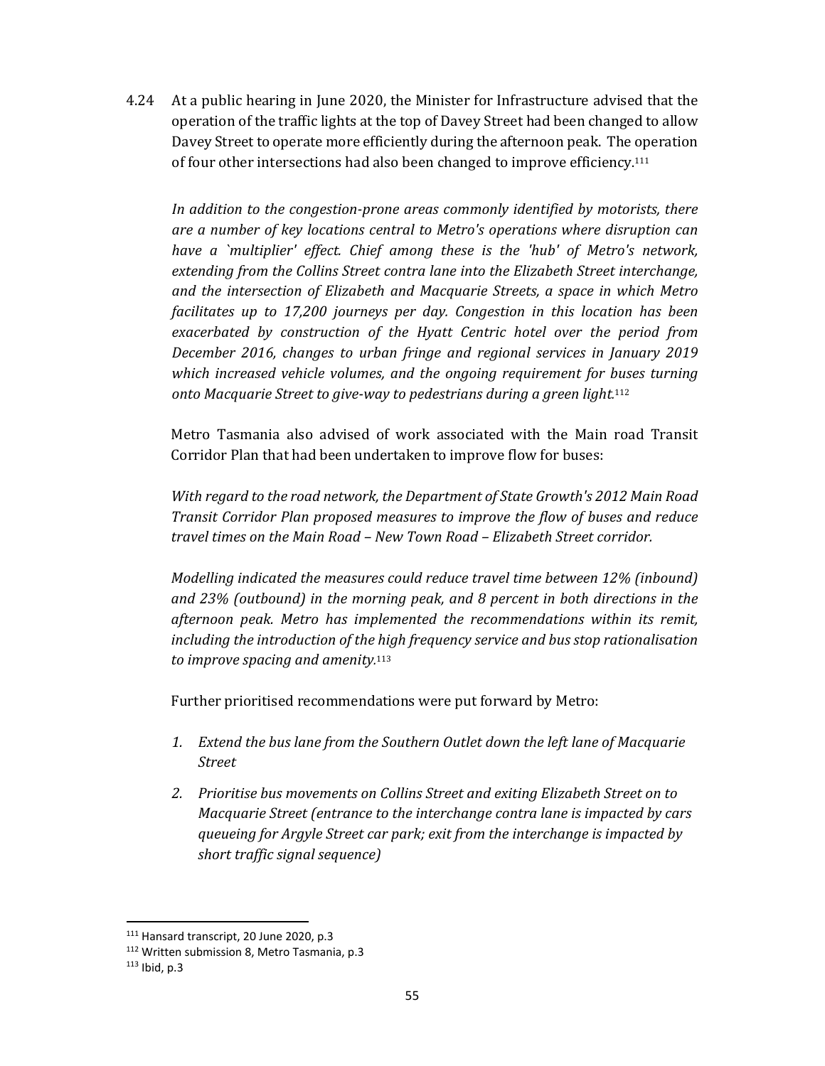4.24 At a public hearing in June 2020, the Minister for Infrastructure advised that the operation of the traffic lights at the top of Davey Street had been changed to allow Davey Street to operate more efficiently during the afternoon peak. The operation of four other intersections had also been changed to improve efficiency.[111]

*In addition to the congestion-prone areas commonly identified by motorists, there are a number of key locations central to Metro's operations where disruption can have a `multiplier' effect. Chief among these is the 'hub' of Metro's network, extending from the Collins Street contra lane into the Elizabeth Street interchange, and the intersection of Elizabeth and Macquarie Streets, a space in which Metro facilitates up to 17,200 journeys per day. Congestion in this location has been exacerbated by construction of the Hyatt Centric hotel over the period from December 2016, changes to urban fringe and regional services in January 2019 which increased vehicle volumes, and the ongoing requirement for buses turning onto Macquarie Street to give-way to pedestrians during a green light.*[112]

Metro Tasmania also advised of work associated with the Main road Transit Corridor Plan that had been undertaken to improve flow for buses:

*With regard to the road network, the Department of State Growth's 2012 Main Road Transit Corridor Plan proposed measures to improve the flow of buses and reduce travel times on the Main Road – New Town Road – Elizabeth Street corridor.*

*Modelling indicated the measures could reduce travel time between 12% (inbound) and 23% (outbound) in the morning peak, and 8 percent in both directions in the afternoon peak. Metro has implemented the recommendations within its remit, including the introduction of the high frequency service and bus stop rationalisation to improve spacing and amenity.*[113]

Further prioritised recommendations were put forward by Metro:

1. *Extend the bus lane from the Southern Outlet down the left lane of Macquarie Street*
2. *Prioritise bus movements on Collins Street and exiting Elizabeth Street on to Macquarie Street (entrance to the interchange contra lane is impacted by cars queueing for Argyle Street car park; exit from the interchange is impacted by short traffic signal sequence)*

---

[111] Hansard transcript, 20 June 2020, p.3

[112] Written submission 8, Metro Tasmania, p.3

[113] Ibid, p.3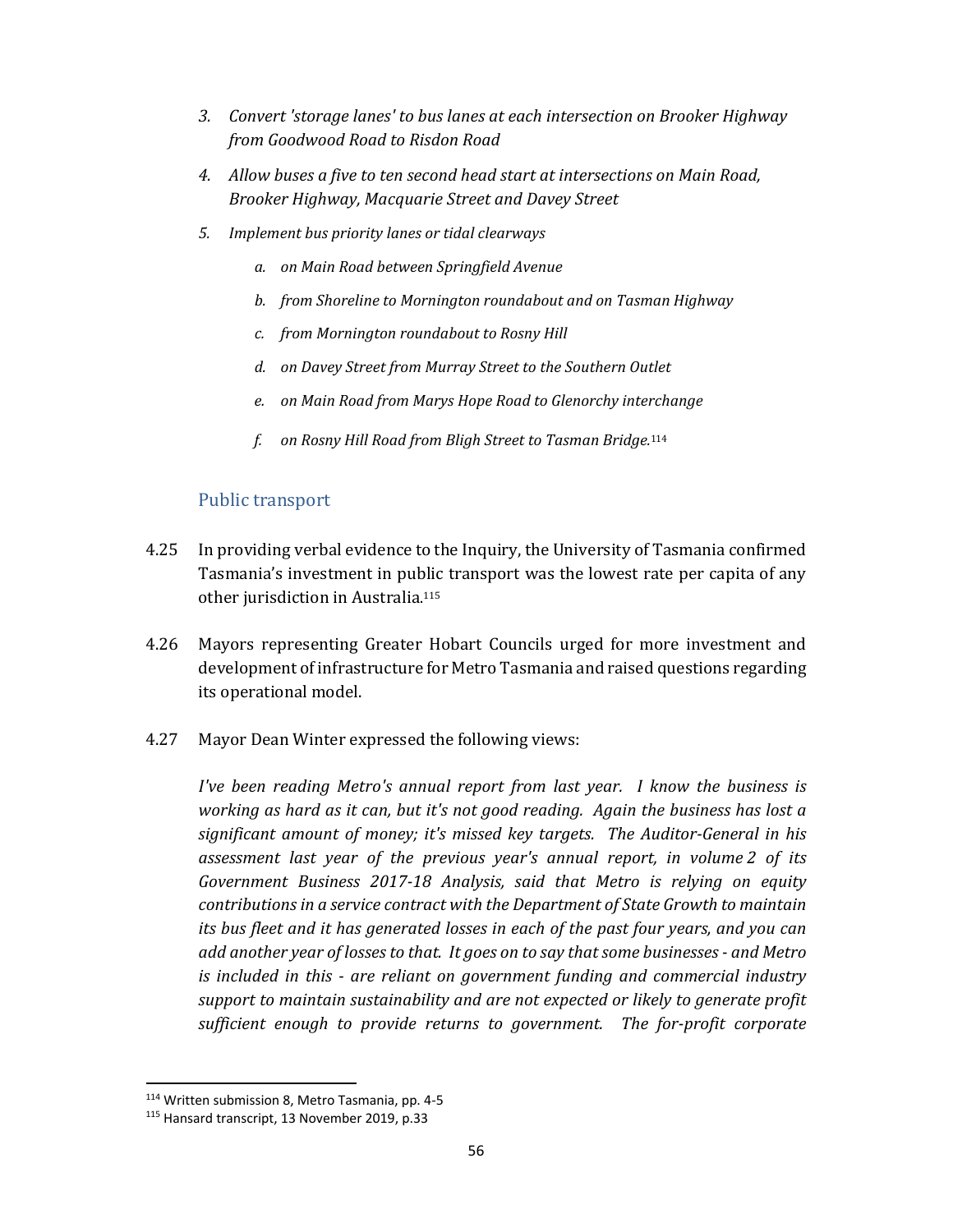3. *Convert 'storage lanes' to bus lanes at each intersection on Brooker Highway from Goodwood Road to Risdon Road*
4. *Allow buses a five to ten second head start at intersections on Main Road, Brooker Highway, Macquarie Street and Davey Street*
5. *Implement bus priority lanes or tidal clearways*
   a. *on Main Road between Springfield Avenue*
   b. *from Shoreline to Mornington roundabout and on Tasman Highway*
   c. *from Mornington roundabout to Rosny Hill*
   d. *on Davey Street from Murray Street to the Southern Outlet*
   e. *on Main Road from Marys Hope Road to Glenorchy interchange*
   f. *on Rosny Hill Road from Bligh Street to Tasman Bridge.*[114]

## Public transport

4.25 In providing verbal evidence to the Inquiry, the University of Tasmania confirmed Tasmania's investment in public transport was the lowest rate per capita of any other jurisdiction in Australia.[115]

4.26 Mayors representing Greater Hobart Councils urged for more investment and development of infrastructure for Metro Tasmania and raised questions regarding its operational model.

4.27 Mayor Dean Winter expressed the following views:

*I've been reading Metro's annual report from last year. I know the business is working as hard as it can, but it's not good reading. Again the business has lost a significant amount of money; it's missed key targets. The Auditor-General in his assessment last year of the previous year's annual report, in volume 2 of its Government Business 2017-18 Analysis, said that Metro is relying on equity contributions in a service contract with the Department of State Growth to maintain its bus fleet and it has generated losses in each of the past four years, and you can add another year of losses to that. It goes on to say that some businesses - and Metro is included in this - are reliant on government funding and commercial industry support to maintain sustainability and are not expected or likely to generate profit sufficient enough to provide returns to government. The for-profit corporate*

[114] Written submission 8, Metro Tasmania, pp. 4-5

[115] Hansard transcript, 13 November 2019, p.33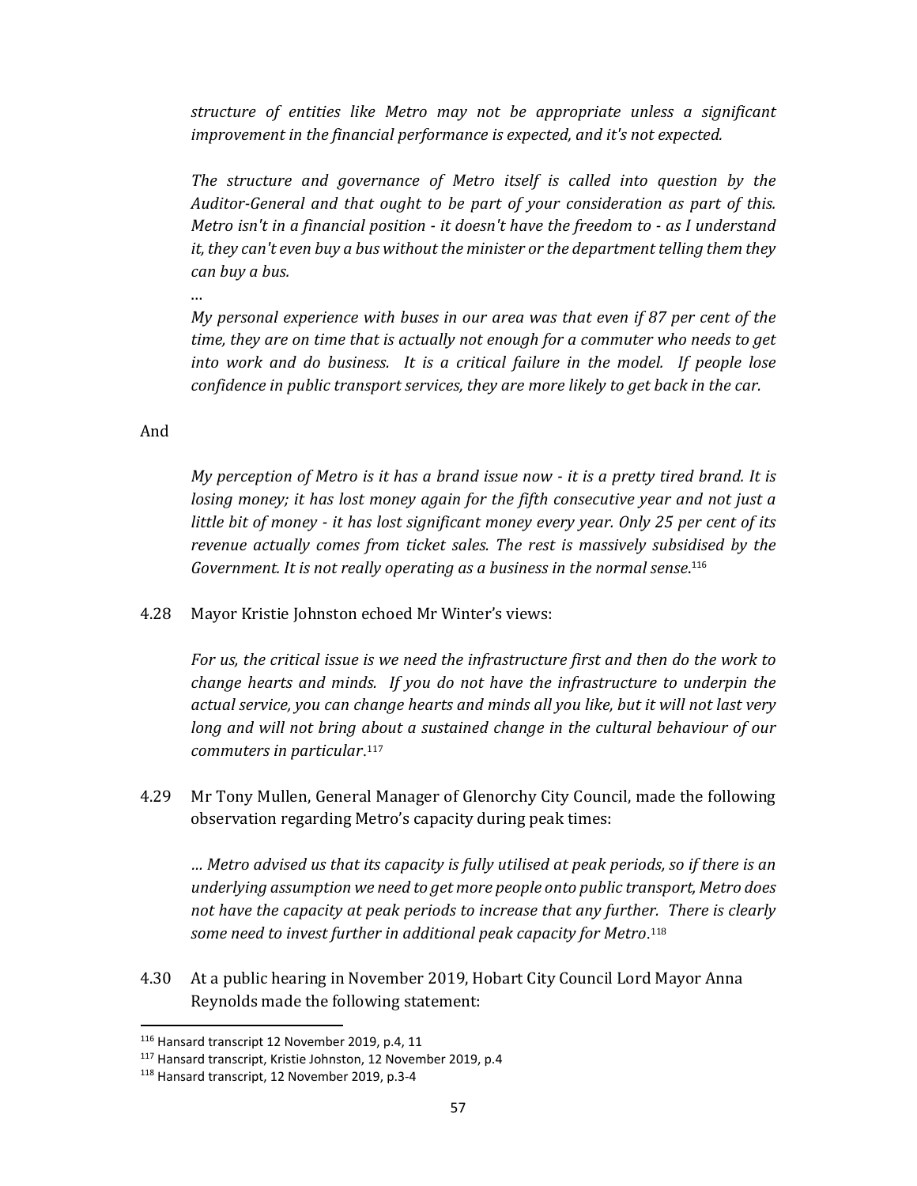*structure of entities like Metro may not be appropriate unless a significant improvement in the financial performance is expected, and it's not expected.*

*The structure and governance of Metro itself is called into question by the Auditor-General and that ought to be part of your consideration as part of this. Metro isn't in a financial position - it doesn't have the freedom to - as I understand it, they can't even buy a bus without the minister or the department telling them they can buy a bus.*

…

*My personal experience with buses in our area was that even if 87 per cent of the time, they are on time that is actually not enough for a commuter who needs to get into work and do business. It is a critical failure in the model. If people lose confidence in public transport services, they are more likely to get back in the car.*

And

*My perception of Metro is it has a brand issue now - it is a pretty tired brand. It is losing money; it has lost money again for the fifth consecutive year and not just a little bit of money - it has lost significant money every year. Only 25 per cent of its revenue actually comes from ticket sales. The rest is massively subsidised by the Government. It is not really operating as a business in the normal sense.*[116]

4.28 Mayor Kristie Johnston echoed Mr Winter's views:

*For us, the critical issue is we need the infrastructure first and then do the work to change hearts and minds. If you do not have the infrastructure to underpin the actual service, you can change hearts and minds all you like, but it will not last very long and will not bring about a sustained change in the cultural behaviour of our commuters in particular*.[117]

4.29 Mr Tony Mullen, General Manager of Glenorchy City Council, made the following observation regarding Metro's capacity during peak times:

*… Metro advised us that its capacity is fully utilised at peak periods, so if there is an underlying assumption we need to get more people onto public transport, Metro does not have the capacity at peak periods to increase that any further. There is clearly some need to invest further in additional peak capacity for Metro*.[118]

4.30 At a public hearing in November 2019, Hobart City Council Lord Mayor Anna Reynolds made the following statement:

---

[116] Hansard transcript 12 November 2019, p.4, 11

[117] Hansard transcript, Kristie Johnston, 12 November 2019, p.4

[118] Hansard transcript, 12 November 2019, p.3-4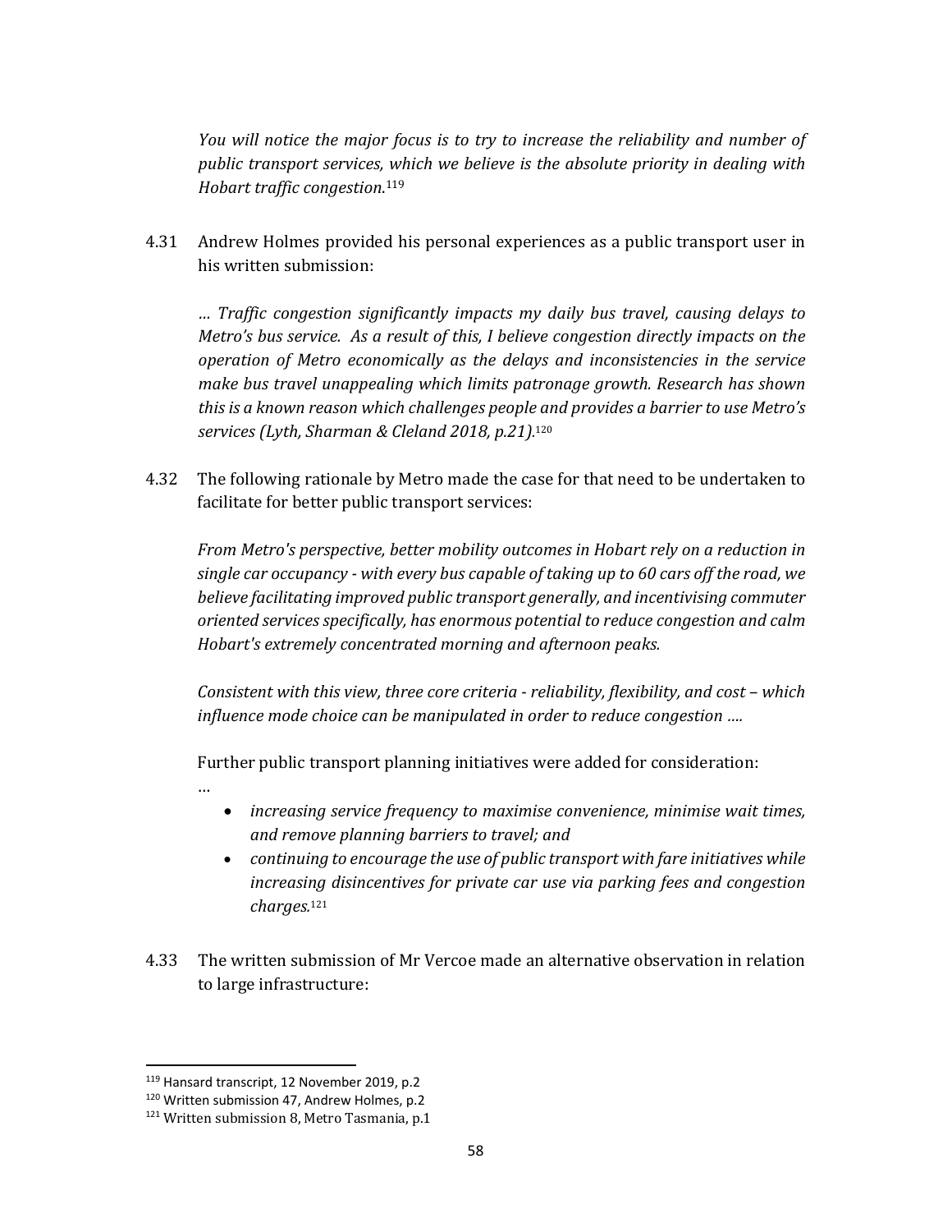*You will notice the major focus is to try to increase the reliability and number of public transport services, which we believe is the absolute priority in dealing with Hobart traffic congestion.*[119]

4.31 Andrew Holmes provided his personal experiences as a public transport user in his written submission:

> *… Traffic congestion significantly impacts my daily bus travel, causing delays to Metro's bus service. As a result of this, I believe congestion directly impacts on the operation of Metro economically as the delays and inconsistencies in the service make bus travel unappealing which limits patronage growth. Research has shown this is a known reason which challenges people and provides a barrier to use Metro's services (Lyth, Sharman & Cleland 2018, p.21).*[120]

4.32 The following rationale by Metro made the case for that need to be undertaken to facilitate for better public transport services:

> *From Metro's perspective, better mobility outcomes in Hobart rely on a reduction in single car occupancy - with every bus capable of taking up to 60 cars off the road, we believe facilitating improved public transport generally, and incentivising commuter oriented services specifically, has enormous potential to reduce congestion and calm Hobart's extremely concentrated morning and afternoon peaks.*
>
> *Consistent with this view, three core criteria - reliability, flexibility, and cost – which influence mode choice can be manipulated in order to reduce congestion ….*
>
> Further public transport planning initiatives were added for consideration:
>
> …
>
> - *increasing service frequency to maximise convenience, minimise wait times, and remove planning barriers to travel; and*
> - *continuing to encourage the use of public transport with fare initiatives while increasing disincentives for private car use via parking fees and congestion charges.*[121]

4.33 The written submission of Mr Vercoe made an alternative observation in relation to large infrastructure:

---

[119] Hansard transcript, 12 November 2019, p.2

[120] Written submission 47, Andrew Holmes, p.2

[121] Written submission 8, Metro Tasmania, p.1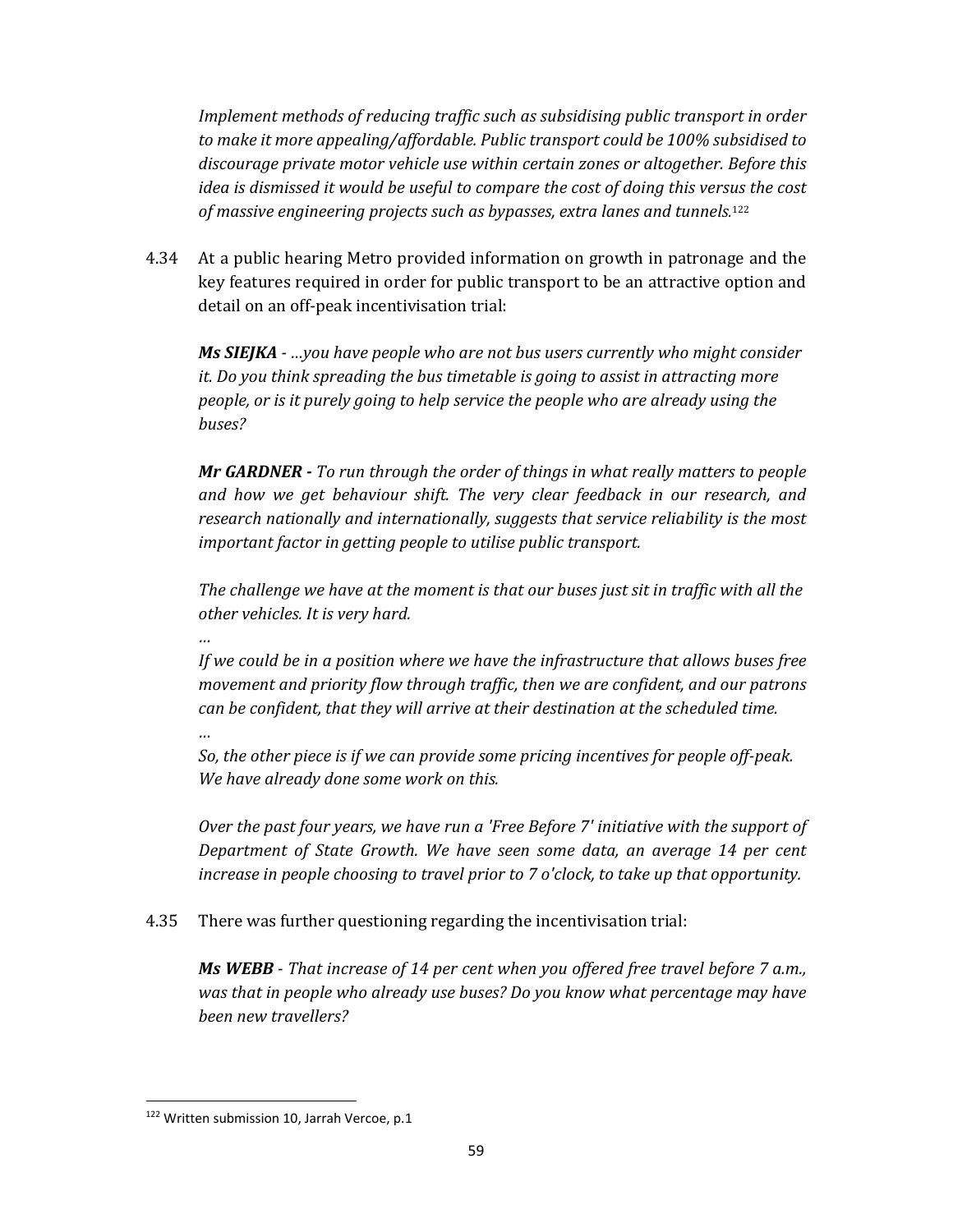*Implement methods of reducing traffic such as subsidising public transport in order to make it more appealing/affordable. Public transport could be 100% subsidised to discourage private motor vehicle use within certain zones or altogether. Before this idea is dismissed it would be useful to compare the cost of doing this versus the cost of massive engineering projects such as bypasses, extra lanes and tunnels.*[122]

4.34 At a public hearing Metro provided information on growth in patronage and the key features required in order for public transport to be an attractive option and detail on an off-peak incentivisation trial:

> ***Ms SIEJKA*** *- …you have people who are not bus users currently who might consider it. Do you think spreading the bus timetable is going to assist in attracting more people, or is it purely going to help service the people who are already using the buses?*
>
> ***Mr GARDNER -*** *To run through the order of things in what really matters to people and how we get behaviour shift. The very clear feedback in our research, and research nationally and internationally, suggests that service reliability is the most important factor in getting people to utilise public transport.*
>
> *The challenge we have at the moment is that our buses just sit in traffic with all the other vehicles. It is very hard.*
>
> *…*
>
> *If we could be in a position where we have the infrastructure that allows buses free movement and priority flow through traffic, then we are confident, and our patrons can be confident, that they will arrive at their destination at the scheduled time.*
>
> *…*
>
> *So, the other piece is if we can provide some pricing incentives for people off-peak. We have already done some work on this.*
>
> *Over the past four years, we have run a 'Free Before 7' initiative with the support of Department of State Growth. We have seen some data, an average 14 per cent increase in people choosing to travel prior to 7 o'clock, to take up that opportunity.*

4.35 There was further questioning regarding the incentivisation trial:

> ***Ms WEBB*** *- That increase of 14 per cent when you offered free travel before 7 a.m., was that in people who already use buses? Do you know what percentage may have been new travellers?*

---

[122] Written submission 10, Jarrah Vercoe, p.1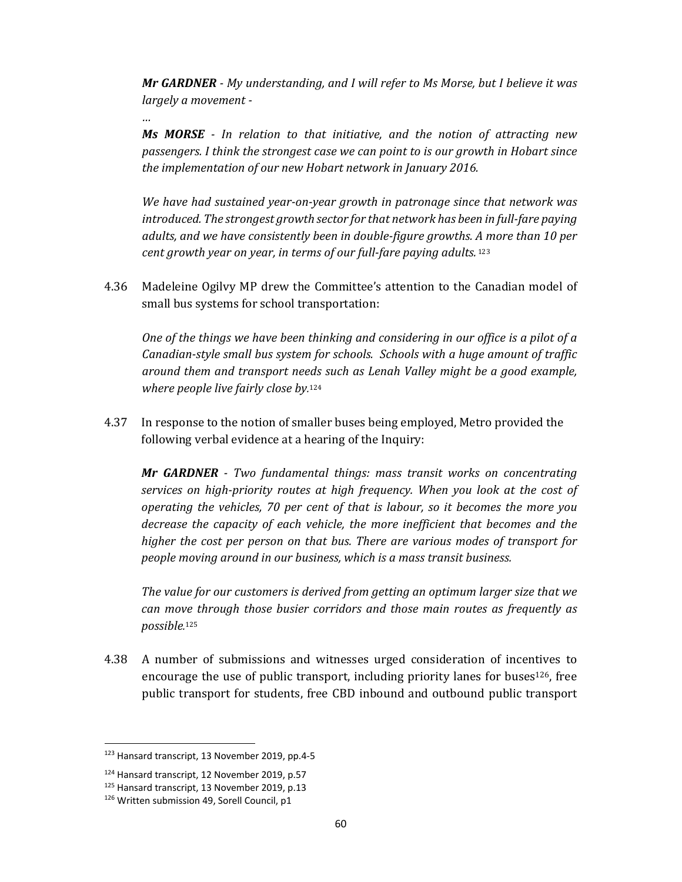*Mr GARDNER - My understanding, and I will refer to Ms Morse, but I believe it was largely a movement -*

*…*

*Ms MORSE - In relation to that initiative, and the notion of attracting new passengers. I think the strongest case we can point to is our growth in Hobart since the implementation of our new Hobart network in January 2016.*

*We have had sustained year-on-year growth in patronage since that network was introduced. The strongest growth sector for that network has been in full-fare paying adults, and we have consistently been in double-figure growths. A more than 10 per cent growth year on year, in terms of our full-fare paying adults.* [123]

4.36 Madeleine Ogilvy MP drew the Committee's attention to the Canadian model of small bus systems for school transportation:

*One of the things we have been thinking and considering in our office is a pilot of a Canadian-style small bus system for schools. Schools with a huge amount of traffic around them and transport needs such as Lenah Valley might be a good example, where people live fairly close by.*[124]

4.37 In response to the notion of smaller buses being employed, Metro provided the following verbal evidence at a hearing of the Inquiry:

*Mr GARDNER - Two fundamental things: mass transit works on concentrating services on high-priority routes at high frequency. When you look at the cost of operating the vehicles, 70 per cent of that is labour, so it becomes the more you decrease the capacity of each vehicle, the more inefficient that becomes and the higher the cost per person on that bus. There are various modes of transport for people moving around in our business, which is a mass transit business.*

*The value for our customers is derived from getting an optimum larger size that we can move through those busier corridors and those main routes as frequently as possible.*[125]

4.38 A number of submissions and witnesses urged consideration of incentives to encourage the use of public transport, including priority lanes for buses[126], free public transport for students, free CBD inbound and outbound public transport

---

[123] Hansard transcript, 13 November 2019, pp.4-5

[124] Hansard transcript, 12 November 2019, p.57

[125] Hansard transcript, 13 November 2019, p.13

[126] Written submission 49, Sorell Council, p1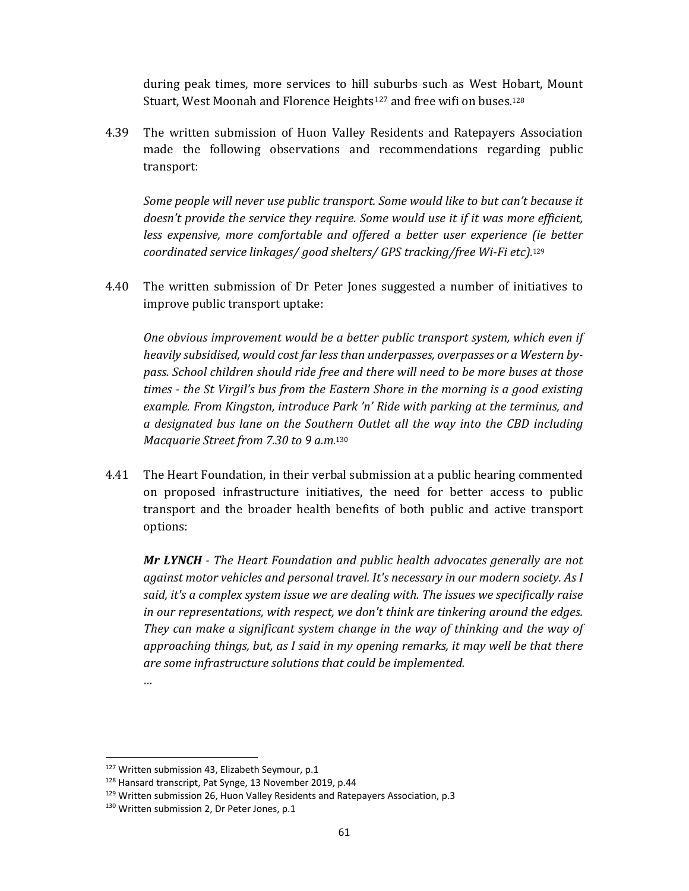during peak times, more services to hill suburbs such as West Hobart, Mount Stuart, West Moonah and Florence Heights[127] and free wifi on buses.[128]

4.39 The written submission of Huon Valley Residents and Ratepayers Association made the following observations and recommendations regarding public transport:

> *Some people will never use public transport. Some would like to but can't because it doesn't provide the service they require. Some would use it if it was more efficient, less expensive, more comfortable and offered a better user experience (ie better coordinated service linkages/ good shelters/ GPS tracking/free Wi-Fi etc).*[129]

4.40 The written submission of Dr Peter Jones suggested a number of initiatives to improve public transport uptake:

> *One obvious improvement would be a better public transport system, which even if heavily subsidised, would cost far less than underpasses, overpasses or a Western by-pass. School children should ride free and there will need to be more buses at those times - the St Virgil's bus from the Eastern Shore in the morning is a good existing example. From Kingston, introduce Park 'n' Ride with parking at the terminus, and a designated bus lane on the Southern Outlet all the way into the CBD including Macquarie Street from 7.30 to 9 a.m.*[130]

4.41 The Heart Foundation, in their verbal submission at a public hearing commented on proposed infrastructure initiatives, the need for better access to public transport and the broader health benefits of both public and active transport options:

> ***Mr LYNCH*** *- The Heart Foundation and public health advocates generally are not against motor vehicles and personal travel. It's necessary in our modern society. As I said, it's a complex system issue we are dealing with. The issues we specifically raise in our representations, with respect, we don't think are tinkering around the edges. They can make a significant system change in the way of thinking and the way of approaching things, but, as I said in my opening remarks, it may well be that there are some infrastructure solutions that could be implemented.*
>
> *…*

---

[127] Written submission 43, Elizabeth Seymour, p.1

[128] Hansard transcript, Pat Synge, 13 November 2019, p.44

[129] Written submission 26, Huon Valley Residents and Ratepayers Association, p.3

[130] Written submission 2, Dr Peter Jones, p.1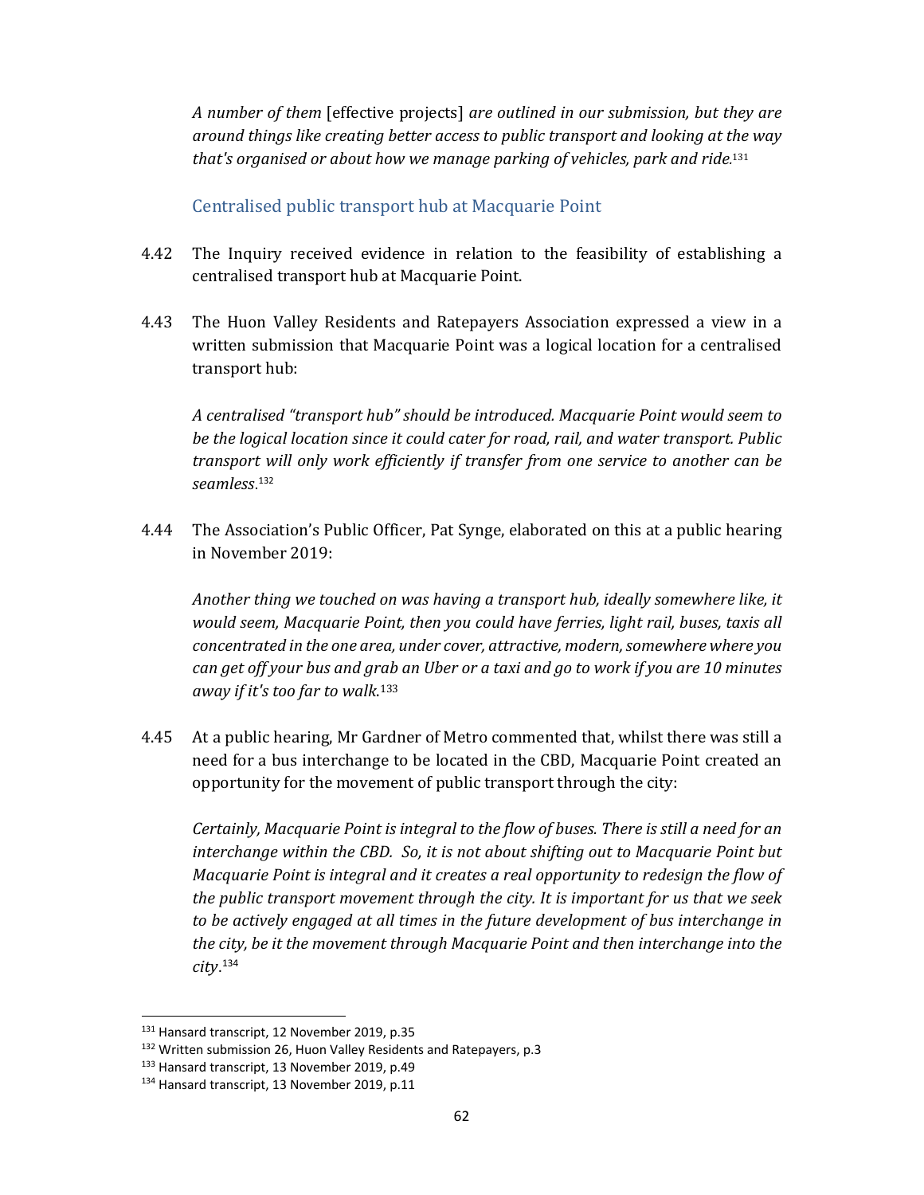*A number of them* [effective projects] *are outlined in our submission, but they are around things like creating better access to public transport and looking at the way that's organised or about how we manage parking of vehicles, park and ride.*[131]

### Centralised public transport hub at Macquarie Point

4.42 The Inquiry received evidence in relation to the feasibility of establishing a centralised transport hub at Macquarie Point.

4.43 The Huon Valley Residents and Ratepayers Association expressed a view in a written submission that Macquarie Point was a logical location for a centralised transport hub:

*A centralised "transport hub" should be introduced. Macquarie Point would seem to be the logical location since it could cater for road, rail, and water transport. Public transport will only work efficiently if transfer from one service to another can be seamless.*[132]

4.44 The Association's Public Officer, Pat Synge, elaborated on this at a public hearing in November 2019:

*Another thing we touched on was having a transport hub, ideally somewhere like, it would seem, Macquarie Point, then you could have ferries, light rail, buses, taxis all concentrated in the one area, under cover, attractive, modern, somewhere where you can get off your bus and grab an Uber or a taxi and go to work if you are 10 minutes away if it's too far to walk.*[133]

4.45 At a public hearing, Mr Gardner of Metro commented that, whilst there was still a need for a bus interchange to be located in the CBD, Macquarie Point created an opportunity for the movement of public transport through the city:

*Certainly, Macquarie Point is integral to the flow of buses. There is still a need for an interchange within the CBD. So, it is not about shifting out to Macquarie Point but Macquarie Point is integral and it creates a real opportunity to redesign the flow of the public transport movement through the city. It is important for us that we seek to be actively engaged at all times in the future development of bus interchange in the city, be it the movement through Macquarie Point and then interchange into the city.*[134]

---

[131] Hansard transcript, 12 November 2019, p.35

[132] Written submission 26, Huon Valley Residents and Ratepayers, p.3

[133] Hansard transcript, 13 November 2019, p.49

[134] Hansard transcript, 13 November 2019, p.11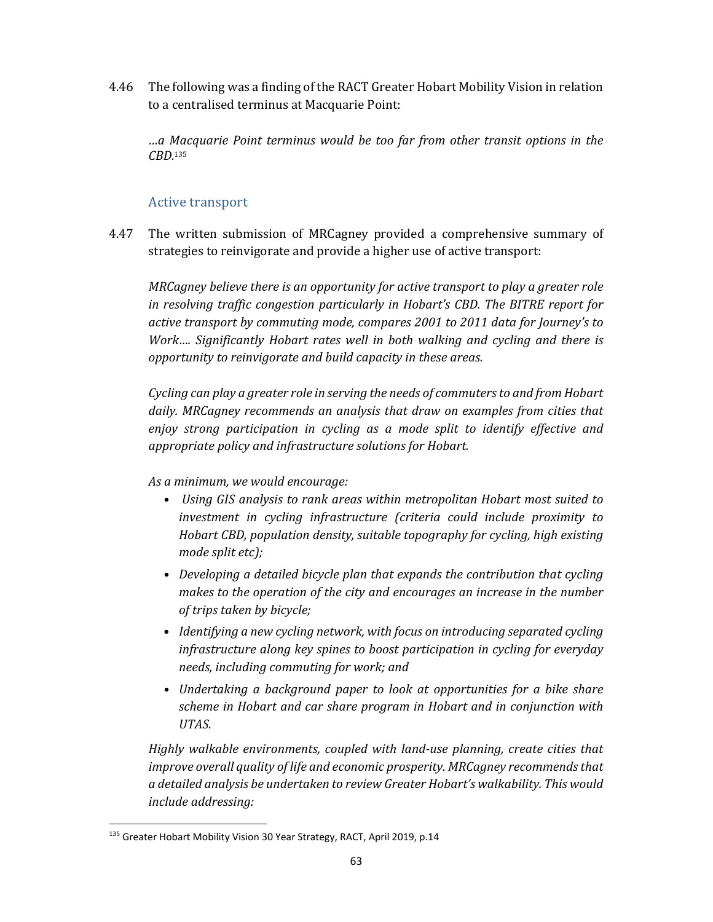4.46 The following was a finding of the RACT Greater Hobart Mobility Vision in relation to a centralised terminus at Macquarie Point:

> *…a Macquarie Point terminus would be too far from other transit options in the CBD.*[135]

### Active transport

4.47 The written submission of MRCagney provided a comprehensive summary of strategies to reinvigorate and provide a higher use of active transport:

> *MRCagney believe there is an opportunity for active transport to play a greater role in resolving traffic congestion particularly in Hobart's CBD. The BITRE report for active transport by commuting mode, compares 2001 to 2011 data for Journey's to Work…. Significantly Hobart rates well in both walking and cycling and there is opportunity to reinvigorate and build capacity in these areas.*
>
> *Cycling can play a greater role in serving the needs of commuters to and from Hobart daily. MRCagney recommends an analysis that draw on examples from cities that enjoy strong participation in cycling as a mode split to identify effective and appropriate policy and infrastructure solutions for Hobart.*
>
> *As a minimum, we would encourage:*
>
> - *Using GIS analysis to rank areas within metropolitan Hobart most suited to investment in cycling infrastructure (criteria could include proximity to Hobart CBD, population density, suitable topography for cycling, high existing mode split etc);*
> - *Developing a detailed bicycle plan that expands the contribution that cycling makes to the operation of the city and encourages an increase in the number of trips taken by bicycle;*
> - *Identifying a new cycling network, with focus on introducing separated cycling infrastructure along key spines to boost participation in cycling for everyday needs, including commuting for work; and*
> - *Undertaking a background paper to look at opportunities for a bike share scheme in Hobart and car share program in Hobart and in conjunction with UTAS.*
>
> *Highly walkable environments, coupled with land-use planning, create cities that improve overall quality of life and economic prosperity. MRCagney recommends that a detailed analysis be undertaken to review Greater Hobart's walkability. This would include addressing:*

---

[135] Greater Hobart Mobility Vision 30 Year Strategy, RACT, April 2019, p.14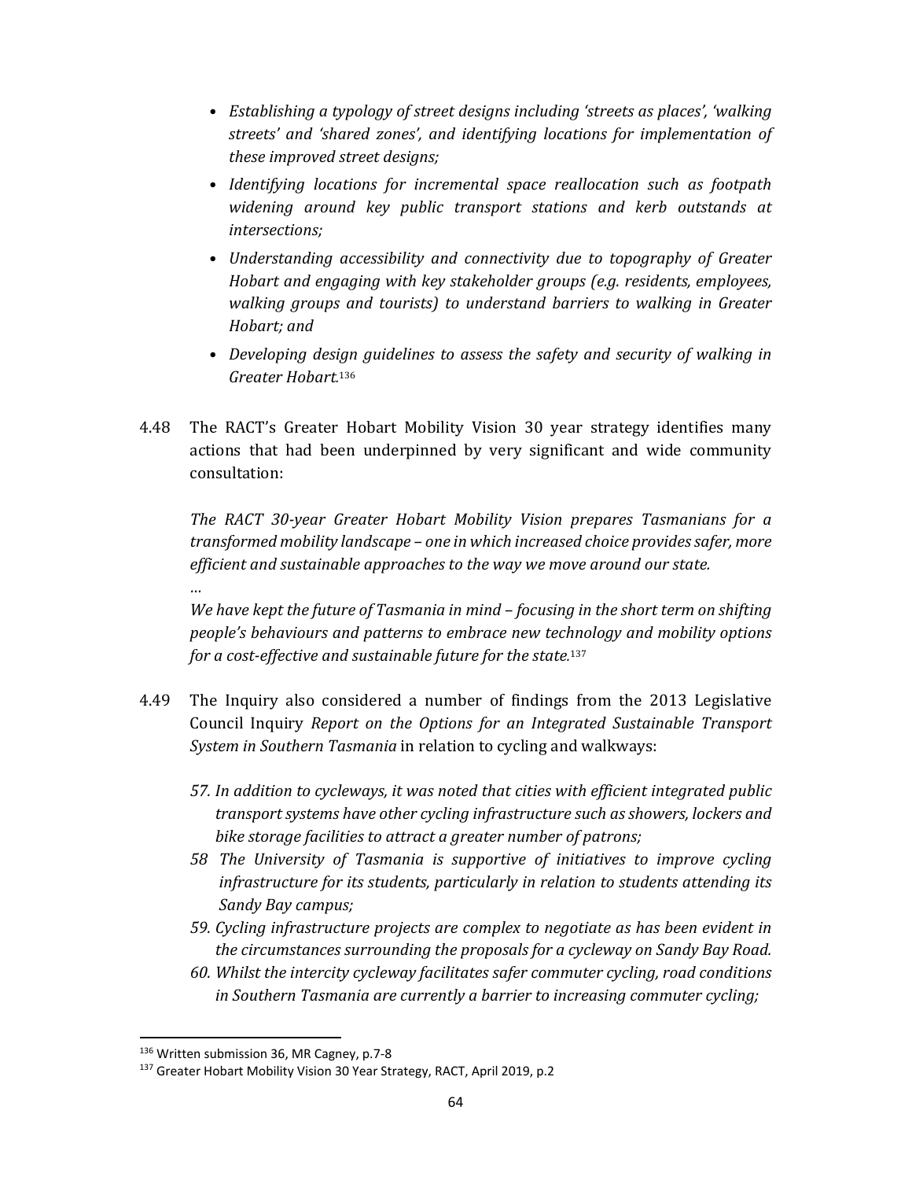- *Establishing a typology of street designs including 'streets as places', 'walking streets' and 'shared zones', and identifying locations for implementation of these improved street designs;*
- *Identifying locations for incremental space reallocation such as footpath widening around key public transport stations and kerb outstands at intersections;*
- *Understanding accessibility and connectivity due to topography of Greater Hobart and engaging with key stakeholder groups (e.g. residents, employees, walking groups and tourists) to understand barriers to walking in Greater Hobart; and*
- *Developing design guidelines to assess the safety and security of walking in Greater Hobart.*[136]

4.48 The RACT's Greater Hobart Mobility Vision 30 year strategy identifies many actions that had been underpinned by very significant and wide community consultation:

*The RACT 30-year Greater Hobart Mobility Vision prepares Tasmanians for a transformed mobility landscape – one in which increased choice provides safer, more efficient and sustainable approaches to the way we move around our state.*

*…*

*We have kept the future of Tasmania in mind – focusing in the short term on shifting people's behaviours and patterns to embrace new technology and mobility options for a cost-effective and sustainable future for the state.*[137]

4.49 The Inquiry also considered a number of findings from the 2013 Legislative Council Inquiry *Report on the Options for an Integrated Sustainable Transport System in Southern Tasmania* in relation to cycling and walkways:

*57. In addition to cycleways, it was noted that cities with efficient integrated public transport systems have other cycling infrastructure such as showers, lockers and bike storage facilities to attract a greater number of patrons;*

*58 The University of Tasmania is supportive of initiatives to improve cycling infrastructure for its students, particularly in relation to students attending its Sandy Bay campus;*

*59. Cycling infrastructure projects are complex to negotiate as has been evident in the circumstances surrounding the proposals for a cycleway on Sandy Bay Road.*

*60. Whilst the intercity cycleway facilitates safer commuter cycling, road conditions in Southern Tasmania are currently a barrier to increasing commuter cycling;*

---

[136] Written submission 36, MR Cagney, p.7-8

[137] Greater Hobart Mobility Vision 30 Year Strategy, RACT, April 2019, p.2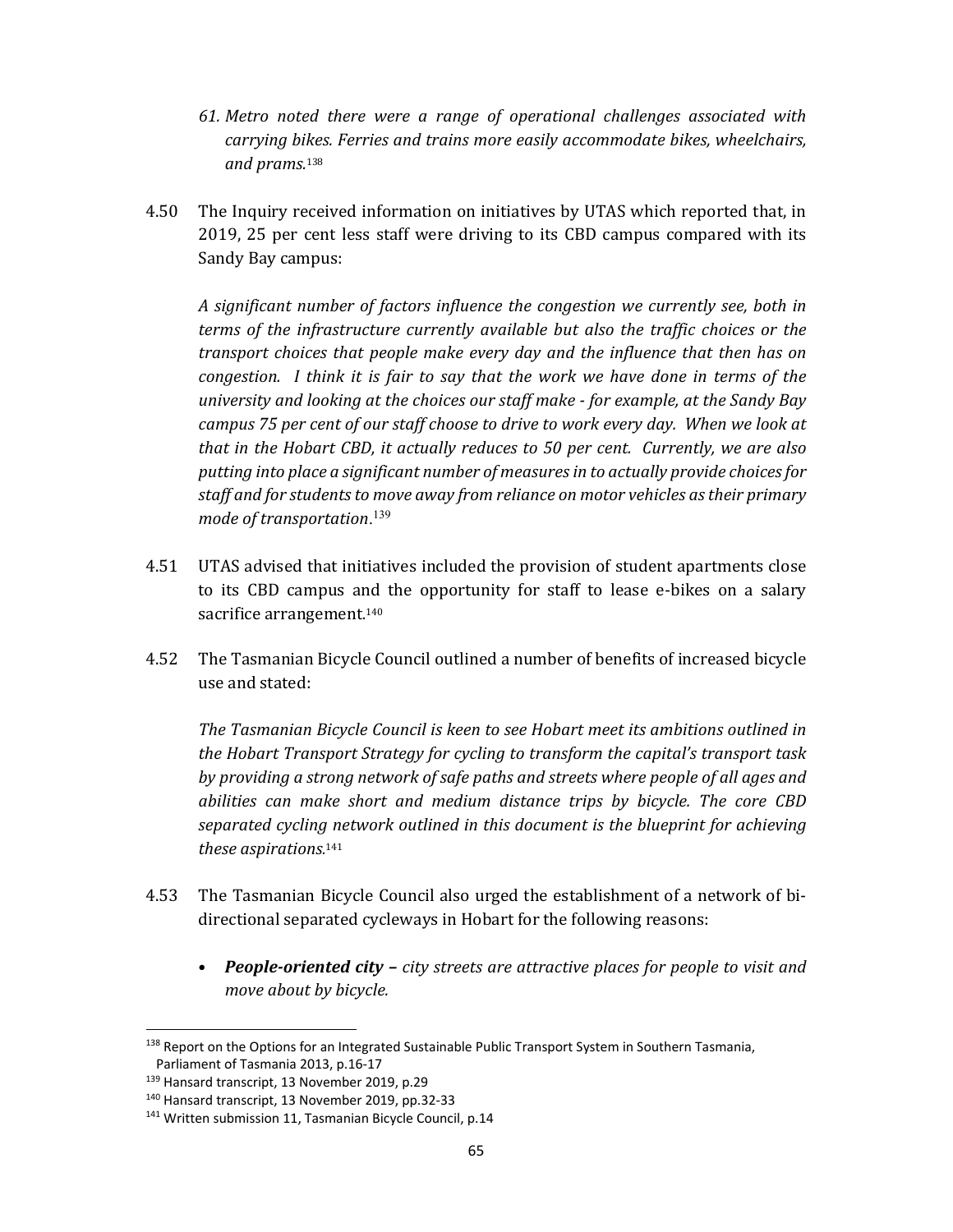*61. Metro noted there were a range of operational challenges associated with carrying bikes. Ferries and trains more easily accommodate bikes, wheelchairs, and prams.*[138]

4.50 The Inquiry received information on initiatives by UTAS which reported that, in 2019, 25 per cent less staff were driving to its CBD campus compared with its Sandy Bay campus:

*A significant number of factors influence the congestion we currently see, both in terms of the infrastructure currently available but also the traffic choices or the transport choices that people make every day and the influence that then has on congestion. I think it is fair to say that the work we have done in terms of the university and looking at the choices our staff make - for example, at the Sandy Bay campus 75 per cent of our staff choose to drive to work every day. When we look at that in the Hobart CBD, it actually reduces to 50 per cent. Currently, we are also putting into place a significant number of measures in to actually provide choices for staff and for students to move away from reliance on motor vehicles as their primary mode of transportation*.[139]

4.51 UTAS advised that initiatives included the provision of student apartments close to its CBD campus and the opportunity for staff to lease e-bikes on a salary sacrifice arrangement.[140]

4.52 The Tasmanian Bicycle Council outlined a number of benefits of increased bicycle use and stated:

*The Tasmanian Bicycle Council is keen to see Hobart meet its ambitions outlined in the Hobart Transport Strategy for cycling to transform the capital's transport task by providing a strong network of safe paths and streets where people of all ages and abilities can make short and medium distance trips by bicycle. The core CBD separated cycling network outlined in this document is the blueprint for achieving these aspirations.*[141]

4.53 The Tasmanian Bicycle Council also urged the establishment of a network of bi-directional separated cycleways in Hobart for the following reasons:

- ***People-oriented city –*** *city streets are attractive places for people to visit and move about by bicycle.*

---

[138] Report on the Options for an Integrated Sustainable Public Transport System in Southern Tasmania, Parliament of Tasmania 2013, p.16-17

[139] Hansard transcript, 13 November 2019, p.29

[140] Hansard transcript, 13 November 2019, pp.32-33

[141] Written submission 11, Tasmanian Bicycle Council, p.14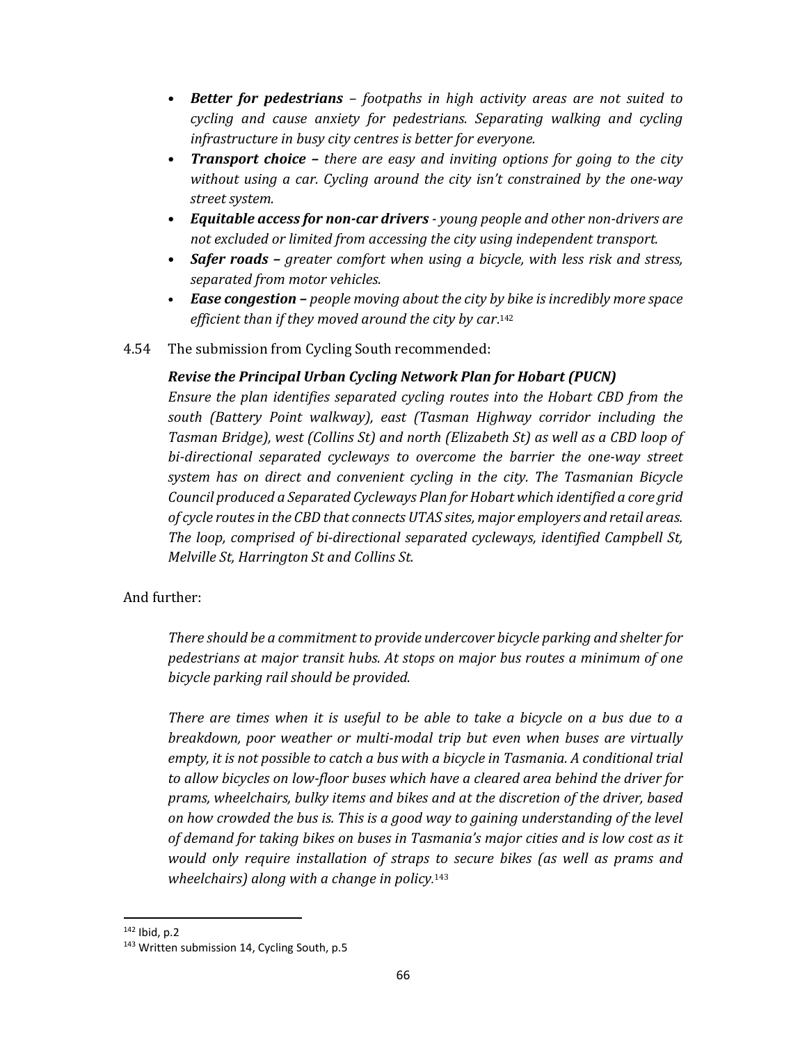- ***Better for pedestrians*** *– footpaths in high activity areas are not suited to cycling and cause anxiety for pedestrians. Separating walking and cycling infrastructure in busy city centres is better for everyone.*
- ***Transport choice –*** *there are easy and inviting options for going to the city without using a car. Cycling around the city isn't constrained by the one-way street system.*
- ***Equitable access for non-car drivers*** *- young people and other non-drivers are not excluded or limited from accessing the city using independent transport.*
- ***Safer roads –*** *greater comfort when using a bicycle, with less risk and stress, separated from motor vehicles.*
- ***Ease congestion –*** *people moving about the city by bike is incredibly more space efficient than if they moved around the city by car.*[142]

4.54 The submission from Cycling South recommended:

***Revise the Principal Urban Cycling Network Plan for Hobart (PUCN)***
*Ensure the plan identifies separated cycling routes into the Hobart CBD from the south (Battery Point walkway), east (Tasman Highway corridor including the Tasman Bridge), west (Collins St) and north (Elizabeth St) as well as a CBD loop of bi-directional separated cycleways to overcome the barrier the one-way street system has on direct and convenient cycling in the city. The Tasmanian Bicycle Council produced a Separated Cycleways Plan for Hobart which identified a core grid of cycle routes in the CBD that connects UTAS sites, major employers and retail areas. The loop, comprised of bi-directional separated cycleways, identified Campbell St, Melville St, Harrington St and Collins St.*

And further:

*There should be a commitment to provide undercover bicycle parking and shelter for pedestrians at major transit hubs. At stops on major bus routes a minimum of one bicycle parking rail should be provided.*

*There are times when it is useful to be able to take a bicycle on a bus due to a breakdown, poor weather or multi-modal trip but even when buses are virtually empty, it is not possible to catch a bus with a bicycle in Tasmania. A conditional trial to allow bicycles on low-floor buses which have a cleared area behind the driver for prams, wheelchairs, bulky items and bikes and at the discretion of the driver, based on how crowded the bus is. This is a good way to gaining understanding of the level of demand for taking bikes on buses in Tasmania's major cities and is low cost as it would only require installation of straps to secure bikes (as well as prams and wheelchairs) along with a change in policy.*[143]

---

[142] Ibid, p.2

[143] Written submission 14, Cycling South, p.5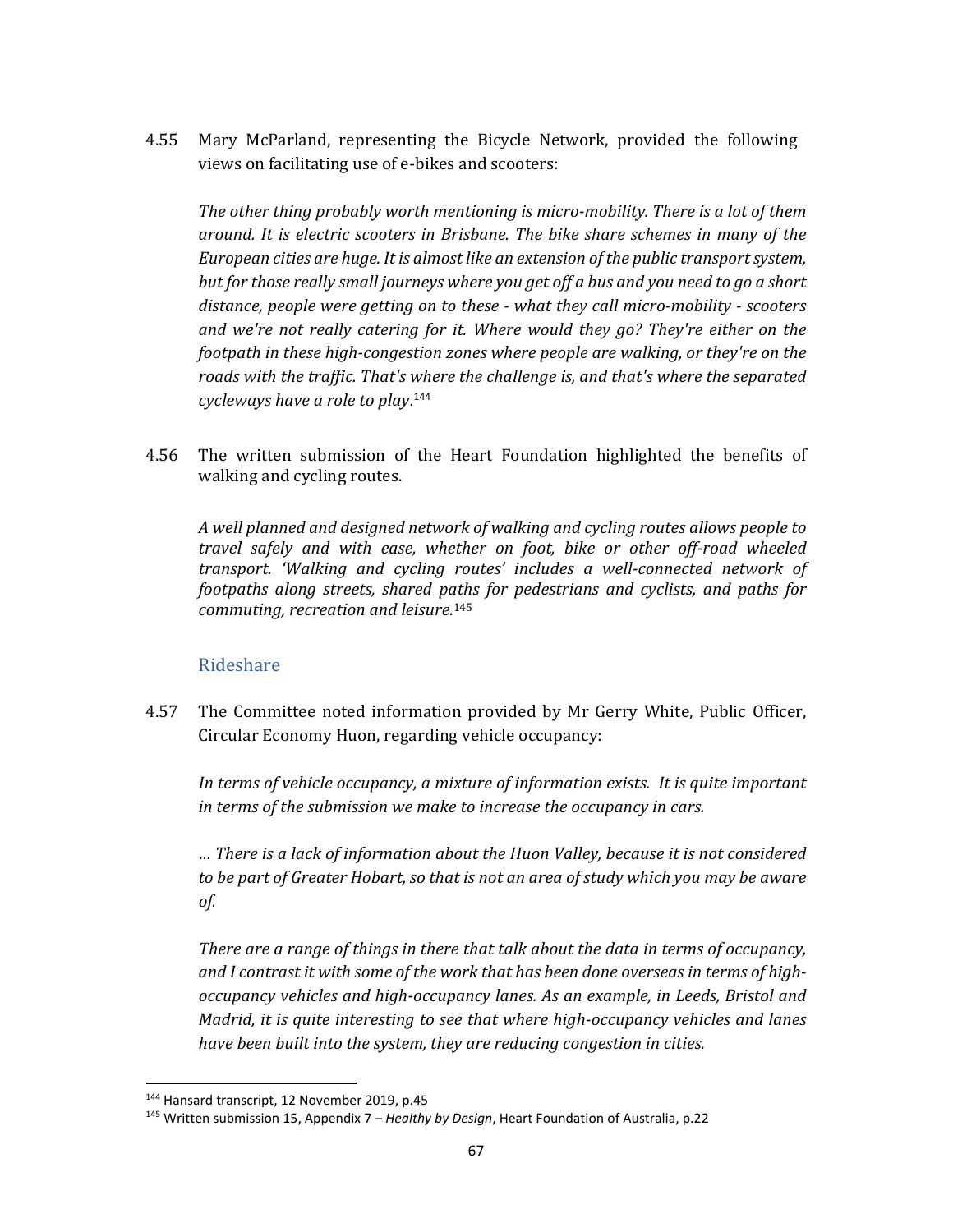4.55 Mary McParland, representing the Bicycle Network, provided the following views on facilitating use of e-bikes and scooters:

> *The other thing probably worth mentioning is micro-mobility. There is a lot of them around. It is electric scooters in Brisbane. The bike share schemes in many of the European cities are huge. It is almost like an extension of the public transport system, but for those really small journeys where you get off a bus and you need to go a short distance, people were getting on to these - what they call micro-mobility - scooters and we're not really catering for it. Where would they go? They're either on the footpath in these high-congestion zones where people are walking, or they're on the roads with the traffic. That's where the challenge is, and that's where the separated cycleways have a role to play*.[144]

4.56 The written submission of the Heart Foundation highlighted the benefits of walking and cycling routes.

> *A well planned and designed network of walking and cycling routes allows people to travel safely and with ease, whether on foot, bike or other off-road wheeled transport. 'Walking and cycling routes' includes a well-connected network of footpaths along streets, shared paths for pedestrians and cyclists, and paths for commuting, recreation and leisure*.[145]

### Rideshare

4.57 The Committee noted information provided by Mr Gerry White, Public Officer, Circular Economy Huon, regarding vehicle occupancy:

> *In terms of vehicle occupancy, a mixture of information exists. It is quite important in terms of the submission we make to increase the occupancy in cars.*
>
> *… There is a lack of information about the Huon Valley, because it is not considered to be part of Greater Hobart, so that is not an area of study which you may be aware of.*
>
> *There are a range of things in there that talk about the data in terms of occupancy, and I contrast it with some of the work that has been done overseas in terms of high-occupancy vehicles and high-occupancy lanes. As an example, in Leeds, Bristol and Madrid, it is quite interesting to see that where high-occupancy vehicles and lanes have been built into the system, they are reducing congestion in cities.*

---

[144] Hansard transcript, 12 November 2019, p.45

[145] Written submission 15, Appendix 7 – *Healthy by Design*, Heart Foundation of Australia, p.22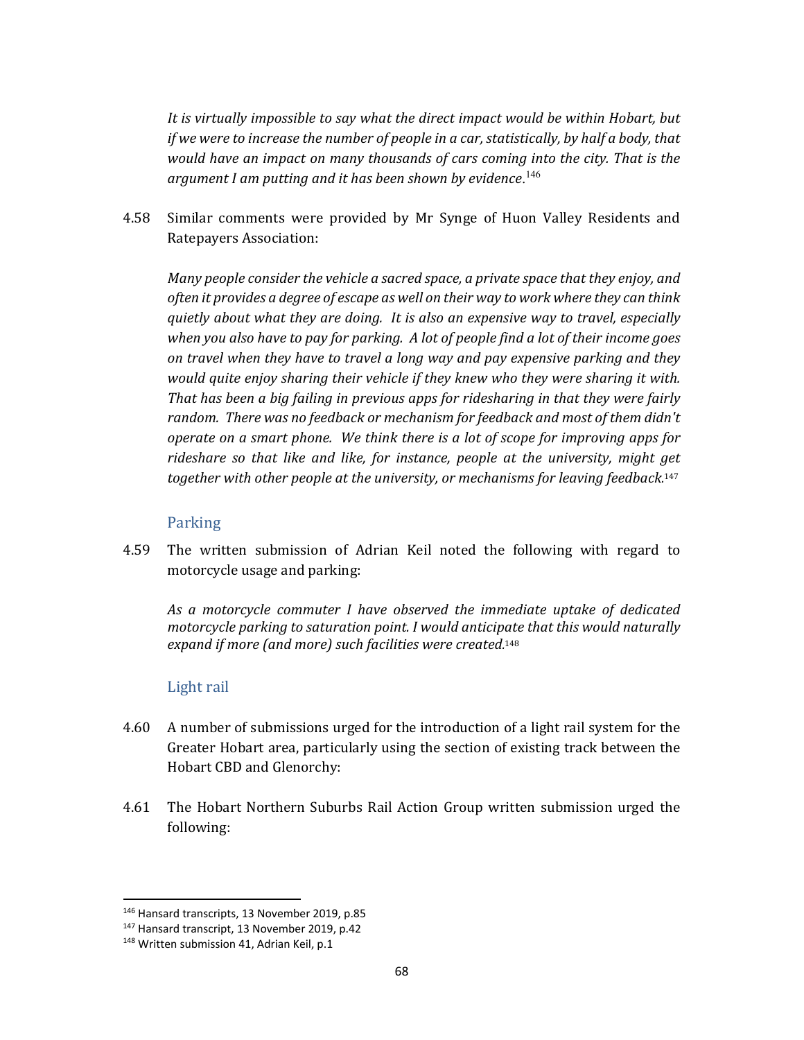*It is virtually impossible to say what the direct impact would be within Hobart, but if we were to increase the number of people in a car, statistically, by half a body, that would have an impact on many thousands of cars coming into the city. That is the argument I am putting and it has been shown by evidence*.[146]

4.58 Similar comments were provided by Mr Synge of Huon Valley Residents and Ratepayers Association:

> *Many people consider the vehicle a sacred space, a private space that they enjoy, and often it provides a degree of escape as well on their way to work where they can think quietly about what they are doing. It is also an expensive way to travel, especially when you also have to pay for parking. A lot of people find a lot of their income goes on travel when they have to travel a long way and pay expensive parking and they would quite enjoy sharing their vehicle if they knew who they were sharing it with. That has been a big failing in previous apps for ridesharing in that they were fairly random. There was no feedback or mechanism for feedback and most of them didn't operate on a smart phone. We think there is a lot of scope for improving apps for rideshare so that like and like, for instance, people at the university, might get together with other people at the university, or mechanisms for leaving feedback.*[147]

### Parking

4.59 The written submission of Adrian Keil noted the following with regard to motorcycle usage and parking:

> *As a motorcycle commuter I have observed the immediate uptake of dedicated motorcycle parking to saturation point. I would anticipate that this would naturally expand if more (and more) such facilities were created.*[148]

### Light rail

4.60 A number of submissions urged for the introduction of a light rail system for the Greater Hobart area, particularly using the section of existing track between the Hobart CBD and Glenorchy:

4.61 The Hobart Northern Suburbs Rail Action Group written submission urged the following:

---

[146] Hansard transcripts, 13 November 2019, p.85

[147] Hansard transcript, 13 November 2019, p.42

[148] Written submission 41, Adrian Keil, p.1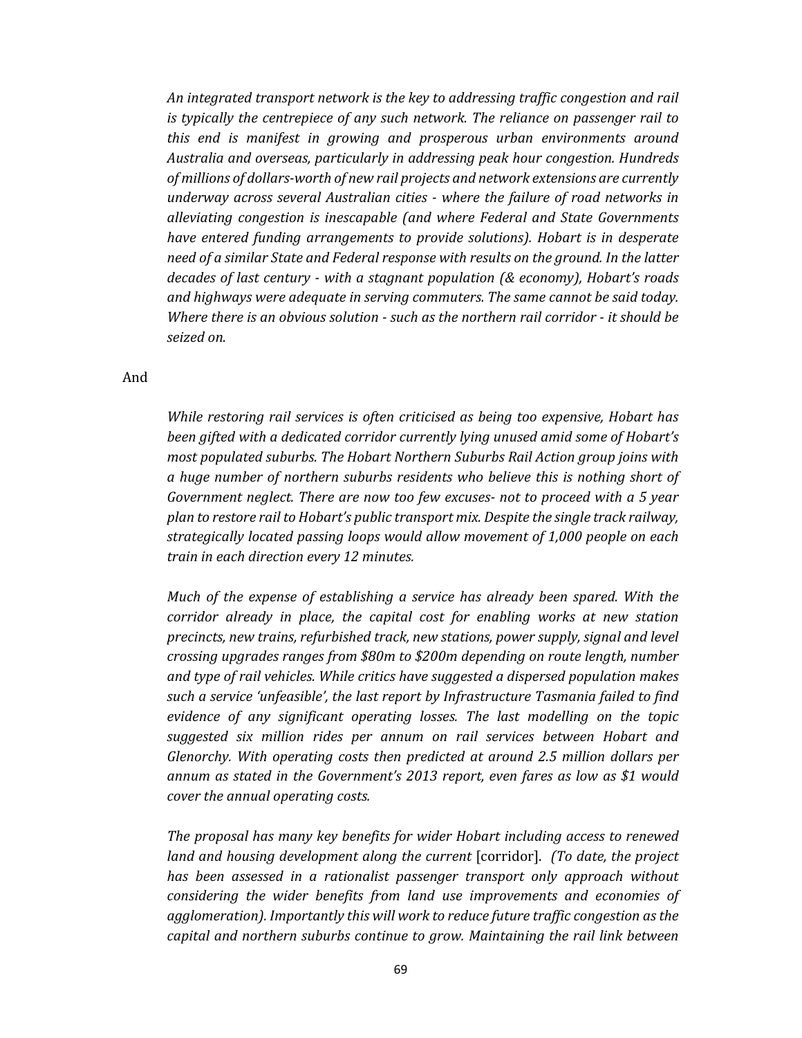*An integrated transport network is the key to addressing traffic congestion and rail is typically the centrepiece of any such network. The reliance on passenger rail to this end is manifest in growing and prosperous urban environments around Australia and overseas, particularly in addressing peak hour congestion. Hundreds of millions of dollars-worth of new rail projects and network extensions are currently underway across several Australian cities - where the failure of road networks in alleviating congestion is inescapable (and where Federal and State Governments have entered funding arrangements to provide solutions). Hobart is in desperate need of a similar State and Federal response with results on the ground. In the latter decades of last century - with a stagnant population (& economy), Hobart's roads and highways were adequate in serving commuters. The same cannot be said today. Where there is an obvious solution - such as the northern rail corridor - it should be seized on.*

And

*While restoring rail services is often criticised as being too expensive, Hobart has been gifted with a dedicated corridor currently lying unused amid some of Hobart's most populated suburbs. The Hobart Northern Suburbs Rail Action group joins with a huge number of northern suburbs residents who believe this is nothing short of Government neglect. There are now too few excuses- not to proceed with a 5 year plan to restore rail to Hobart's public transport mix. Despite the single track railway, strategically located passing loops would allow movement of 1,000 people on each train in each direction every 12 minutes.*

*Much of the expense of establishing a service has already been spared. With the corridor already in place, the capital cost for enabling works at new station precincts, new trains, refurbished track, new stations, power supply, signal and level crossing upgrades ranges from $80m to $200m depending on route length, number and type of rail vehicles. While critics have suggested a dispersed population makes such a service 'unfeasible', the last report by Infrastructure Tasmania failed to find evidence of any significant operating losses. The last modelling on the topic suggested six million rides per annum on rail services between Hobart and Glenorchy. With operating costs then predicted at around 2.5 million dollars per annum as stated in the Government's 2013 report, even fares as low as $1 would cover the annual operating costs.*

*The proposal has many key benefits for wider Hobart including access to renewed land and housing development along the current* [corridor]. *(To date, the project has been assessed in a rationalist passenger transport only approach without considering the wider benefits from land use improvements and economies of agglomeration). Importantly this will work to reduce future traffic congestion as the capital and northern suburbs continue to grow. Maintaining the rail link between*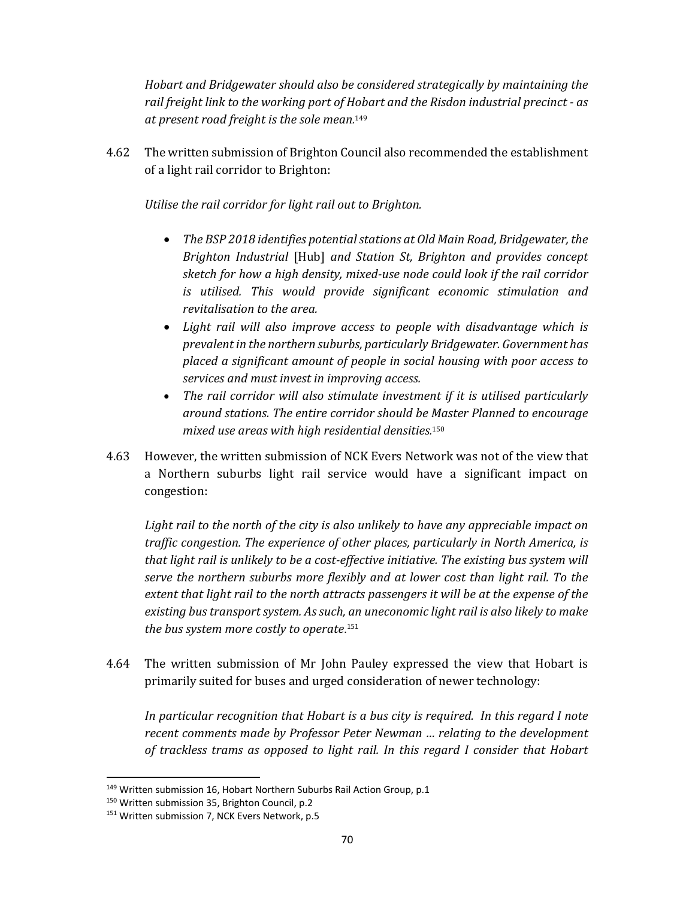*Hobart and Bridgewater should also be considered strategically by maintaining the rail freight link to the working port of Hobart and the Risdon industrial precinct - as at present road freight is the sole mean.*[149]

4.62 The written submission of Brighton Council also recommended the establishment of a light rail corridor to Brighton:

*Utilise the rail corridor for light rail out to Brighton.*

- *The BSP 2018 identifies potential stations at Old Main Road, Bridgewater, the Brighton Industrial* [Hub] *and Station St, Brighton and provides concept sketch for how a high density, mixed-use node could look if the rail corridor is utilised. This would provide significant economic stimulation and revitalisation to the area.*
- *Light rail will also improve access to people with disadvantage which is prevalent in the northern suburbs, particularly Bridgewater. Government has placed a significant amount of people in social housing with poor access to services and must invest in improving access.*
- *The rail corridor will also stimulate investment if it is utilised particularly around stations. The entire corridor should be Master Planned to encourage mixed use areas with high residential densities.*[150]

4.63 However, the written submission of NCK Evers Network was not of the view that a Northern suburbs light rail service would have a significant impact on congestion:

*Light rail to the north of the city is also unlikely to have any appreciable impact on traffic congestion. The experience of other places, particularly in North America, is that light rail is unlikely to be a cost-effective initiative. The existing bus system will serve the northern suburbs more flexibly and at lower cost than light rail. To the extent that light rail to the north attracts passengers it will be at the expense of the existing bus transport system. As such, an uneconomic light rail is also likely to make the bus system more costly to operate.*[151]

4.64 The written submission of Mr John Pauley expressed the view that Hobart is primarily suited for buses and urged consideration of newer technology:

*In particular recognition that Hobart is a bus city is required. In this regard I note recent comments made by Professor Peter Newman ... relating to the development of trackless trams as opposed to light rail. In this regard I consider that Hobart*

---

[149] Written submission 16, Hobart Northern Suburbs Rail Action Group, p.1

[150] Written submission 35, Brighton Council, p.2

[151] Written submission 7, NCK Evers Network, p.5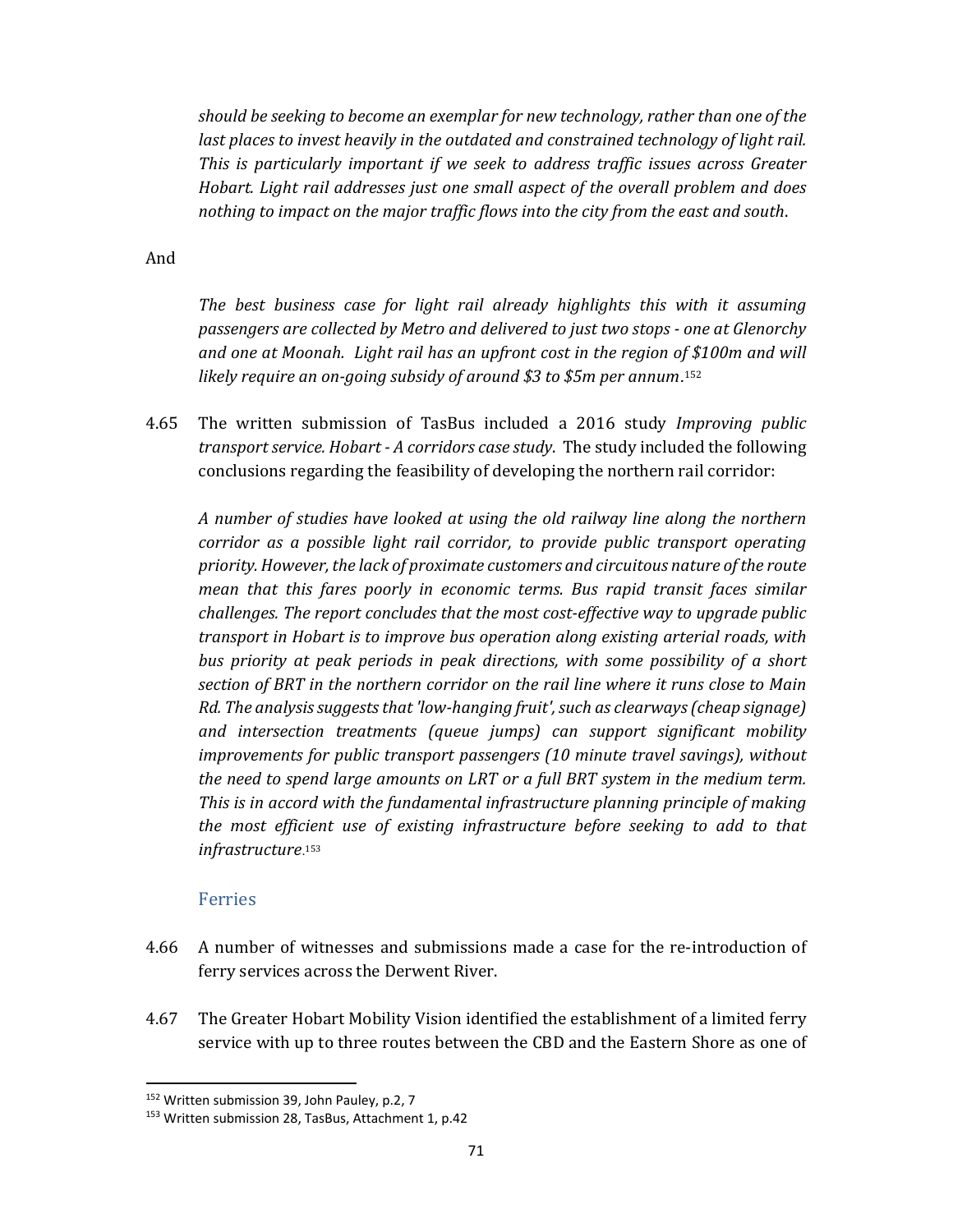*should be seeking to become an exemplar for new technology, rather than one of the last places to invest heavily in the outdated and constrained technology of light rail. This is particularly important if we seek to address traffic issues across Greater Hobart. Light rail addresses just one small aspect of the overall problem and does nothing to impact on the major traffic flows into the city from the east and south.*

And

*The best business case for light rail already highlights this with it assuming passengers are collected by Metro and delivered to just two stops - one at Glenorchy and one at Moonah. Light rail has an upfront cost in the region of $100m and will likely require an on-going subsidy of around $3 to $5m per annum.*[152]

4.65 The written submission of TasBus included a 2016 study *Improving public transport service. Hobart - A corridors case study*. The study included the following conclusions regarding the feasibility of developing the northern rail corridor:

*A number of studies have looked at using the old railway line along the northern corridor as a possible light rail corridor, to provide public transport operating priority. However, the lack of proximate customers and circuitous nature of the route mean that this fares poorly in economic terms. Bus rapid transit faces similar challenges. The report concludes that the most cost-effective way to upgrade public transport in Hobart is to improve bus operation along existing arterial roads, with bus priority at peak periods in peak directions, with some possibility of a short section of BRT in the northern corridor on the rail line where it runs close to Main Rd. The analysis suggests that 'low-hanging fruit', such as clearways (cheap signage) and intersection treatments (queue jumps) can support significant mobility improvements for public transport passengers (10 minute travel savings), without the need to spend large amounts on LRT or a full BRT system in the medium term. This is in accord with the fundamental infrastructure planning principle of making the most efficient use of existing infrastructure before seeking to add to that infrastructure.*[153]

### Ferries

4.66 A number of witnesses and submissions made a case for the re-introduction of ferry services across the Derwent River.

4.67 The Greater Hobart Mobility Vision identified the establishment of a limited ferry service with up to three routes between the CBD and the Eastern Shore as one of

---

[152] Written submission 39, John Pauley, p.2, 7

[153] Written submission 28, TasBus, Attachment 1, p.42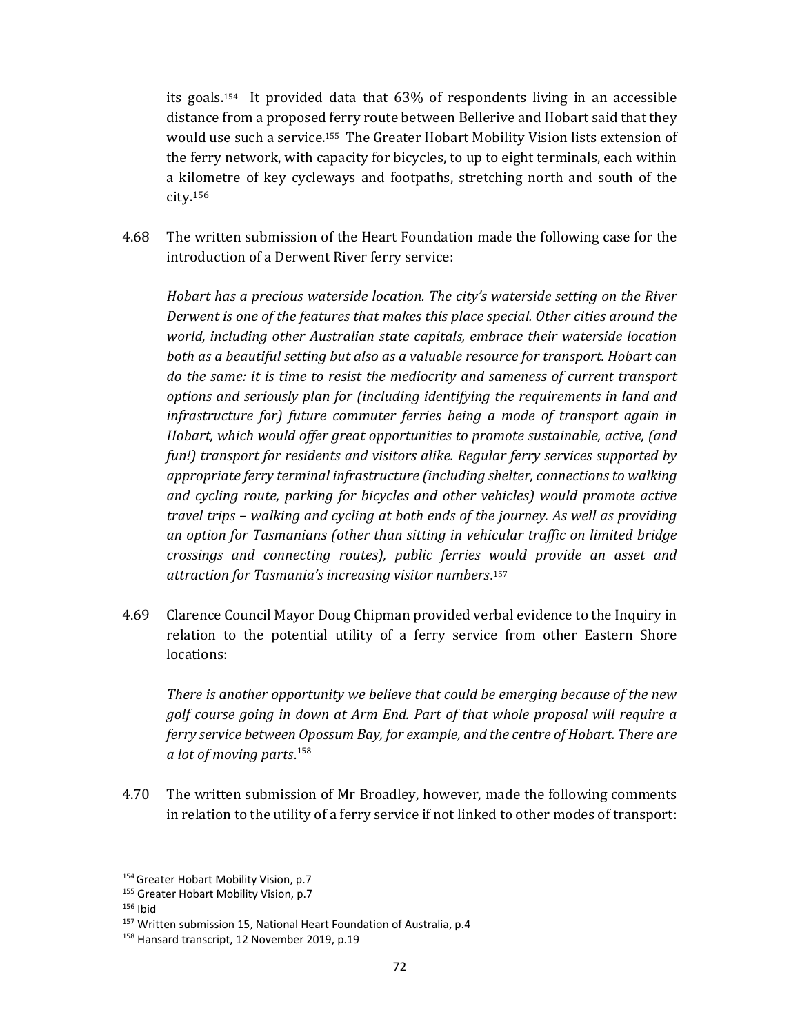its goals.[154] It provided data that 63% of respondents living in an accessible distance from a proposed ferry route between Bellerive and Hobart said that they would use such a service.[155] The Greater Hobart Mobility Vision lists extension of the ferry network, with capacity for bicycles, to up to eight terminals, each within a kilometre of key cycleways and footpaths, stretching north and south of the city.[156]

4.68 The written submission of the Heart Foundation made the following case for the introduction of a Derwent River ferry service:

> *Hobart has a precious waterside location. The city's waterside setting on the River Derwent is one of the features that makes this place special. Other cities around the world, including other Australian state capitals, embrace their waterside location both as a beautiful setting but also as a valuable resource for transport. Hobart can do the same: it is time to resist the mediocrity and sameness of current transport options and seriously plan for (including identifying the requirements in land and infrastructure for) future commuter ferries being a mode of transport again in Hobart, which would offer great opportunities to promote sustainable, active, (and fun!) transport for residents and visitors alike. Regular ferry services supported by appropriate ferry terminal infrastructure (including shelter, connections to walking and cycling route, parking for bicycles and other vehicles) would promote active travel trips – walking and cycling at both ends of the journey. As well as providing an option for Tasmanians (other than sitting in vehicular traffic on limited bridge crossings and connecting routes), public ferries would provide an asset and attraction for Tasmania's increasing visitor numbers*.[157]

4.69 Clarence Council Mayor Doug Chipman provided verbal evidence to the Inquiry in relation to the potential utility of a ferry service from other Eastern Shore locations:

> *There is another opportunity we believe that could be emerging because of the new golf course going in down at Arm End. Part of that whole proposal will require a ferry service between Opossum Bay, for example, and the centre of Hobart. There are a lot of moving parts*.[158]

4.70 The written submission of Mr Broadley, however, made the following comments in relation to the utility of a ferry service if not linked to other modes of transport:

---

[154] Greater Hobart Mobility Vision, p.7

[155] Greater Hobart Mobility Vision, p.7

[156] Ibid

[157] Written submission 15, National Heart Foundation of Australia, p.4

[158] Hansard transcript, 12 November 2019, p.19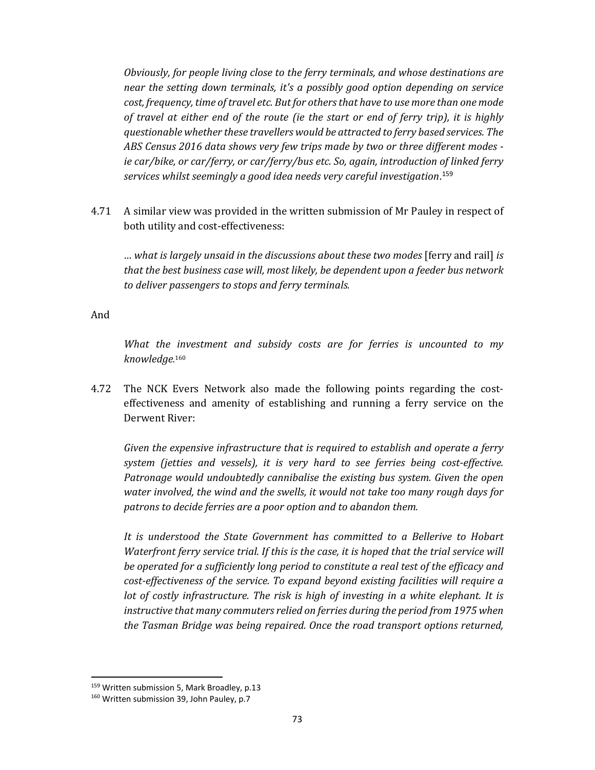*Obviously, for people living close to the ferry terminals, and whose destinations are near the setting down terminals, it's a possibly good option depending on service cost, frequency, time of travel etc. But for others that have to use more than one mode of travel at either end of the route (ie the start or end of ferry trip), it is highly questionable whether these travellers would be attracted to ferry based services. The ABS Census 2016 data shows very few trips made by two or three different modes - ie car/bike, or car/ferry, or car/ferry/bus etc. So, again, introduction of linked ferry services whilst seemingly a good idea needs very careful investigation*.[159]

4.71 A similar view was provided in the written submission of Mr Pauley in respect of both utility and cost-effectiveness:

> *… what is largely unsaid in the discussions about these two modes* [ferry and rail] *is that the best business case will, most likely, be dependent upon a feeder bus network to deliver passengers to stops and ferry terminals.*

And

> *What the investment and subsidy costs are for ferries is uncounted to my knowledge.*[160]

4.72 The NCK Evers Network also made the following points regarding the cost-effectiveness and amenity of establishing and running a ferry service on the Derwent River:

> *Given the expensive infrastructure that is required to establish and operate a ferry system (jetties and vessels), it is very hard to see ferries being cost-effective. Patronage would undoubtedly cannibalise the existing bus system. Given the open water involved, the wind and the swells, it would not take too many rough days for patrons to decide ferries are a poor option and to abandon them.*
>
> *It is understood the State Government has committed to a Bellerive to Hobart Waterfront ferry service trial. If this is the case, it is hoped that the trial service will be operated for a sufficiently long period to constitute a real test of the efficacy and cost-effectiveness of the service. To expand beyond existing facilities will require a lot of costly infrastructure. The risk is high of investing in a white elephant. It is instructive that many commuters relied on ferries during the period from 1975 when the Tasman Bridge was being repaired. Once the road transport options returned,*

---

[159] Written submission 5, Mark Broadley, p.13

[160] Written submission 39, John Pauley, p.7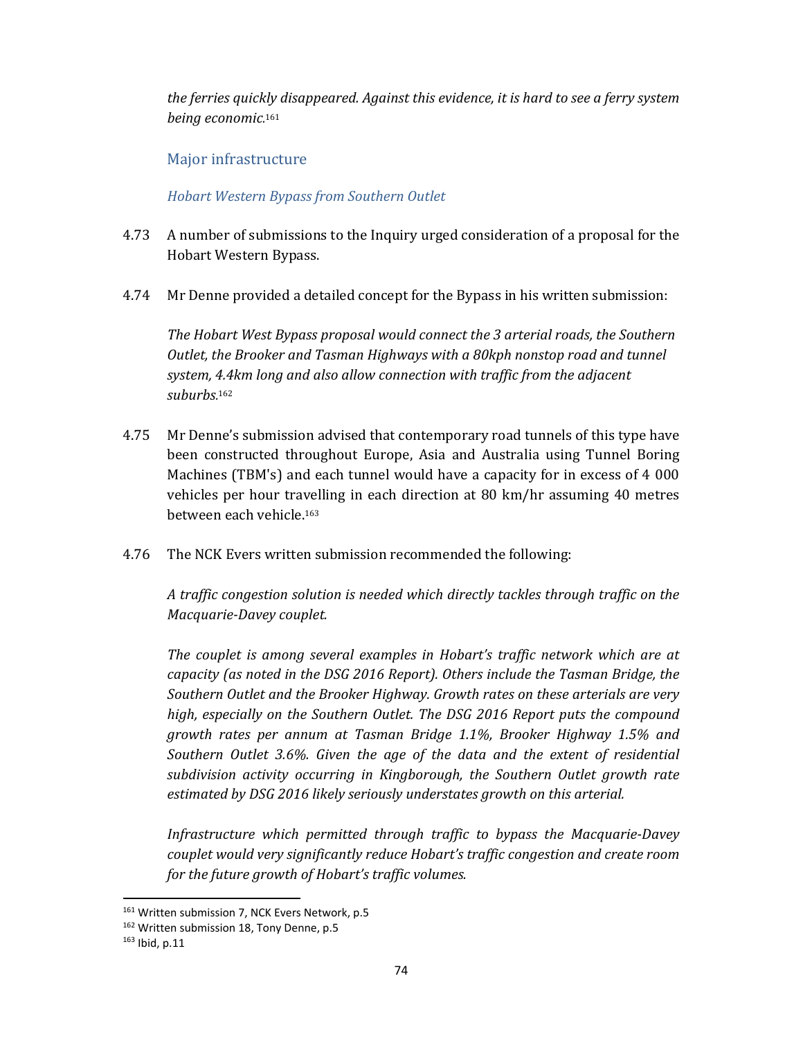*the ferries quickly disappeared. Against this evidence, it is hard to see a ferry system being economic.*[161]

## Major infrastructure

### *Hobart Western Bypass from Southern Outlet*

4.73 A number of submissions to the Inquiry urged consideration of a proposal for the Hobart Western Bypass.

4.74 Mr Denne provided a detailed concept for the Bypass in his written submission:

*The Hobart West Bypass proposal would connect the 3 arterial roads, the Southern Outlet, the Brooker and Tasman Highways with a 80kph nonstop road and tunnel system, 4.4km long and also allow connection with traffic from the adjacent suburbs.*[162]

4.75 Mr Denne's submission advised that contemporary road tunnels of this type have been constructed throughout Europe, Asia and Australia using Tunnel Boring Machines (TBM's) and each tunnel would have a capacity for in excess of 4 000 vehicles per hour travelling in each direction at 80 km/hr assuming 40 metres between each vehicle.[163]

4.76 The NCK Evers written submission recommended the following:

*A traffic congestion solution is needed which directly tackles through traffic on the Macquarie-Davey couplet.*

*The couplet is among several examples in Hobart's traffic network which are at capacity (as noted in the DSG 2016 Report). Others include the Tasman Bridge, the Southern Outlet and the Brooker Highway. Growth rates on these arterials are very high, especially on the Southern Outlet. The DSG 2016 Report puts the compound growth rates per annum at Tasman Bridge 1.1%, Brooker Highway 1.5% and Southern Outlet 3.6%. Given the age of the data and the extent of residential subdivision activity occurring in Kingborough, the Southern Outlet growth rate estimated by DSG 2016 likely seriously understates growth on this arterial.*

*Infrastructure which permitted through traffic to bypass the Macquarie-Davey couplet would very significantly reduce Hobart's traffic congestion and create room for the future growth of Hobart's traffic volumes.*

---

[161] Written submission 7, NCK Evers Network, p.5

[162] Written submission 18, Tony Denne, p.5

[163] Ibid, p.11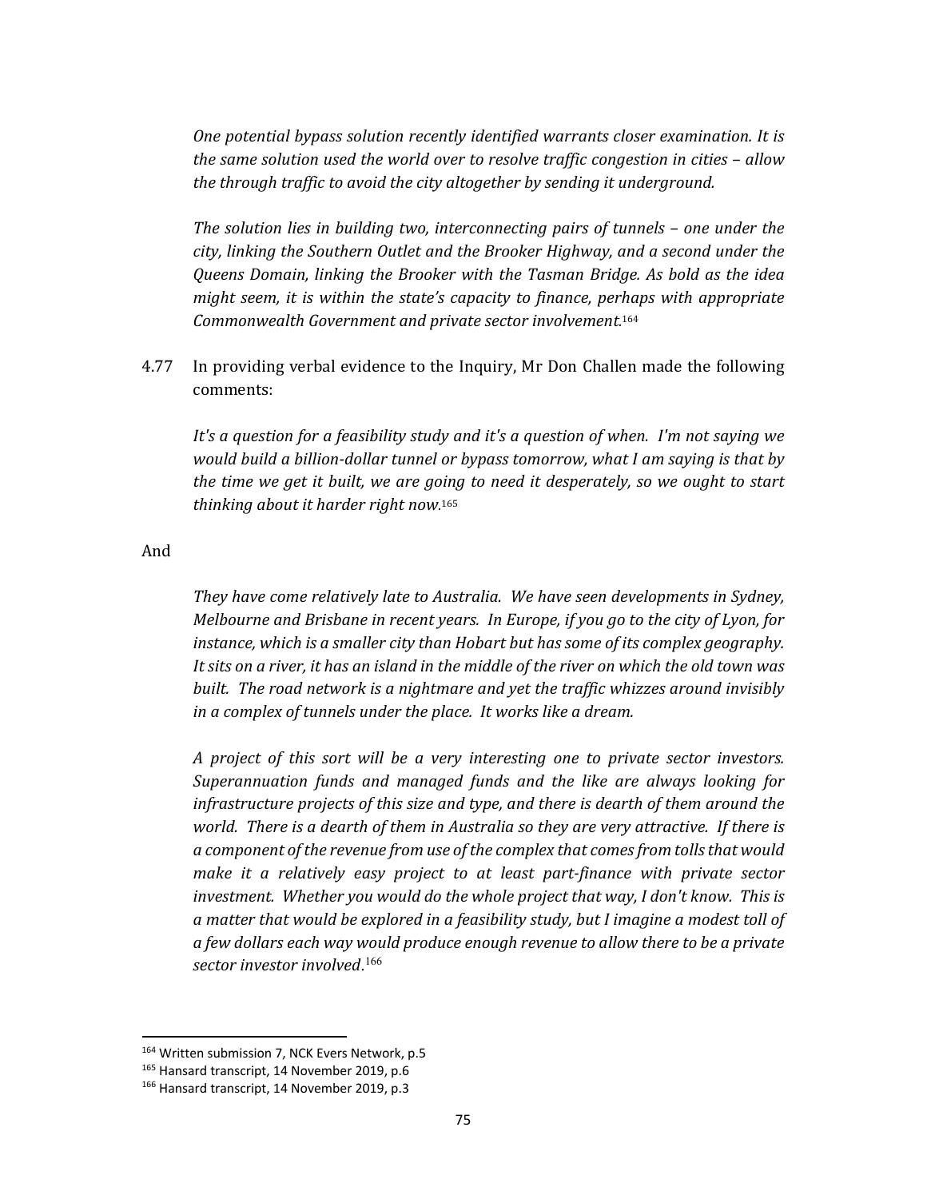*One potential bypass solution recently identified warrants closer examination. It is the same solution used the world over to resolve traffic congestion in cities – allow the through traffic to avoid the city altogether by sending it underground.*

*The solution lies in building two, interconnecting pairs of tunnels – one under the city, linking the Southern Outlet and the Brooker Highway, and a second under the Queens Domain, linking the Brooker with the Tasman Bridge. As bold as the idea might seem, it is within the state's capacity to finance, perhaps with appropriate Commonwealth Government and private sector involvement.*[164]

4.77 In providing verbal evidence to the Inquiry, Mr Don Challen made the following comments:

*It's a question for a feasibility study and it's a question of when. I'm not saying we would build a billion-dollar tunnel or bypass tomorrow, what I am saying is that by the time we get it built, we are going to need it desperately, so we ought to start thinking about it harder right now.*[165]

And

*They have come relatively late to Australia. We have seen developments in Sydney, Melbourne and Brisbane in recent years. In Europe, if you go to the city of Lyon, for instance, which is a smaller city than Hobart but has some of its complex geography. It sits on a river, it has an island in the middle of the river on which the old town was built. The road network is a nightmare and yet the traffic whizzes around invisibly in a complex of tunnels under the place. It works like a dream.*

*A project of this sort will be a very interesting one to private sector investors. Superannuation funds and managed funds and the like are always looking for infrastructure projects of this size and type, and there is dearth of them around the world. There is a dearth of them in Australia so they are very attractive. If there is a component of the revenue from use of the complex that comes from tolls that would make it a relatively easy project to at least part-finance with private sector investment. Whether you would do the whole project that way, I don't know. This is a matter that would be explored in a feasibility study, but I imagine a modest toll of a few dollars each way would produce enough revenue to allow there to be a private sector investor involved.*[166]

---

[164] Written submission 7, NCK Evers Network, p.5

[165] Hansard transcript, 14 November 2019, p.6

[166] Hansard transcript, 14 November 2019, p.3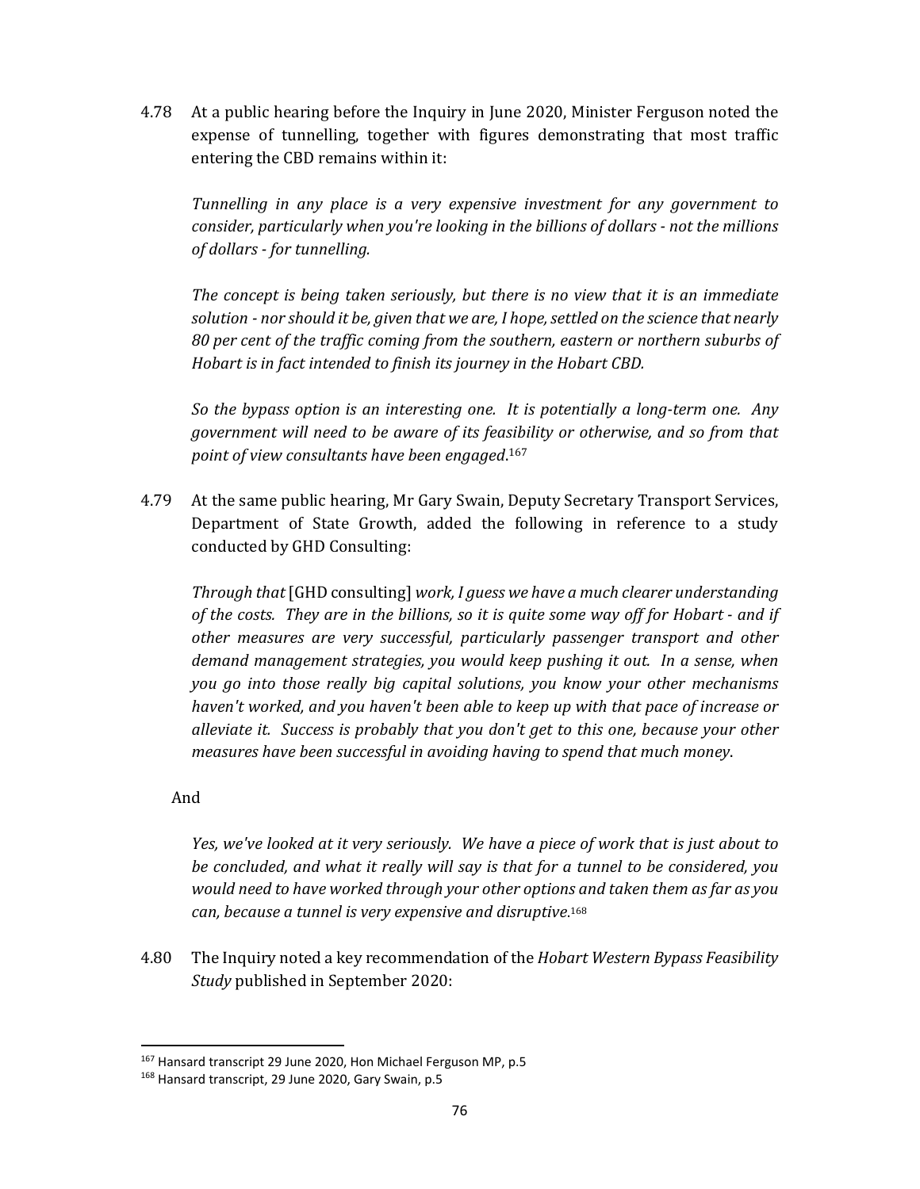4.78 At a public hearing before the Inquiry in June 2020, Minister Ferguson noted the expense of tunnelling, together with figures demonstrating that most traffic entering the CBD remains within it:

> *Tunnelling in any place is a very expensive investment for any government to consider, particularly when you're looking in the billions of dollars - not the millions of dollars - for tunnelling.*
>
> *The concept is being taken seriously, but there is no view that it is an immediate solution - nor should it be, given that we are, I hope, settled on the science that nearly 80 per cent of the traffic coming from the southern, eastern or northern suburbs of Hobart is in fact intended to finish its journey in the Hobart CBD.*
>
> *So the bypass option is an interesting one. It is potentially a long-term one. Any government will need to be aware of its feasibility or otherwise, and so from that point of view consultants have been engaged.*[167]

4.79 At the same public hearing, Mr Gary Swain, Deputy Secretary Transport Services, Department of State Growth, added the following in reference to a study conducted by GHD Consulting:

> *Through that* [GHD consulting] *work, I guess we have a much clearer understanding of the costs. They are in the billions, so it is quite some way off for Hobart - and if other measures are very successful, particularly passenger transport and other demand management strategies, you would keep pushing it out. In a sense, when you go into those really big capital solutions, you know your other mechanisms haven't worked, and you haven't been able to keep up with that pace of increase or alleviate it. Success is probably that you don't get to this one, because your other measures have been successful in avoiding having to spend that much money.*

And

> *Yes, we've looked at it very seriously. We have a piece of work that is just about to be concluded, and what it really will say is that for a tunnel to be considered, you would need to have worked through your other options and taken them as far as you can, because a tunnel is very expensive and disruptive.*[168]

4.80 The Inquiry noted a key recommendation of the *Hobart Western Bypass Feasibility Study* published in September 2020:

---

[167] Hansard transcript 29 June 2020, Hon Michael Ferguson MP, p.5

[168] Hansard transcript, 29 June 2020, Gary Swain, p.5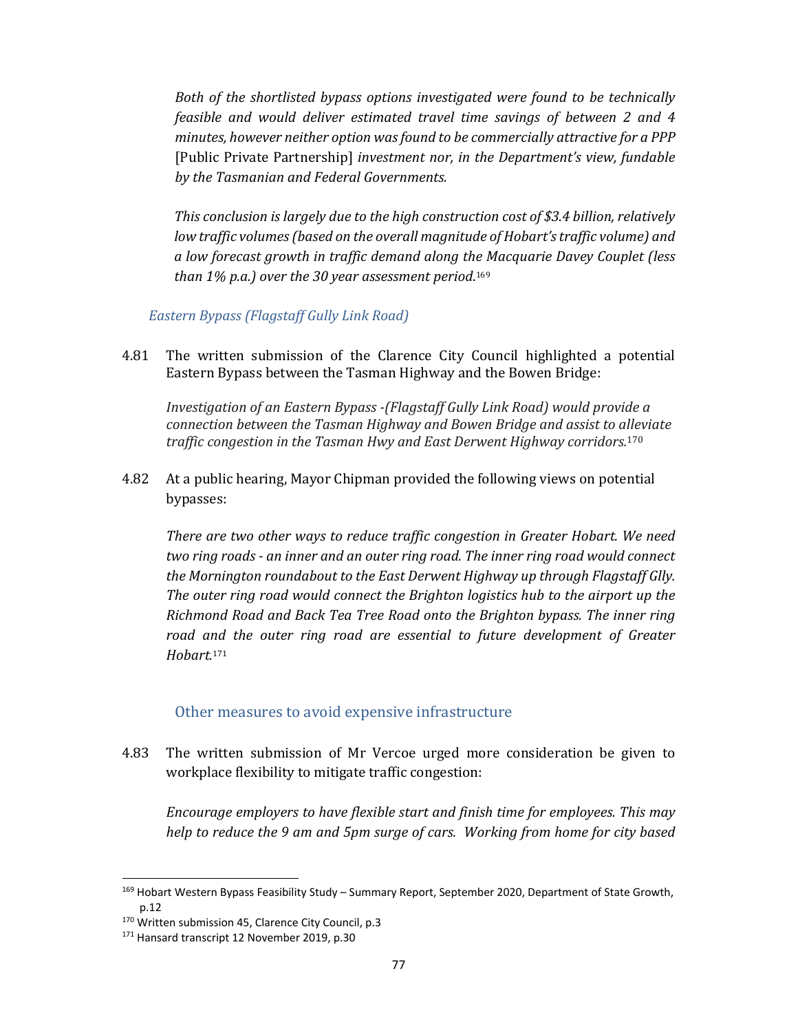*Both of the shortlisted bypass options investigated were found to be technically feasible and would deliver estimated travel time savings of between 2 and 4 minutes, however neither option was found to be commercially attractive for a PPP* [Public Private Partnership] *investment nor, in the Department's view, fundable by the Tasmanian and Federal Governments.*

*This conclusion is largely due to the high construction cost of $3.4 billion, relatively low traffic volumes (based on the overall magnitude of Hobart's traffic volume) and a low forecast growth in traffic demand along the Macquarie Davey Couplet (less than 1% p.a.) over the 30 year assessment period.*[169]

### *Eastern Bypass (Flagstaff Gully Link Road)*

4.81 The written submission of the Clarence City Council highlighted a potential Eastern Bypass between the Tasman Highway and the Bowen Bridge:

*Investigation of an Eastern Bypass -(Flagstaff Gully Link Road) would provide a connection between the Tasman Highway and Bowen Bridge and assist to alleviate traffic congestion in the Tasman Hwy and East Derwent Highway corridors.*[170]

4.82 At a public hearing, Mayor Chipman provided the following views on potential bypasses:

*There are two other ways to reduce traffic congestion in Greater Hobart. We need two ring roads - an inner and an outer ring road. The inner ring road would connect the Mornington roundabout to the East Derwent Highway up through Flagstaff Glly. The outer ring road would connect the Brighton logistics hub to the airport up the Richmond Road and Back Tea Tree Road onto the Brighton bypass. The inner ring road and the outer ring road are essential to future development of Greater Hobart.*[171]

## Other measures to avoid expensive infrastructure

4.83 The written submission of Mr Vercoe urged more consideration be given to workplace flexibility to mitigate traffic congestion:

*Encourage employers to have flexible start and finish time for employees. This may help to reduce the 9 am and 5pm surge of cars. Working from home for city based*

---

[169] Hobart Western Bypass Feasibility Study – Summary Report, September 2020, Department of State Growth, p.12

[170] Written submission 45, Clarence City Council, p.3

[171] Hansard transcript 12 November 2019, p.30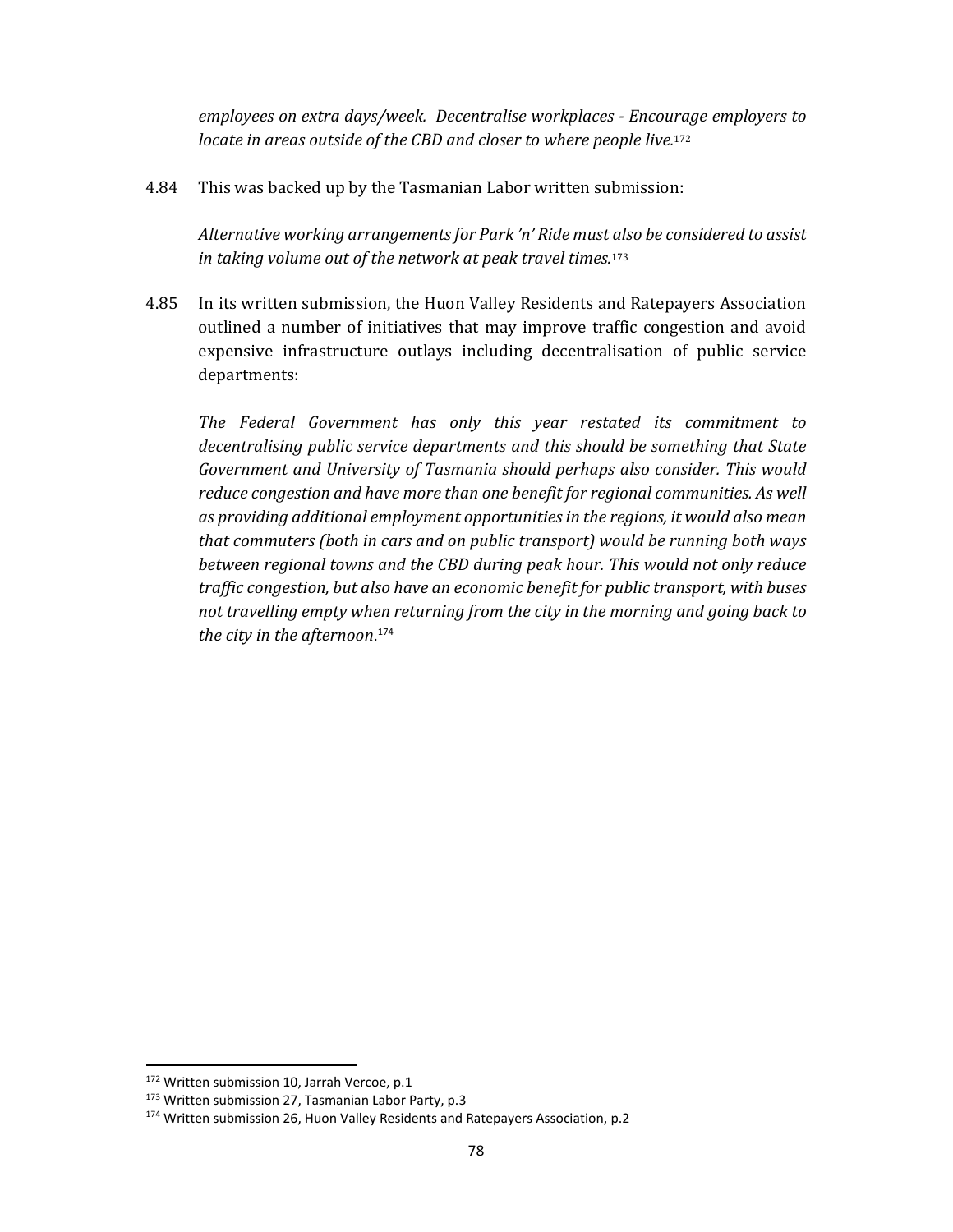*employees on extra days/week. Decentralise workplaces - Encourage employers to locate in areas outside of the CBD and closer to where people live.*[172]

4.84 This was backed up by the Tasmanian Labor written submission:

*Alternative working arrangements for Park 'n' Ride must also be considered to assist in taking volume out of the network at peak travel times.*[173]

4.85 In its written submission, the Huon Valley Residents and Ratepayers Association outlined a number of initiatives that may improve traffic congestion and avoid expensive infrastructure outlays including decentralisation of public service departments:

*The Federal Government has only this year restated its commitment to decentralising public service departments and this should be something that State Government and University of Tasmania should perhaps also consider. This would reduce congestion and have more than one benefit for regional communities. As well as providing additional employment opportunities in the regions, it would also mean that commuters (both in cars and on public transport) would be running both ways between regional towns and the CBD during peak hour. This would not only reduce traffic congestion, but also have an economic benefit for public transport, with buses not travelling empty when returning from the city in the morning and going back to the city in the afternoon.*[174]

---

[172] Written submission 10, Jarrah Vercoe, p.1

[173] Written submission 27, Tasmanian Labor Party, p.3

[174] Written submission 26, Huon Valley Residents and Ratepayers Association, p.2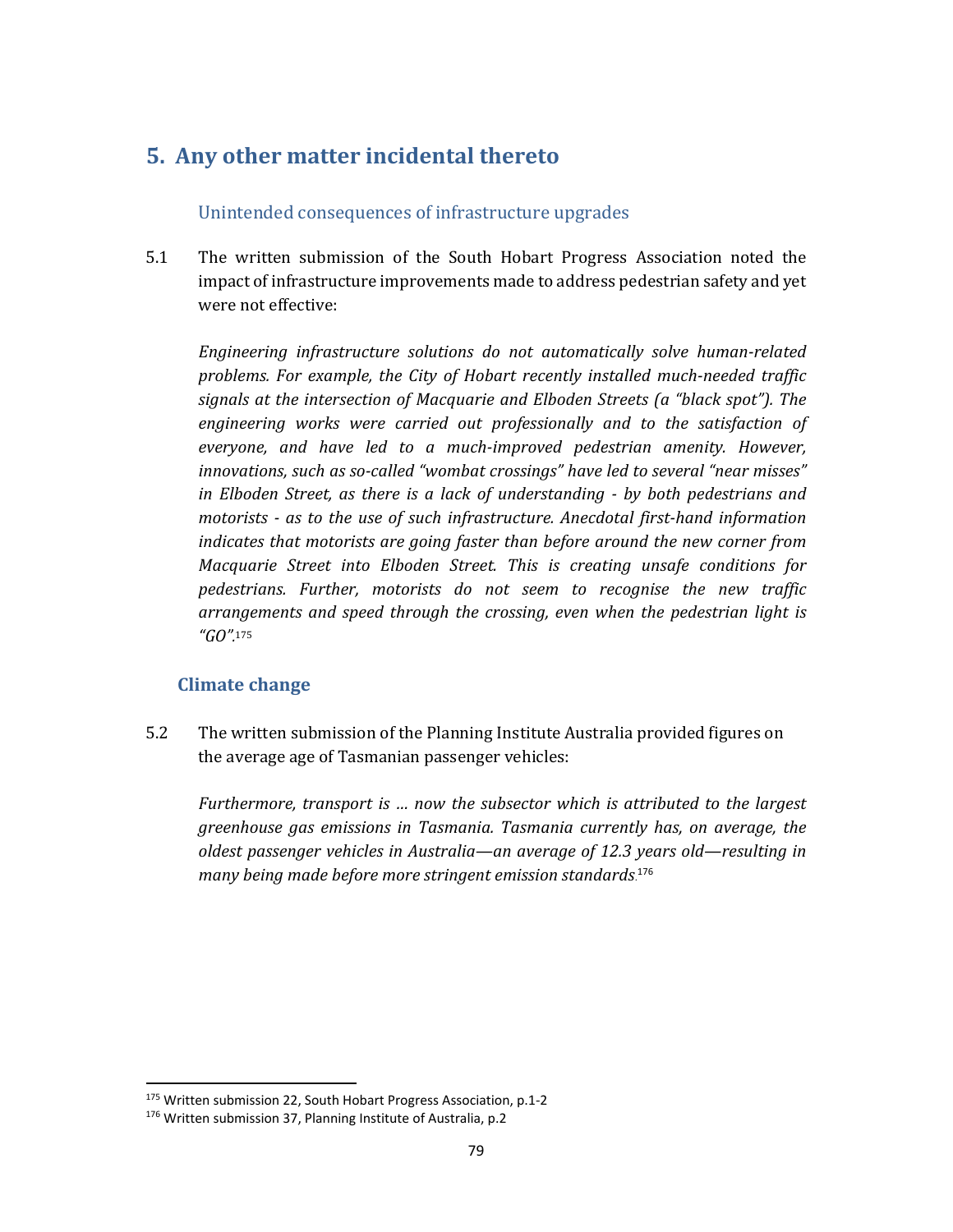## 5. Any other matter incidental thereto

### Unintended consequences of infrastructure upgrades

5.1 The written submission of the South Hobart Progress Association noted the impact of infrastructure improvements made to address pedestrian safety and yet were not effective:

*Engineering infrastructure solutions do not automatically solve human-related problems. For example, the City of Hobart recently installed much-needed traffic signals at the intersection of Macquarie and Elboden Streets (a "black spot"). The engineering works were carried out professionally and to the satisfaction of everyone, and have led to a much-improved pedestrian amenity. However, innovations, such as so-called "wombat crossings" have led to several "near misses" in Elboden Street, as there is a lack of understanding - by both pedestrians and motorists - as to the use of such infrastructure. Anecdotal first-hand information indicates that motorists are going faster than before around the new corner from Macquarie Street into Elboden Street. This is creating unsafe conditions for pedestrians. Further, motorists do not seem to recognise the new traffic arrangements and speed through the crossing, even when the pedestrian light is "GO".*[175]

### Climate change

5.2 The written submission of the Planning Institute Australia provided figures on the average age of Tasmanian passenger vehicles:

*Furthermore, transport is … now the subsector which is attributed to the largest greenhouse gas emissions in Tasmania. Tasmania currently has, on average, the oldest passenger vehicles in Australia—an average of 12.3 years old—resulting in many being made before more stringent emission standards.*[176]

---

[175] Written submission 22, South Hobart Progress Association, p.1-2

[176] Written submission 37, Planning Institute of Australia, p.2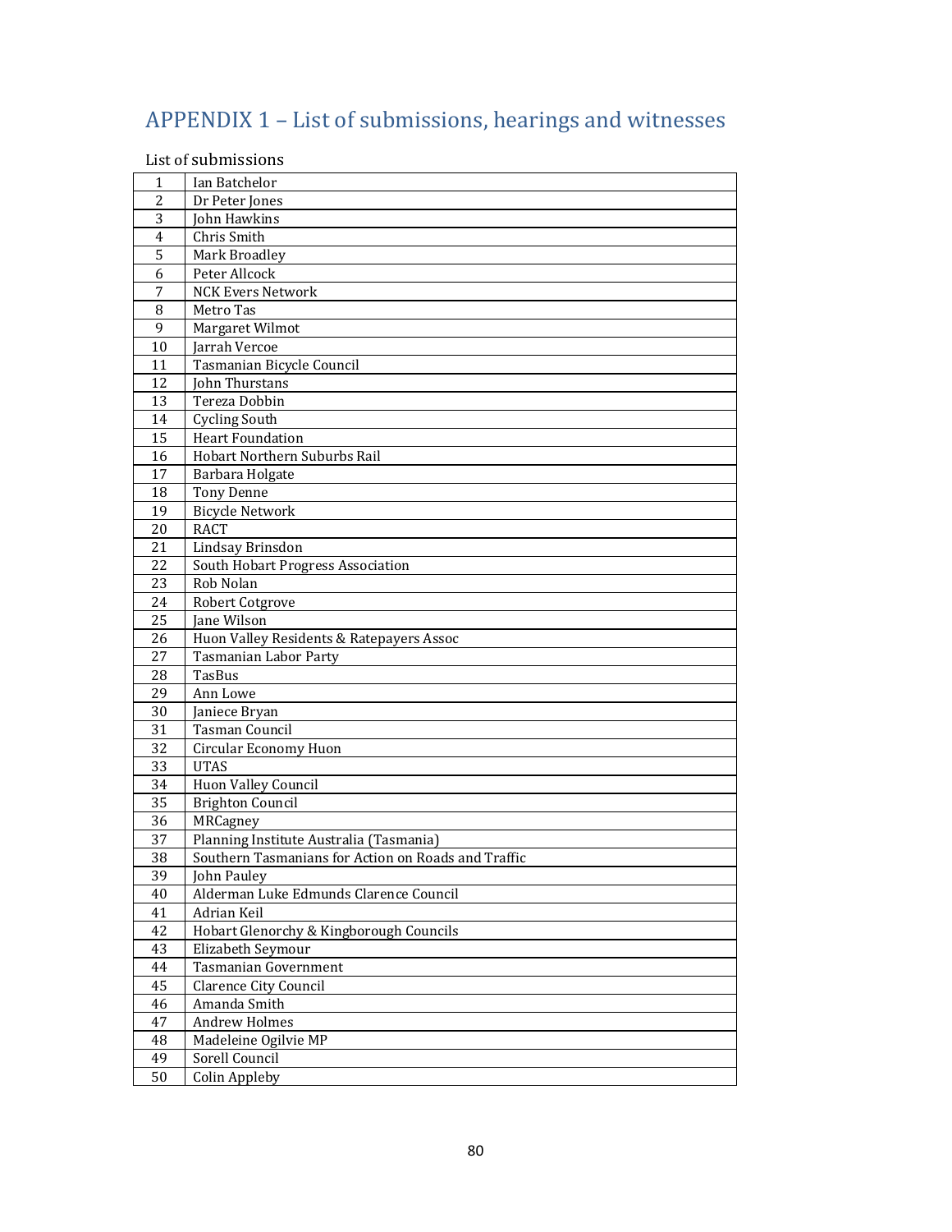# APPENDIX 1 – List of submissions, hearings and witnesses

List of submissions

| | |
|---|---|
| 1 | Ian Batchelor |
| 2 | Dr Peter Jones |
| 3 | John Hawkins |
| 4 | Chris Smith |
| 5 | Mark Broadley |
| 6 | Peter Allcock |
| 7 | NCK Evers Network |
| 8 | Metro Tas |
| 9 | Margaret Wilmot |
| 10 | Jarrah Vercoe |
| 11 | Tasmanian Bicycle Council |
| 12 | John Thurstans |
| 13 | Tereza Dobbin |
| 14 | Cycling South |
| 15 | Heart Foundation |
| 16 | Hobart Northern Suburbs Rail |
| 17 | Barbara Holgate |
| 18 | Tony Denne |
| 19 | Bicycle Network |
| 20 | RACT |
| 21 | Lindsay Brinsdon |
| 22 | South Hobart Progress Association |
| 23 | Rob Nolan |
| 24 | Robert Cotgrove |
| 25 | Jane Wilson |
| 26 | Huon Valley Residents & Ratepayers Assoc |
| 27 | Tasmanian Labor Party |
| 28 | TasBus |
| 29 | Ann Lowe |
| 30 | Janiece Bryan |
| 31 | Tasman Council |
| 32 | Circular Economy Huon |
| 33 | UTAS |
| 34 | Huon Valley Council |
| 35 | Brighton Council |
| 36 | MRCagney |
| 37 | Planning Institute Australia (Tasmania) |
| 38 | Southern Tasmanians for Action on Roads and Traffic |
| 39 | John Pauley |
| 40 | Alderman Luke Edmunds Clarence Council |
| 41 | Adrian Keil |
| 42 | Hobart Glenorchy & Kingborough Councils |
| 43 | Elizabeth Seymour |
| 44 | Tasmanian Government |
| 45 | Clarence City Council |
| 46 | Amanda Smith |
| 47 | Andrew Holmes |
| 48 | Madeleine Ogilvie MP |
| 49 | Sorell Council |
| 50 | Colin Appleby |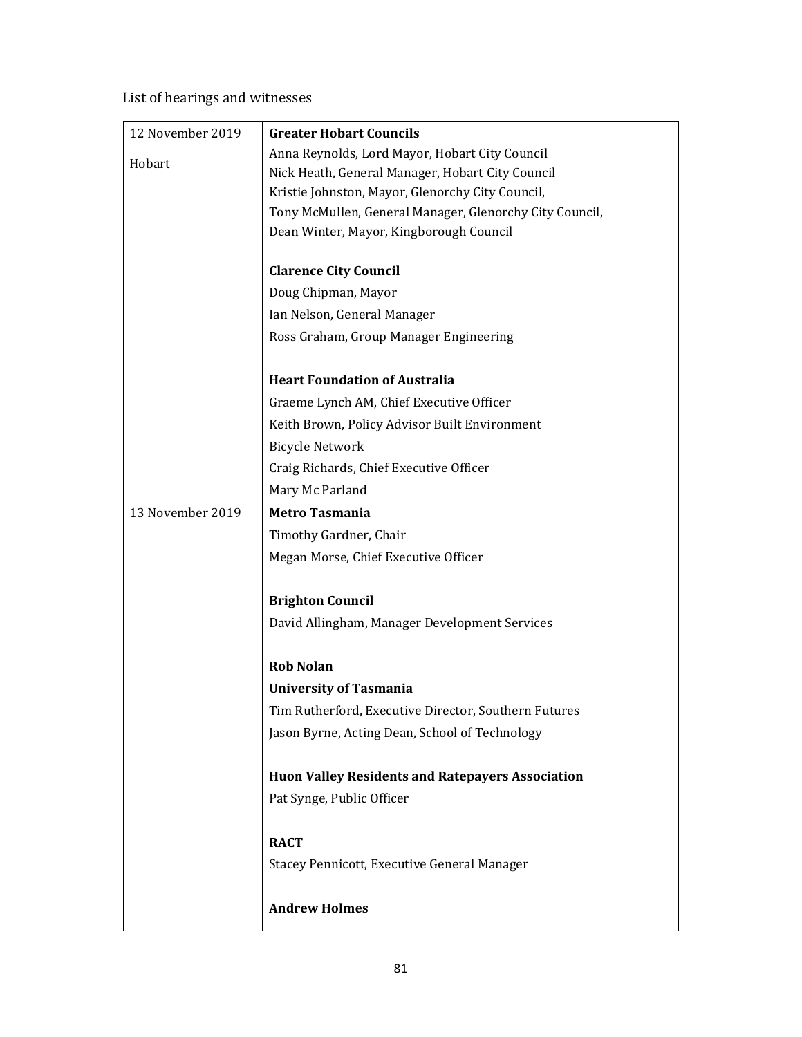List of hearings and witnesses

| | |
|---|---|
| 12 November 2019<br><br>Hobart | **Greater Hobart Councils**<br>Anna Reynolds, Lord Mayor, Hobart City Council<br>Nick Heath, General Manager, Hobart City Council<br>Kristie Johnston, Mayor, Glenorchy City Council,<br>Tony McMullen, General Manager, Glenorchy City Council,<br>Dean Winter, Mayor, Kingborough Council<br><br>**Clarence City Council**<br>Doug Chipman, Mayor<br>Ian Nelson, General Manager<br>Ross Graham, Group Manager Engineering<br><br>**Heart Foundation of Australia**<br>Graeme Lynch AM, Chief Executive Officer<br>Keith Brown, Policy Advisor Built Environment<br>Bicycle Network<br>Craig Richards, Chief Executive Officer<br>Mary Mc Parland |
| 13 November 2019 | **Metro Tasmania**<br>Timothy Gardner, Chair<br>Megan Morse, Chief Executive Officer<br><br>**Brighton Council**<br>David Allingham, Manager Development Services<br><br>**Rob Nolan**<br>**University of Tasmania**<br>Tim Rutherford, Executive Director, Southern Futures<br>Jason Byrne, Acting Dean, School of Technology<br><br>**Huon Valley Residents and Ratepayers Association**<br>Pat Synge, Public Officer<br><br>**RACT**<br>Stacey Pennicott, Executive General Manager<br><br>**Andrew Holmes** |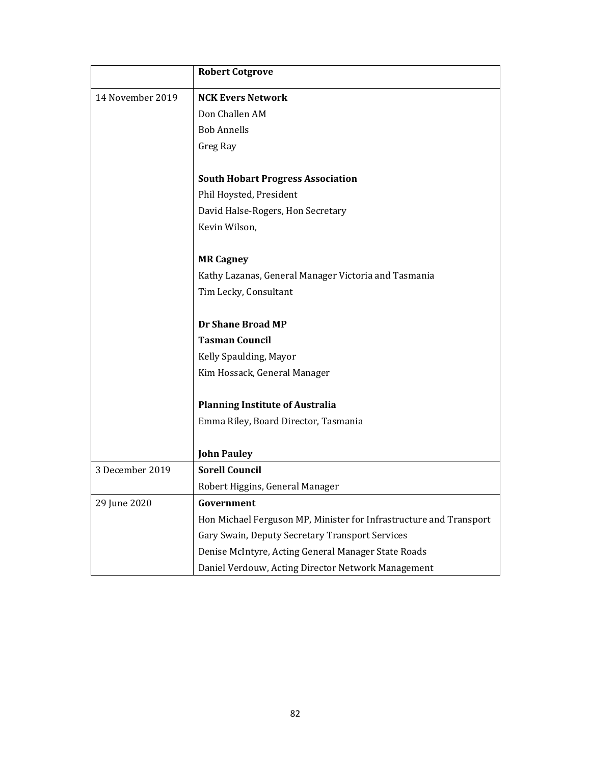| | |
|---|---|
| | **Robert Cotgrove** |
| 14 November 2019 | **NCK Evers Network**<br>Don Challen AM<br>Bob Annells<br>Greg Ray<br><br>**South Hobart Progress Association**<br>Phil Hoysted, President<br>David Halse-Rogers, Hon Secretary<br>Kevin Wilson,<br><br>**MR Cagney**<br>Kathy Lazanas, General Manager Victoria and Tasmania<br>Tim Lecky, Consultant<br><br>**Dr Shane Broad MP**<br>**Tasman Council**<br>Kelly Spaulding, Mayor<br>Kim Hossack, General Manager<br><br>**Planning Institute of Australia**<br>Emma Riley, Board Director, Tasmania<br><br>**John Pauley** |
| 3 December 2019 | **Sorell Council**<br>Robert Higgins, General Manager |
| 29 June 2020 | **Government**<br>Hon Michael Ferguson MP, Minister for Infrastructure and Transport<br>Gary Swain, Deputy Secretary Transport Services<br>Denise McIntyre, Acting General Manager State Roads<br>Daniel Verdouw, Acting Director Network Management |